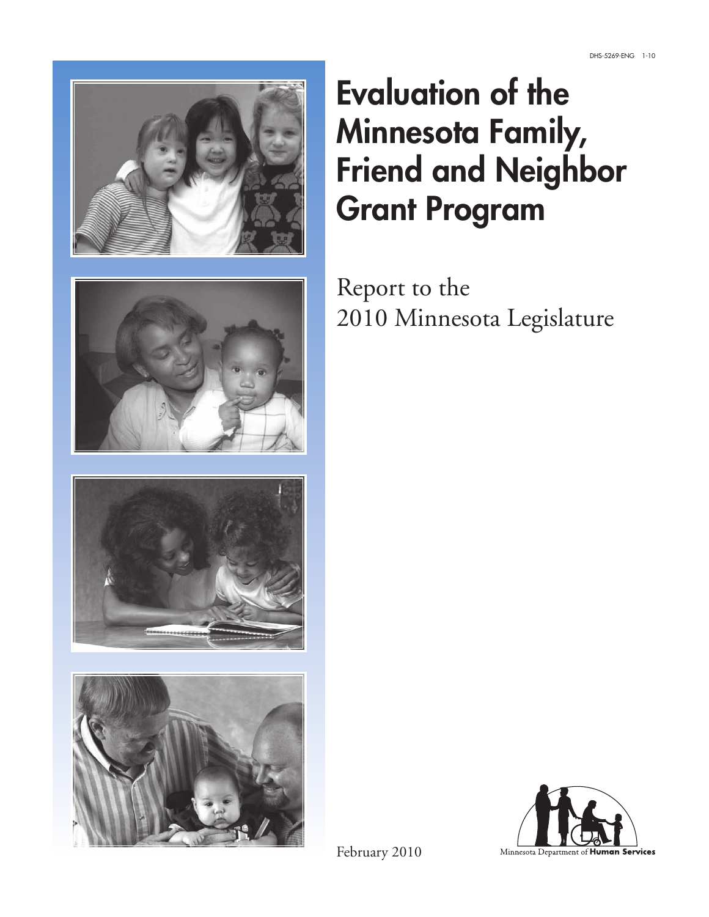DHS-5269-ENG 1-10

# Evaluation of the Minnesota Family, Friend and Neighbor Grant Program

Report to the 2010 Minnesota Legislature

February 2010

Minnesota Department of **Human Services**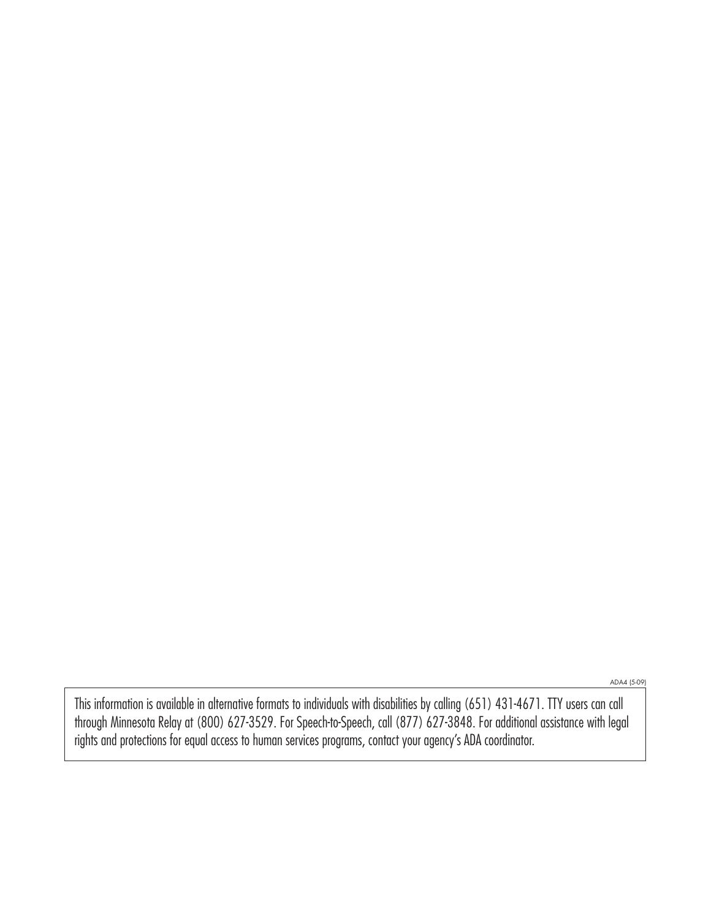ADA4 (5-09)

This information is available in alternative formats to individuals with disabilities by calling (651) 431-4671. TTY users can call through Minnesota Relay at (800) 627-3529. For Speech-to-Speech, call (877) 627-3848. For additional assistance with legal rights and protections for equal access to human services programs, contact your agency's ADA coordinator.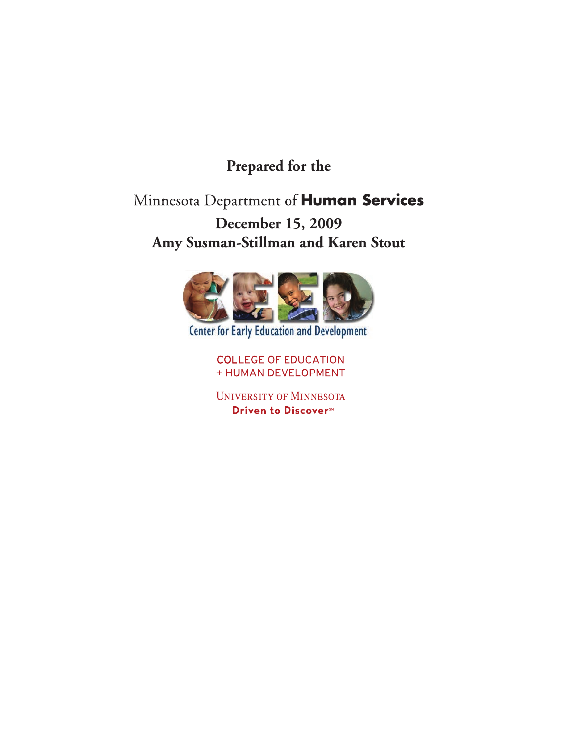**Prepared for the**

Minnesota Department of **Human Services**

**December 15, 2009**

**Amy Susman-Stillman and Karen Stout**

Center for Early Education and Development

COLLEGE OF EDUCATION
+ HUMAN DEVELOPMENT

UNIVERSITY OF MINNESOTA

**Driven to Discover**℠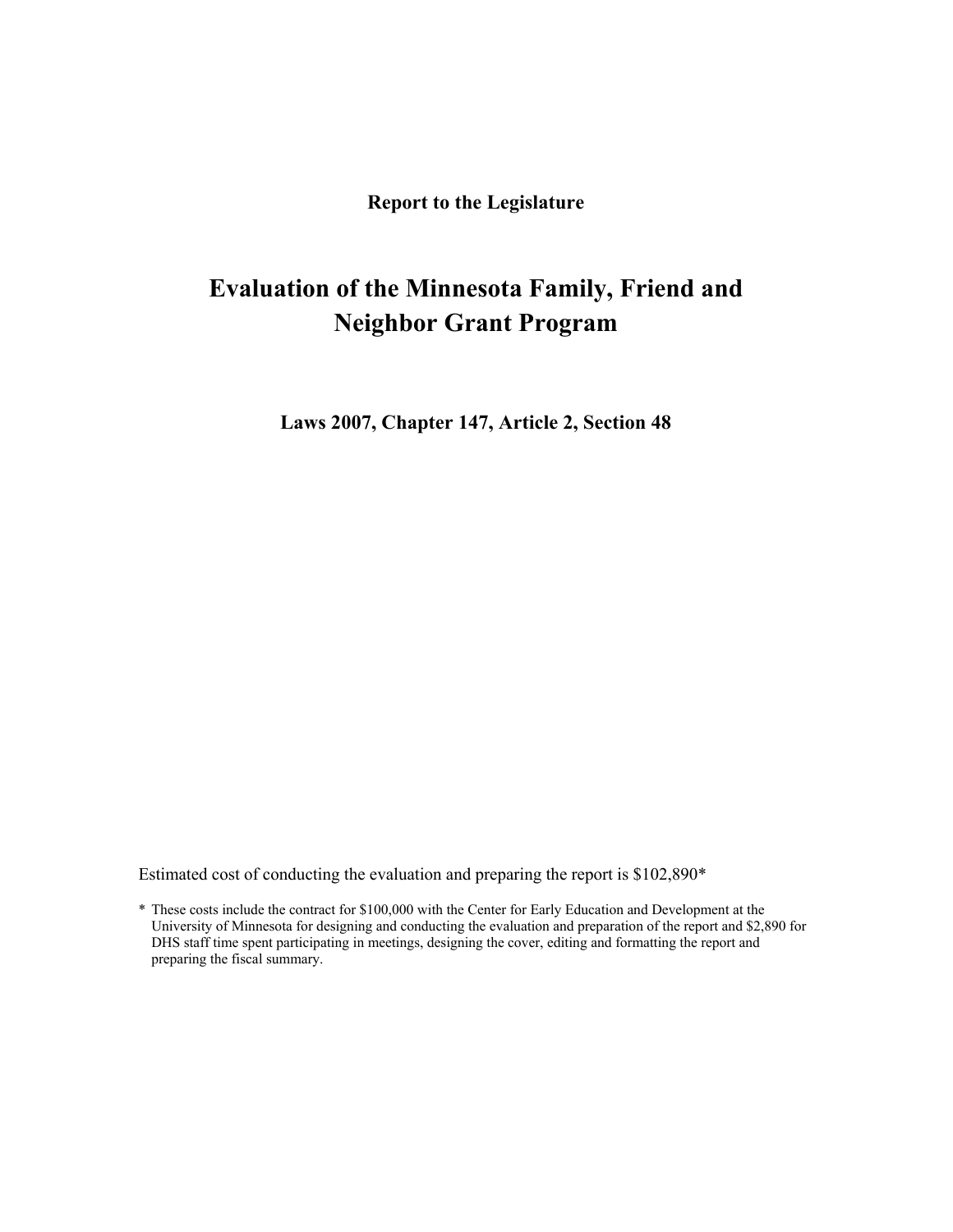**Report to the Legislature**

# Evaluation of the Minnesota Family, Friend and Neighbor Grant Program

**Laws 2007, Chapter 147, Article 2, Section 48**

Estimated cost of conducting the evaluation and preparing the report is $102,890*

\* These costs include the contract for $100,000 with the Center for Early Education and Development at the University of Minnesota for designing and conducting the evaluation and preparation of the report and $2,890 for DHS staff time spent participating in meetings, designing the cover, editing and formatting the report and preparing the fiscal summary.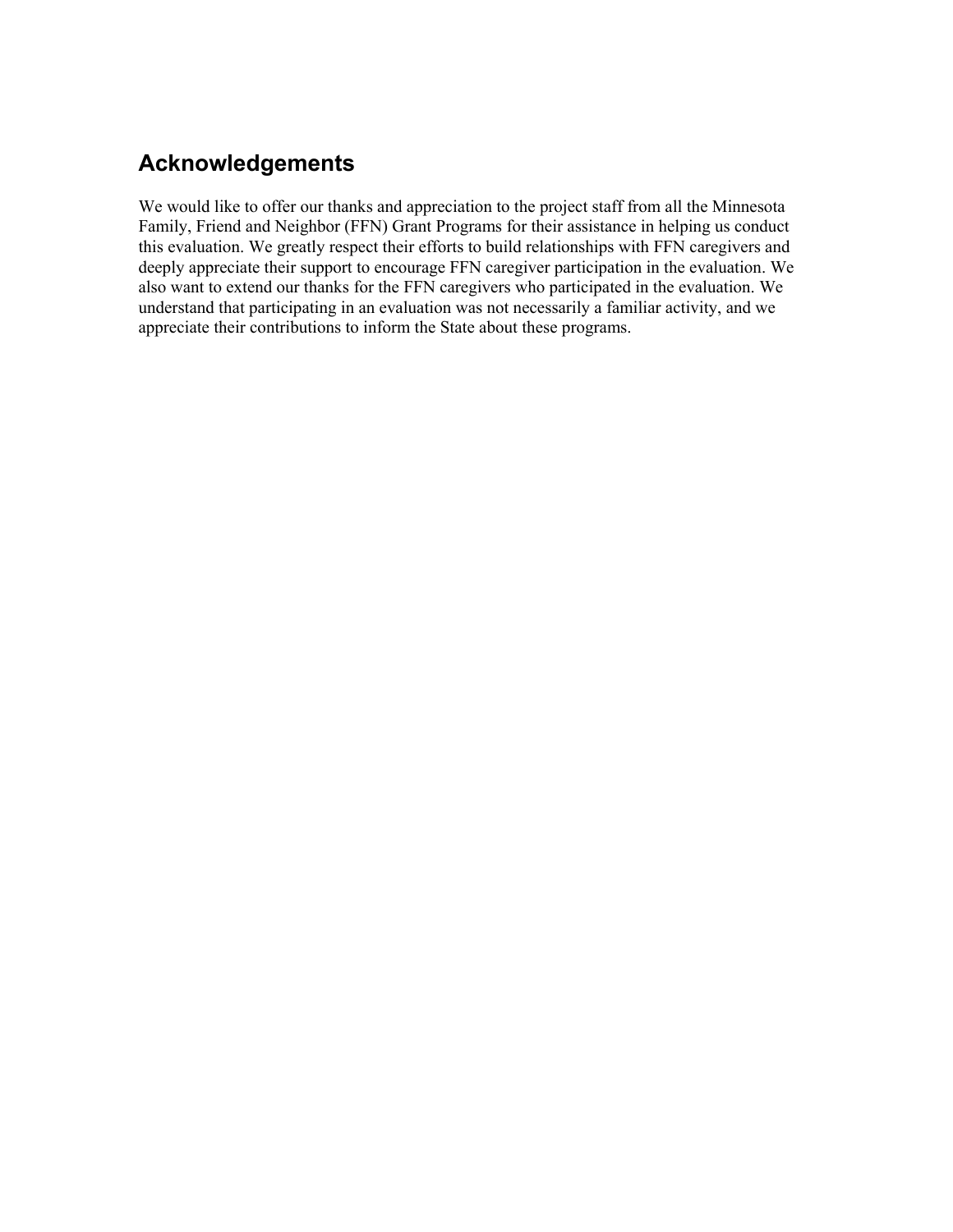## Acknowledgements

We would like to offer our thanks and appreciation to the project staff from all the Minnesota Family, Friend and Neighbor (FFN) Grant Programs for their assistance in helping us conduct this evaluation. We greatly respect their efforts to build relationships with FFN caregivers and deeply appreciate their support to encourage FFN caregiver participation in the evaluation. We also want to extend our thanks for the FFN caregivers who participated in the evaluation. We understand that participating in an evaluation was not necessarily a familiar activity, and we appreciate their contributions to inform the State about these programs.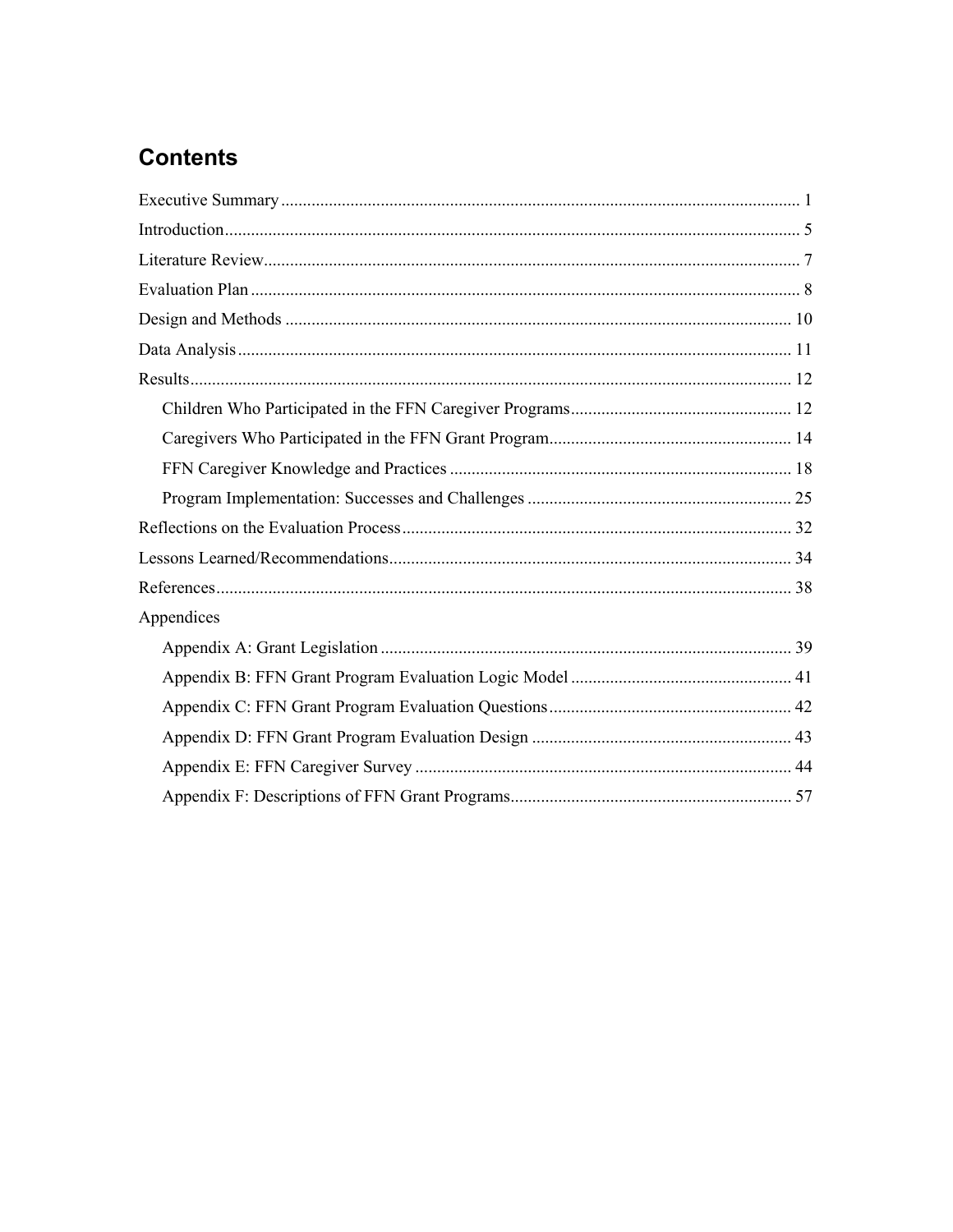## Contents

Executive Summary ........................................................ 1

Introduction ........................................................ 5

Literature Review ........................................................ 7

Evaluation Plan ........................................................ 8

Design and Methods ........................................................ 10

Data Analysis ........................................................ 11

Results ........................................................ 12

- Children Who Participated in the FFN Caregiver Programs ........................................................ 12
- Caregivers Who Participated in the FFN Grant Program ........................................................ 14
- FFN Caregiver Knowledge and Practices ........................................................ 18
- Program Implementation: Successes and Challenges ........................................................ 25

Reflections on the Evaluation Process ........................................................ 32

Lessons Learned/Recommendations ........................................................ 34

References ........................................................ 38

Appendices

- Appendix A: Grant Legislation ........................................................ 39
- Appendix B: FFN Grant Program Evaluation Logic Model ........................................................ 41
- Appendix C: FFN Grant Program Evaluation Questions ........................................................ 42
- Appendix D: FFN Grant Program Evaluation Design ........................................................ 43
- Appendix E: FFN Caregiver Survey ........................................................ 44
- Appendix F: Descriptions of FFN Grant Programs ........................................................ 57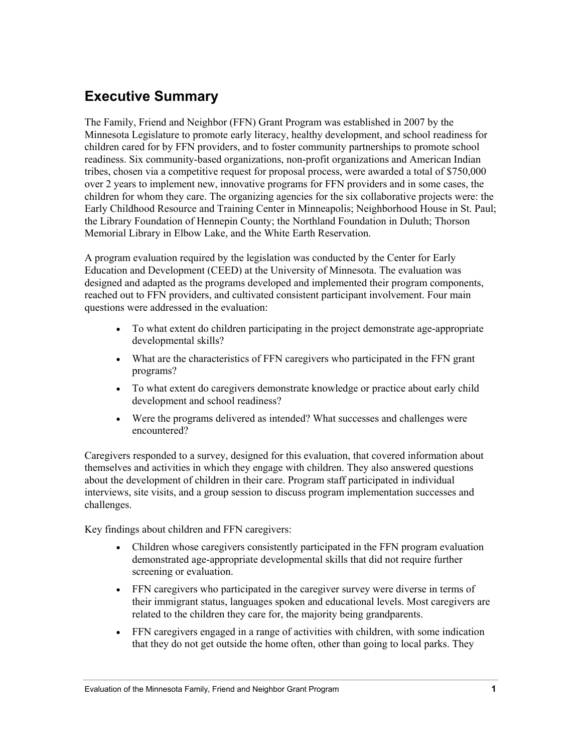## Executive Summary

The Family, Friend and Neighbor (FFN) Grant Program was established in 2007 by the Minnesota Legislature to promote early literacy, healthy development, and school readiness for children cared for by FFN providers, and to foster community partnerships to promote school readiness. Six community-based organizations, non-profit organizations and American Indian tribes, chosen via a competitive request for proposal process, were awarded a total of $750,000 over 2 years to implement new, innovative programs for FFN providers and in some cases, the children for whom they care. The organizing agencies for the six collaborative projects were: the Early Childhood Resource and Training Center in Minneapolis; Neighborhood House in St. Paul; the Library Foundation of Hennepin County; the Northland Foundation in Duluth; Thorson Memorial Library in Elbow Lake, and the White Earth Reservation.

A program evaluation required by the legislation was conducted by the Center for Early Education and Development (CEED) at the University of Minnesota. The evaluation was designed and adapted as the programs developed and implemented their program components, reached out to FFN providers, and cultivated consistent participant involvement. Four main questions were addressed in the evaluation:

- To what extent do children participating in the project demonstrate age-appropriate developmental skills?
- What are the characteristics of FFN caregivers who participated in the FFN grant programs?
- To what extent do caregivers demonstrate knowledge or practice about early child development and school readiness?
- Were the programs delivered as intended? What successes and challenges were encountered?

Caregivers responded to a survey, designed for this evaluation, that covered information about themselves and activities in which they engage with children. They also answered questions about the development of children in their care. Program staff participated in individual interviews, site visits, and a group session to discuss program implementation successes and challenges.

Key findings about children and FFN caregivers:

- Children whose caregivers consistently participated in the FFN program evaluation demonstrated age-appropriate developmental skills that did not require further screening or evaluation.
- FFN caregivers who participated in the caregiver survey were diverse in terms of their immigrant status, languages spoken and educational levels. Most caregivers are related to the children they care for, the majority being grandparents.
- FFN caregivers engaged in a range of activities with children, with some indication that they do not get outside the home often, other than going to local parks. They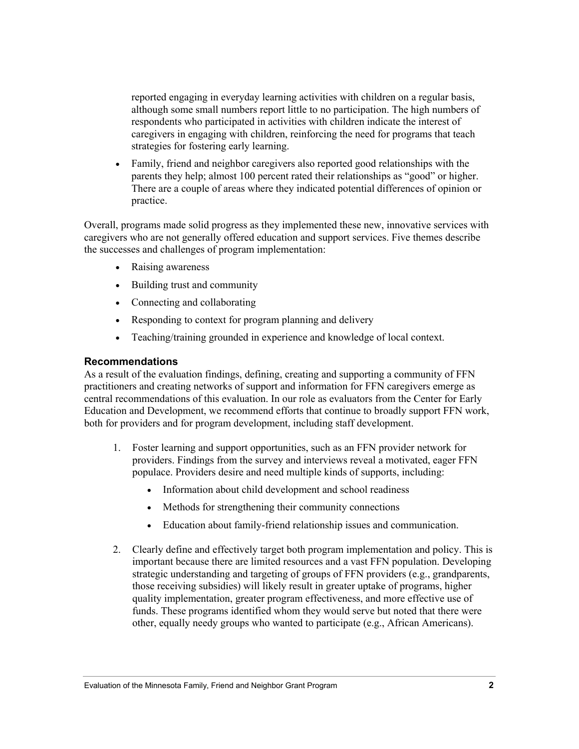reported engaging in everyday learning activities with children on a regular basis, although some small numbers report little to no participation. The high numbers of respondents who participated in activities with children indicate the interest of caregivers in engaging with children, reinforcing the need for programs that teach strategies for fostering early learning.

- Family, friend and neighbor caregivers also reported good relationships with the parents they help; almost 100 percent rated their relationships as "good" or higher. There are a couple of areas where they indicated potential differences of opinion or practice.

Overall, programs made solid progress as they implemented these new, innovative services with caregivers who are not generally offered education and support services. Five themes describe the successes and challenges of program implementation:

- Raising awareness
- Building trust and community
- Connecting and collaborating
- Responding to context for program planning and delivery
- Teaching/training grounded in experience and knowledge of local context.

### Recommendations

As a result of the evaluation findings, defining, creating and supporting a community of FFN practitioners and creating networks of support and information for FFN caregivers emerge as central recommendations of this evaluation. In our role as evaluators from the Center for Early Education and Development, we recommend efforts that continue to broadly support FFN work, both for providers and for program development, including staff development.

1. Foster learning and support opportunities, such as an FFN provider network for providers. Findings from the survey and interviews reveal a motivated, eager FFN populace. Providers desire and need multiple kinds of supports, including:
   - Information about child development and school readiness
   - Methods for strengthening their community connections
   - Education about family-friend relationship issues and communication.

2. Clearly define and effectively target both program implementation and policy. This is important because there are limited resources and a vast FFN population. Developing strategic understanding and targeting of groups of FFN providers (e.g., grandparents, those receiving subsidies) will likely result in greater uptake of programs, higher quality implementation, greater program effectiveness, and more effective use of funds. These programs identified whom they would serve but noted that there were other, equally needy groups who wanted to participate (e.g., African Americans).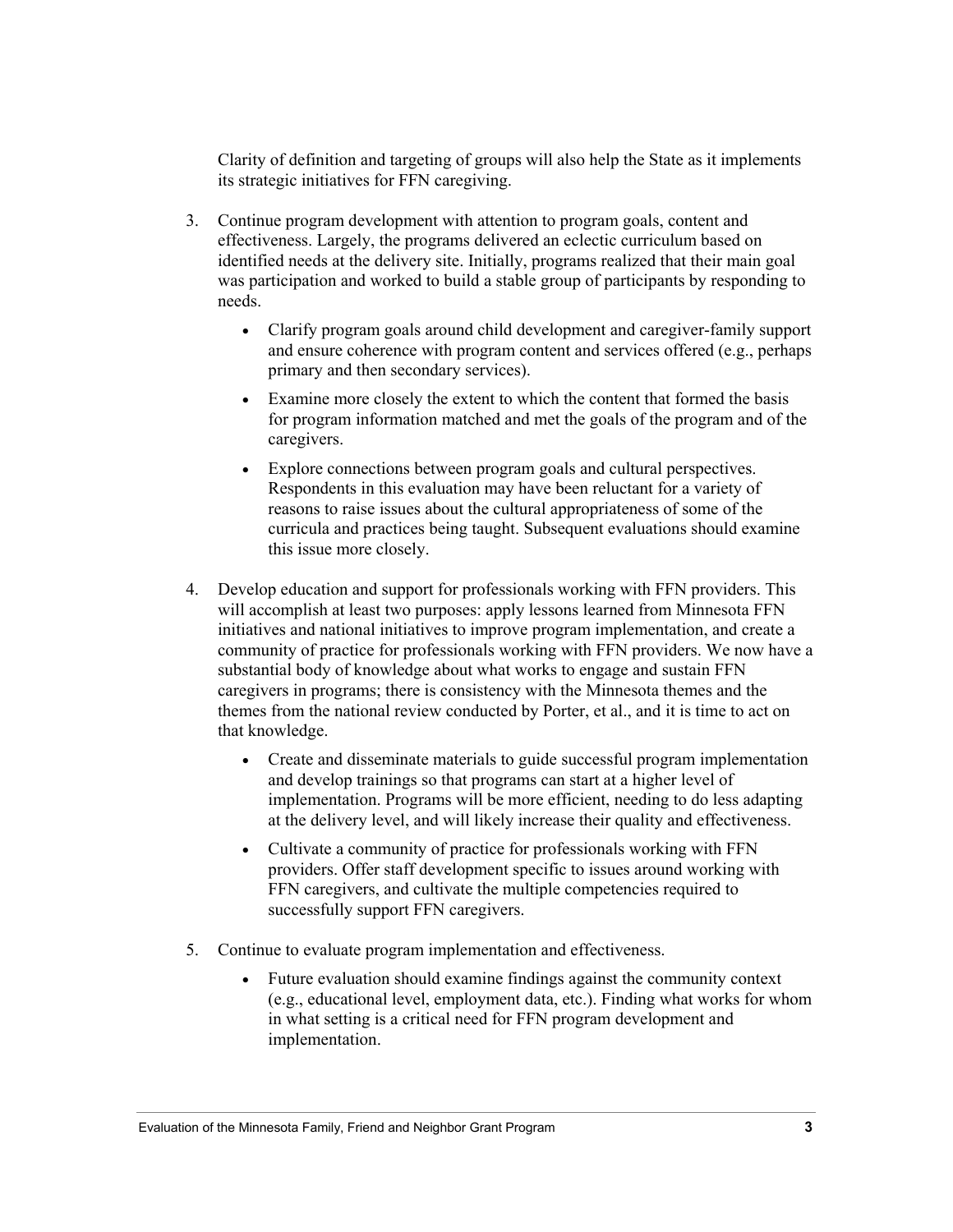Clarity of definition and targeting of groups will also help the State as it implements its strategic initiatives for FFN caregiving.

3. Continue program development with attention to program goals, content and effectiveness. Largely, the programs delivered an eclectic curriculum based on identified needs at the delivery site. Initially, programs realized that their main goal was participation and worked to build a stable group of participants by responding to needs.

    - Clarify program goals around child development and caregiver-family support and ensure coherence with program content and services offered (e.g., perhaps primary and then secondary services).
    - Examine more closely the extent to which the content that formed the basis for program information matched and met the goals of the program and of the caregivers.
    - Explore connections between program goals and cultural perspectives. Respondents in this evaluation may have been reluctant for a variety of reasons to raise issues about the cultural appropriateness of some of the curricula and practices being taught. Subsequent evaluations should examine this issue more closely.

4. Develop education and support for professionals working with FFN providers. This will accomplish at least two purposes: apply lessons learned from Minnesota FFN initiatives and national initiatives to improve program implementation, and create a community of practice for professionals working with FFN providers. We now have a substantial body of knowledge about what works to engage and sustain FFN caregivers in programs; there is consistency with the Minnesota themes and the themes from the national review conducted by Porter, et al., and it is time to act on that knowledge.

    - Create and disseminate materials to guide successful program implementation and develop trainings so that programs can start at a higher level of implementation. Programs will be more efficient, needing to do less adapting at the delivery level, and will likely increase their quality and effectiveness.
    - Cultivate a community of practice for professionals working with FFN providers. Offer staff development specific to issues around working with FFN caregivers, and cultivate the multiple competencies required to successfully support FFN caregivers.

5. Continue to evaluate program implementation and effectiveness.

    - Future evaluation should examine findings against the community context (e.g., educational level, employment data, etc.). Finding what works for whom in what setting is a critical need for FFN program development and implementation.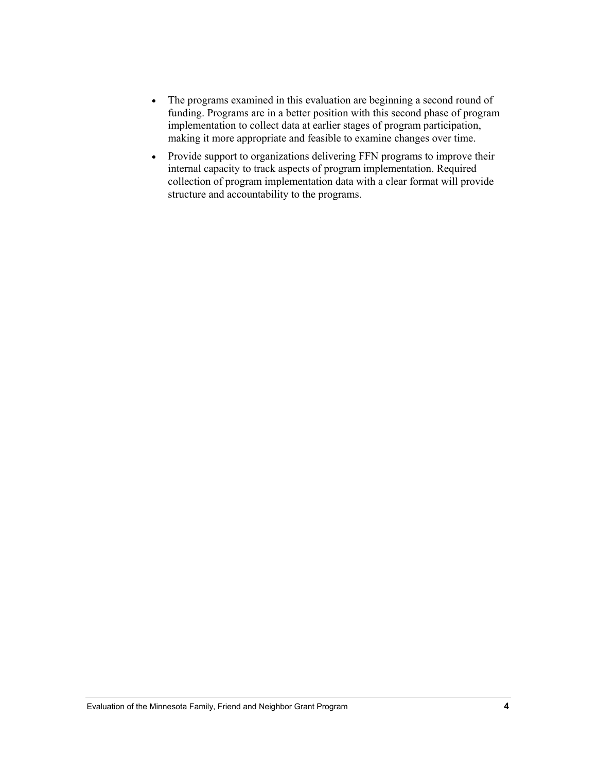- The programs examined in this evaluation are beginning a second round of funding. Programs are in a better position with this second phase of program implementation to collect data at earlier stages of program participation, making it more appropriate and feasible to examine changes over time.
- Provide support to organizations delivering FFN programs to improve their internal capacity to track aspects of program implementation. Required collection of program implementation data with a clear format will provide structure and accountability to the programs.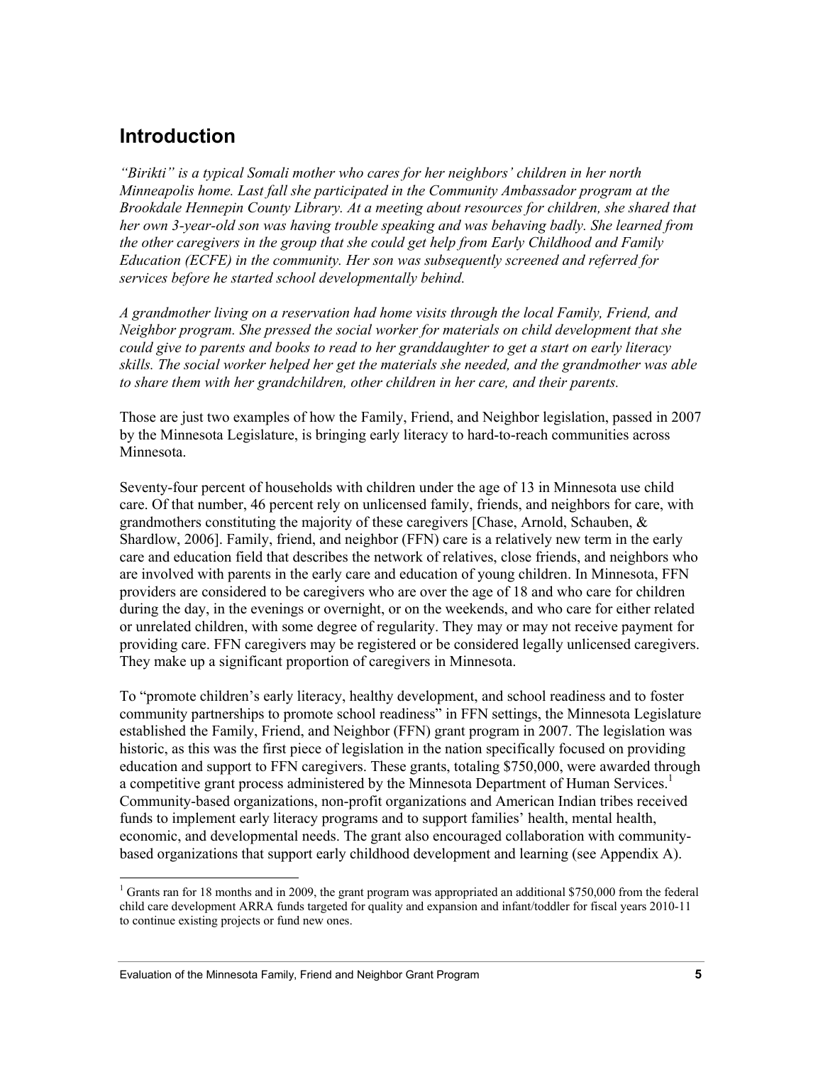## Introduction

*"Birikti" is a typical Somali mother who cares for her neighbors' children in her north Minneapolis home. Last fall she participated in the Community Ambassador program at the Brookdale Hennepin County Library. At a meeting about resources for children, she shared that her own 3-year-old son was having trouble speaking and was behaving badly. She learned from the other caregivers in the group that she could get help from Early Childhood and Family Education (ECFE) in the community. Her son was subsequently screened and referred for services before he started school developmentally behind.*

*A grandmother living on a reservation had home visits through the local Family, Friend, and Neighbor program. She pressed the social worker for materials on child development that she could give to parents and books to read to her granddaughter to get a start on early literacy skills. The social worker helped her get the materials she needed, and the grandmother was able to share them with her grandchildren, other children in her care, and their parents.*

Those are just two examples of how the Family, Friend, and Neighbor legislation, passed in 2007 by the Minnesota Legislature, is bringing early literacy to hard-to-reach communities across Minnesota.

Seventy-four percent of households with children under the age of 13 in Minnesota use child care. Of that number, 46 percent rely on unlicensed family, friends, and neighbors for care, with grandmothers constituting the majority of these caregivers [Chase, Arnold, Schauben, & Shardlow, 2006]. Family, friend, and neighbor (FFN) care is a relatively new term in the early care and education field that describes the network of relatives, close friends, and neighbors who are involved with parents in the early care and education of young children. In Minnesota, FFN providers are considered to be caregivers who are over the age of 18 and who care for children during the day, in the evenings or overnight, or on the weekends, and who care for either related or unrelated children, with some degree of regularity. They may or may not receive payment for providing care. FFN caregivers may be registered or be considered legally unlicensed caregivers. They make up a significant proportion of caregivers in Minnesota.

To "promote children's early literacy, healthy development, and school readiness and to foster community partnerships to promote school readiness" in FFN settings, the Minnesota Legislature established the Family, Friend, and Neighbor (FFN) grant program in 2007. The legislation was historic, as this was the first piece of legislation in the nation specifically focused on providing education and support to FFN caregivers. These grants, totaling $750,000, were awarded through a competitive grant process administered by the Minnesota Department of Human Services.[1] Community-based organizations, non-profit organizations and American Indian tribes received funds to implement early literacy programs and to support families' health, mental health, economic, and developmental needs. The grant also encouraged collaboration with community-based organizations that support early childhood development and learning (see Appendix A).

[1] Grants ran for 18 months and in 2009, the grant program was appropriated an additional $750,000 from the federal child care development ARRA funds targeted for quality and expansion and infant/toddler for fiscal years 2010-11 to continue existing projects or fund new ones.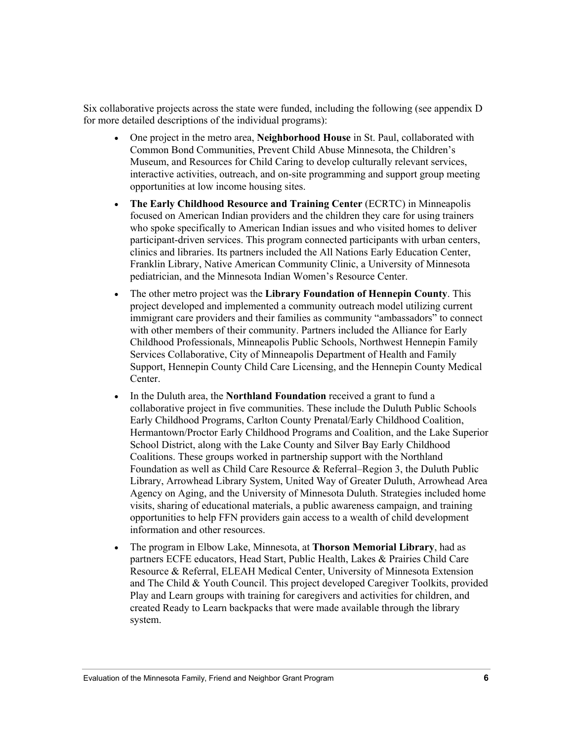Six collaborative projects across the state were funded, including the following (see appendix D for more detailed descriptions of the individual programs):

- One project in the metro area, **Neighborhood House** in St. Paul, collaborated with Common Bond Communities, Prevent Child Abuse Minnesota, the Children's Museum, and Resources for Child Caring to develop culturally relevant services, interactive activities, outreach, and on-site programming and support group meeting opportunities at low income housing sites.
- **The Early Childhood Resource and Training Center** (ECRTC) in Minneapolis focused on American Indian providers and the children they care for using trainers who spoke specifically to American Indian issues and who visited homes to deliver participant-driven services. This program connected participants with urban centers, clinics and libraries. Its partners included the All Nations Early Education Center, Franklin Library, Native American Community Clinic, a University of Minnesota pediatrician, and the Minnesota Indian Women's Resource Center.
- The other metro project was the **Library Foundation of Hennepin County**. This project developed and implemented a community outreach model utilizing current immigrant care providers and their families as community "ambassadors" to connect with other members of their community. Partners included the Alliance for Early Childhood Professionals, Minneapolis Public Schools, Northwest Hennepin Family Services Collaborative, City of Minneapolis Department of Health and Family Support, Hennepin County Child Care Licensing, and the Hennepin County Medical Center.
- In the Duluth area, the **Northland Foundation** received a grant to fund a collaborative project in five communities. These include the Duluth Public Schools Early Childhood Programs, Carlton County Prenatal/Early Childhood Coalition, Hermantown/Proctor Early Childhood Programs and Coalition, and the Lake Superior School District, along with the Lake County and Silver Bay Early Childhood Coalitions. These groups worked in partnership support with the Northland Foundation as well as Child Care Resource & Referral–Region 3, the Duluth Public Library, Arrowhead Library System, United Way of Greater Duluth, Arrowhead Area Agency on Aging, and the University of Minnesota Duluth. Strategies included home visits, sharing of educational materials, a public awareness campaign, and training opportunities to help FFN providers gain access to a wealth of child development information and other resources.
- The program in Elbow Lake, Minnesota, at **Thorson Memorial Library**, had as partners ECFE educators, Head Start, Public Health, Lakes & Prairies Child Care Resource & Referral, ELEAH Medical Center, University of Minnesota Extension and The Child & Youth Council. This project developed Caregiver Toolkits, provided Play and Learn groups with training for caregivers and activities for children, and created Ready to Learn backpacks that were made available through the library system.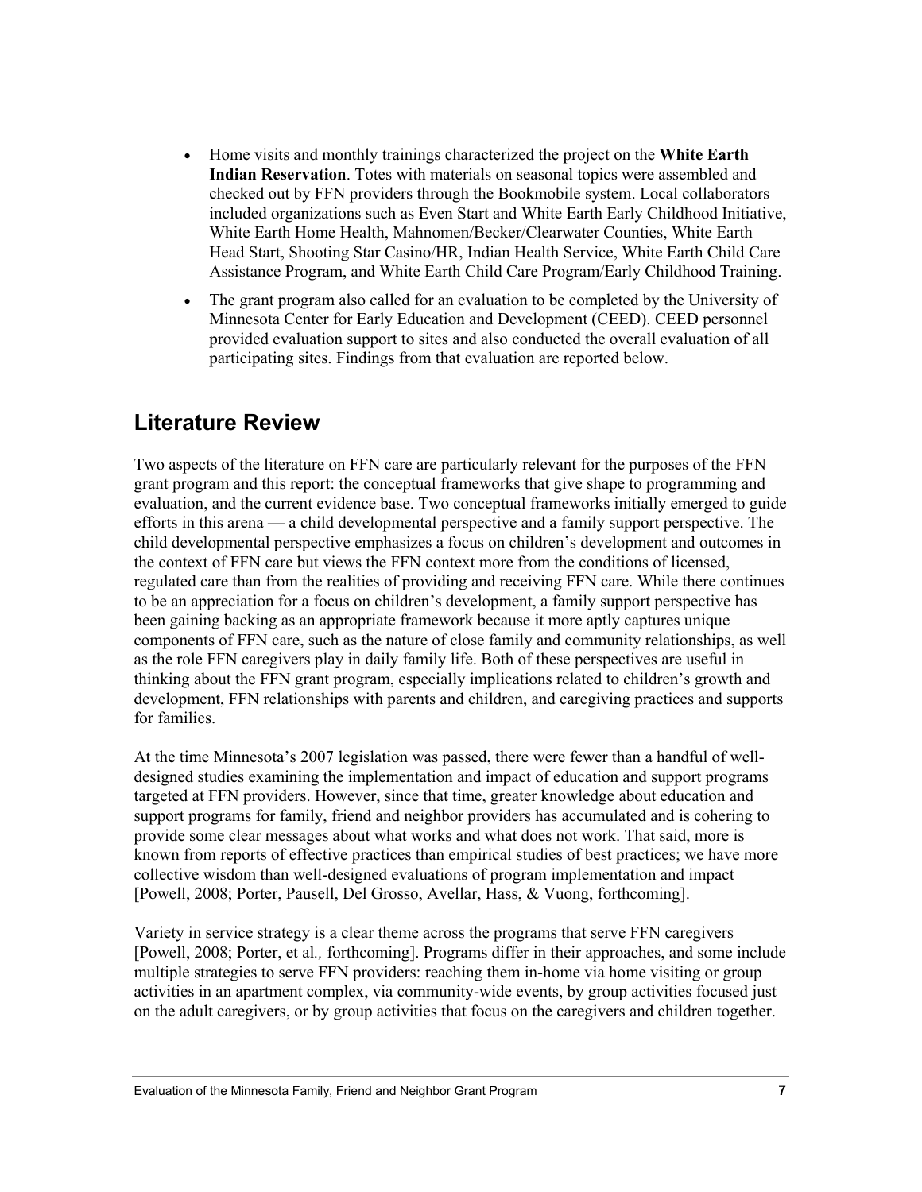- Home visits and monthly trainings characterized the project on the **White Earth Indian Reservation**. Totes with materials on seasonal topics were assembled and checked out by FFN providers through the Bookmobile system. Local collaborators included organizations such as Even Start and White Earth Early Childhood Initiative, White Earth Home Health, Mahnomen/Becker/Clearwater Counties, White Earth Head Start, Shooting Star Casino/HR, Indian Health Service, White Earth Child Care Assistance Program, and White Earth Child Care Program/Early Childhood Training.
- The grant program also called for an evaluation to be completed by the University of Minnesota Center for Early Education and Development (CEED). CEED personnel provided evaluation support to sites and also conducted the overall evaluation of all participating sites. Findings from that evaluation are reported below.

## Literature Review

Two aspects of the literature on FFN care are particularly relevant for the purposes of the FFN grant program and this report: the conceptual frameworks that give shape to programming and evaluation, and the current evidence base. Two conceptual frameworks initially emerged to guide efforts in this arena — a child developmental perspective and a family support perspective. The child developmental perspective emphasizes a focus on children's development and outcomes in the context of FFN care but views the FFN context more from the conditions of licensed, regulated care than from the realities of providing and receiving FFN care. While there continues to be an appreciation for a focus on children's development, a family support perspective has been gaining backing as an appropriate framework because it more aptly captures unique components of FFN care, such as the nature of close family and community relationships, as well as the role FFN caregivers play in daily family life. Both of these perspectives are useful in thinking about the FFN grant program, especially implications related to children's growth and development, FFN relationships with parents and children, and caregiving practices and supports for families.

At the time Minnesota's 2007 legislation was passed, there were fewer than a handful of well-designed studies examining the implementation and impact of education and support programs targeted at FFN providers. However, since that time, greater knowledge about education and support programs for family, friend and neighbor providers has accumulated and is cohering to provide some clear messages about what works and what does not work. That said, more is known from reports of effective practices than empirical studies of best practices; we have more collective wisdom than well-designed evaluations of program implementation and impact [Powell, 2008; Porter, Pausell, Del Grosso, Avellar, Hass, & Vuong, forthcoming].

Variety in service strategy is a clear theme across the programs that serve FFN caregivers [Powell, 2008; Porter, et al*.,* forthcoming]. Programs differ in their approaches, and some include multiple strategies to serve FFN providers: reaching them in-home via home visiting or group activities in an apartment complex, via community-wide events, by group activities focused just on the adult caregivers, or by group activities that focus on the caregivers and children together.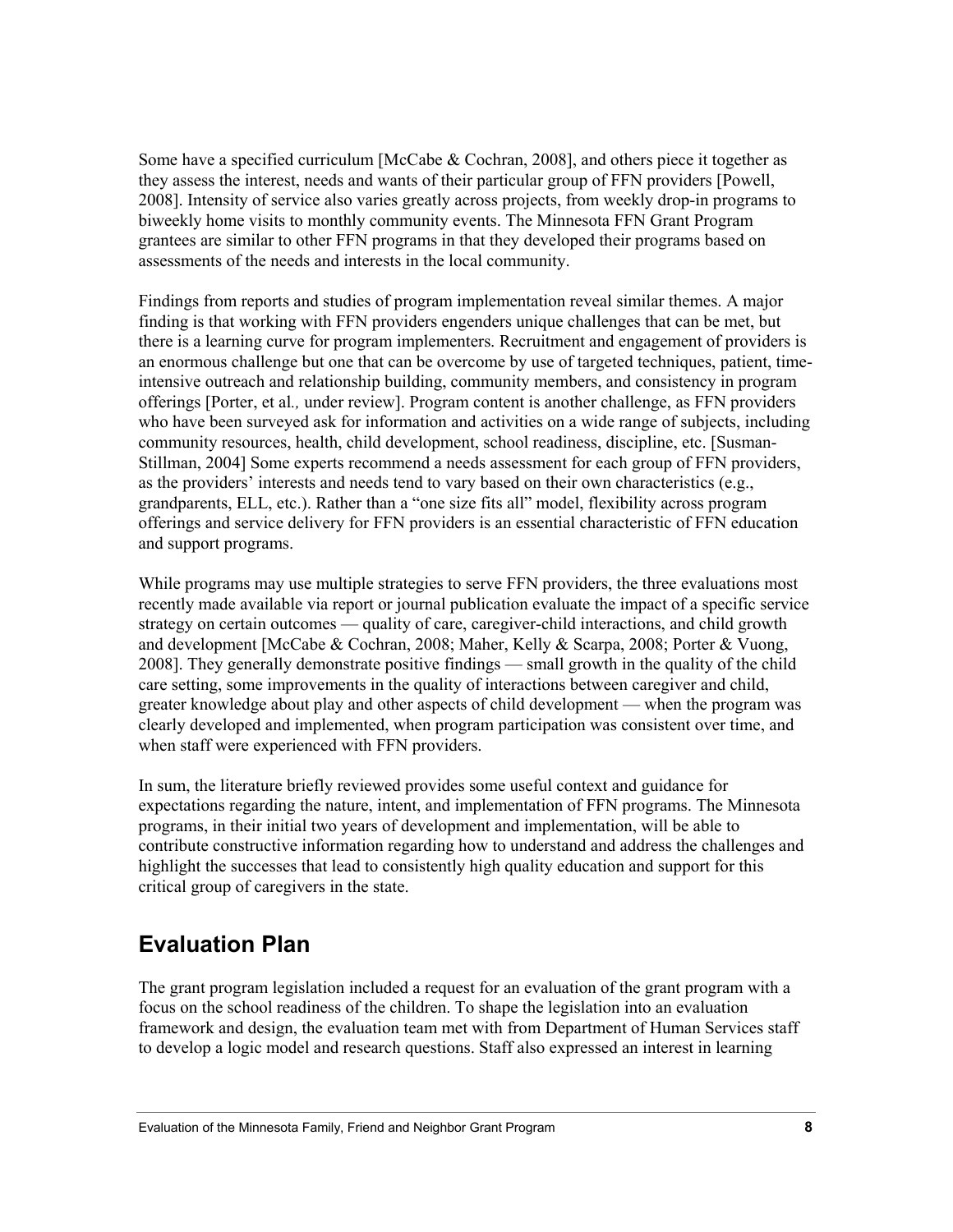Some have a specified curriculum [McCabe & Cochran, 2008], and others piece it together as they assess the interest, needs and wants of their particular group of FFN providers [Powell, 2008]. Intensity of service also varies greatly across projects, from weekly drop-in programs to biweekly home visits to monthly community events. The Minnesota FFN Grant Program grantees are similar to other FFN programs in that they developed their programs based on assessments of the needs and interests in the local community.

Findings from reports and studies of program implementation reveal similar themes. A major finding is that working with FFN providers engenders unique challenges that can be met, but there is a learning curve for program implementers. Recruitment and engagement of providers is an enormous challenge but one that can be overcome by use of targeted techniques, patient, time-intensive outreach and relationship building, community members, and consistency in program offerings [Porter, et al*.,* under review]. Program content is another challenge, as FFN providers who have been surveyed ask for information and activities on a wide range of subjects, including community resources, health, child development, school readiness, discipline, etc. [Susman-Stillman, 2004] Some experts recommend a needs assessment for each group of FFN providers, as the providers' interests and needs tend to vary based on their own characteristics (e.g., grandparents, ELL, etc.). Rather than a "one size fits all" model, flexibility across program offerings and service delivery for FFN providers is an essential characteristic of FFN education and support programs.

While programs may use multiple strategies to serve FFN providers, the three evaluations most recently made available via report or journal publication evaluate the impact of a specific service strategy on certain outcomes — quality of care, caregiver-child interactions, and child growth and development [McCabe & Cochran, 2008; Maher, Kelly & Scarpa, 2008; Porter & Vuong, 2008]. They generally demonstrate positive findings — small growth in the quality of the child care setting, some improvements in the quality of interactions between caregiver and child, greater knowledge about play and other aspects of child development — when the program was clearly developed and implemented, when program participation was consistent over time, and when staff were experienced with FFN providers.

In sum, the literature briefly reviewed provides some useful context and guidance for expectations regarding the nature, intent, and implementation of FFN programs. The Minnesota programs, in their initial two years of development and implementation, will be able to contribute constructive information regarding how to understand and address the challenges and highlight the successes that lead to consistently high quality education and support for this critical group of caregivers in the state.

## Evaluation Plan

The grant program legislation included a request for an evaluation of the grant program with a focus on the school readiness of the children. To shape the legislation into an evaluation framework and design, the evaluation team met with from Department of Human Services staff to develop a logic model and research questions. Staff also expressed an interest in learning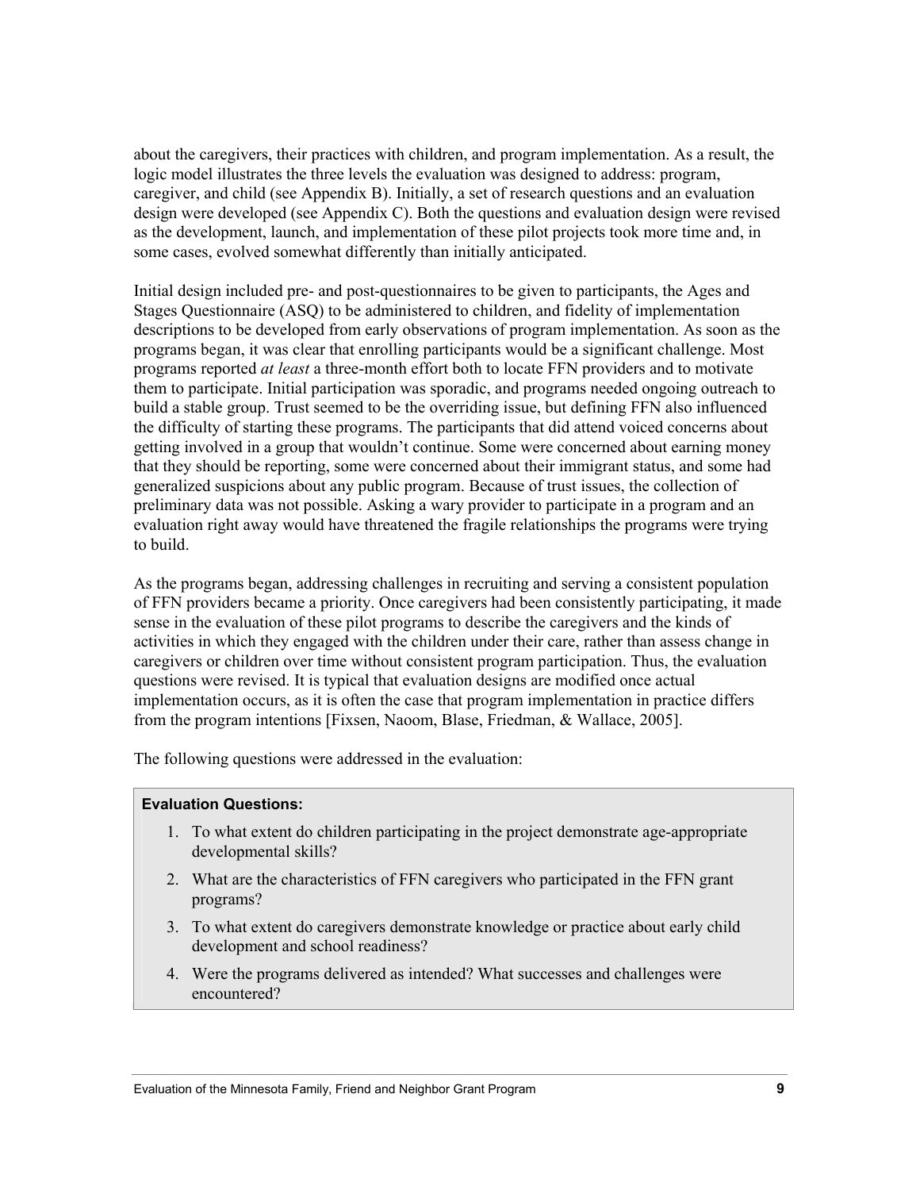about the caregivers, their practices with children, and program implementation. As a result, the logic model illustrates the three levels the evaluation was designed to address: program, caregiver, and child (see Appendix B). Initially, a set of research questions and an evaluation design were developed (see Appendix C). Both the questions and evaluation design were revised as the development, launch, and implementation of these pilot projects took more time and, in some cases, evolved somewhat differently than initially anticipated.

Initial design included pre- and post-questionnaires to be given to participants, the Ages and Stages Questionnaire (ASQ) to be administered to children, and fidelity of implementation descriptions to be developed from early observations of program implementation. As soon as the programs began, it was clear that enrolling participants would be a significant challenge. Most programs reported *at least* a three-month effort both to locate FFN providers and to motivate them to participate. Initial participation was sporadic, and programs needed ongoing outreach to build a stable group. Trust seemed to be the overriding issue, but defining FFN also influenced the difficulty of starting these programs. The participants that did attend voiced concerns about getting involved in a group that wouldn't continue. Some were concerned about earning money that they should be reporting, some were concerned about their immigrant status, and some had generalized suspicions about any public program. Because of trust issues, the collection of preliminary data was not possible. Asking a wary provider to participate in a program and an evaluation right away would have threatened the fragile relationships the programs were trying to build.

As the programs began, addressing challenges in recruiting and serving a consistent population of FFN providers became a priority. Once caregivers had been consistently participating, it made sense in the evaluation of these pilot programs to describe the caregivers and the kinds of activities in which they engaged with the children under their care, rather than assess change in caregivers or children over time without consistent program participation. Thus, the evaluation questions were revised. It is typical that evaluation designs are modified once actual implementation occurs, as it is often the case that program implementation in practice differs from the program intentions [Fixsen, Naoom, Blase, Friedman, & Wallace, 2005].

The following questions were addressed in the evaluation:

**Evaluation Questions:**

1. To what extent do children participating in the project demonstrate age-appropriate developmental skills?
2. What are the characteristics of FFN caregivers who participated in the FFN grant programs?
3. To what extent do caregivers demonstrate knowledge or practice about early child development and school readiness?
4. Were the programs delivered as intended? What successes and challenges were encountered?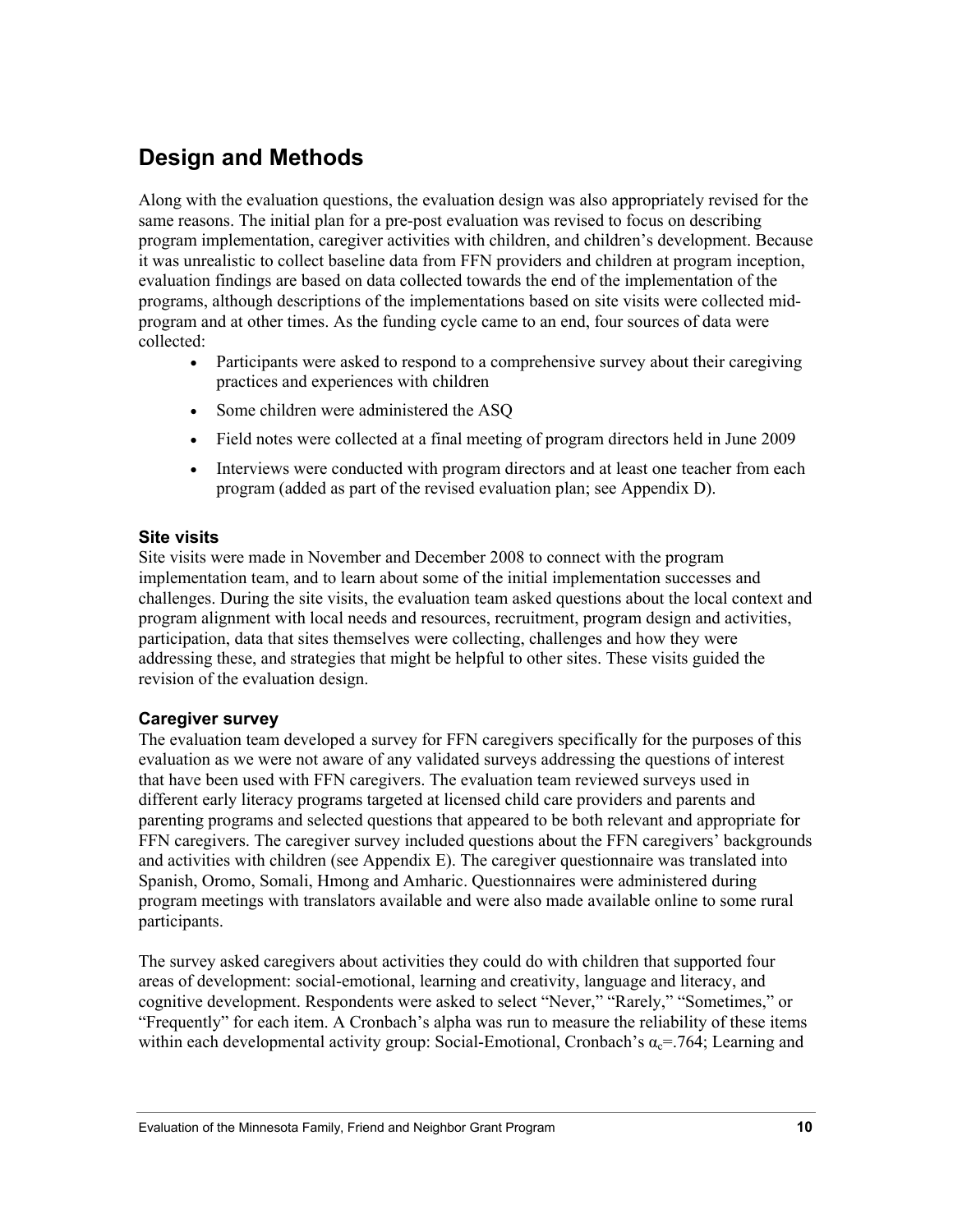## Design and Methods

Along with the evaluation questions, the evaluation design was also appropriately revised for the same reasons. The initial plan for a pre-post evaluation was revised to focus on describing program implementation, caregiver activities with children, and children's development. Because it was unrealistic to collect baseline data from FFN providers and children at program inception, evaluation findings are based on data collected towards the end of the implementation of the programs, although descriptions of the implementations based on site visits were collected mid-program and at other times. As the funding cycle came to an end, four sources of data were collected:

- Participants were asked to respond to a comprehensive survey about their caregiving practices and experiences with children
- Some children were administered the ASQ
- Field notes were collected at a final meeting of program directors held in June 2009
- Interviews were conducted with program directors and at least one teacher from each program (added as part of the revised evaluation plan; see Appendix D).

### Site visits

Site visits were made in November and December 2008 to connect with the program implementation team, and to learn about some of the initial implementation successes and challenges. During the site visits, the evaluation team asked questions about the local context and program alignment with local needs and resources, recruitment, program design and activities, participation, data that sites themselves were collecting, challenges and how they were addressing these, and strategies that might be helpful to other sites. These visits guided the revision of the evaluation design.

### Caregiver survey

The evaluation team developed a survey for FFN caregivers specifically for the purposes of this evaluation as we were not aware of any validated surveys addressing the questions of interest that have been used with FFN caregivers. The evaluation team reviewed surveys used in different early literacy programs targeted at licensed child care providers and parents and parenting programs and selected questions that appeared to be both relevant and appropriate for FFN caregivers. The caregiver survey included questions about the FFN caregivers' backgrounds and activities with children (see Appendix E). The caregiver questionnaire was translated into Spanish, Oromo, Somali, Hmong and Amharic. Questionnaires were administered during program meetings with translators available and were also made available online to some rural participants.

The survey asked caregivers about activities they could do with children that supported four areas of development: social-emotional, learning and creativity, language and literacy, and cognitive development. Respondents were asked to select "Never," "Rarely," "Sometimes," or "Frequently" for each item. A Cronbach's alpha was run to measure the reliability of these items within each developmental activity group: Social-Emotional, Cronbach's $\alpha_c$=.764; Learning and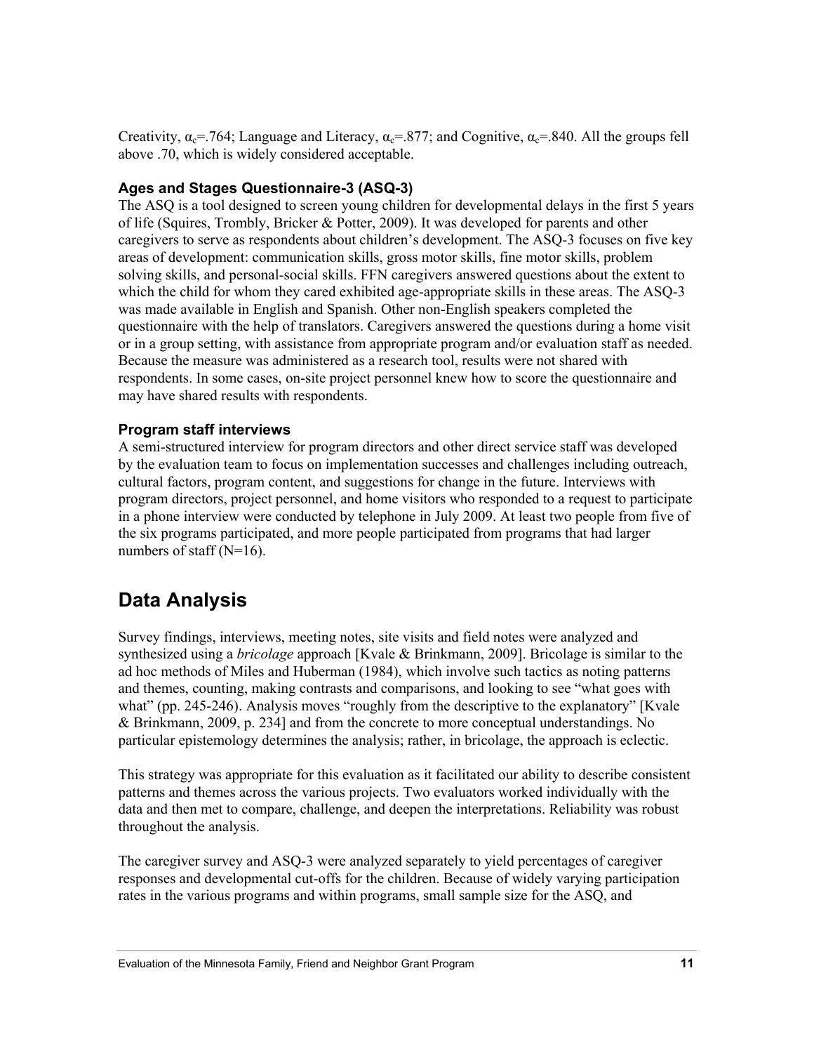Creativity, $\alpha_c$=.764; Language and Literacy, $\alpha_c$=.877; and Cognitive, $\alpha_c$=.840. All the groups fell above .70, which is widely considered acceptable.

### Ages and Stages Questionnaire-3 (ASQ-3)

The ASQ is a tool designed to screen young children for developmental delays in the first 5 years of life (Squires, Trombly, Bricker & Potter, 2009). It was developed for parents and other caregivers to serve as respondents about children's development. The ASQ-3 focuses on five key areas of development: communication skills, gross motor skills, fine motor skills, problem solving skills, and personal-social skills. FFN caregivers answered questions about the extent to which the child for whom they cared exhibited age-appropriate skills in these areas. The ASQ-3 was made available in English and Spanish. Other non-English speakers completed the questionnaire with the help of translators. Caregivers answered the questions during a home visit or in a group setting, with assistance from appropriate program and/or evaluation staff as needed. Because the measure was administered as a research tool, results were not shared with respondents. In some cases, on-site project personnel knew how to score the questionnaire and may have shared results with respondents.

### Program staff interviews

A semi-structured interview for program directors and other direct service staff was developed by the evaluation team to focus on implementation successes and challenges including outreach, cultural factors, program content, and suggestions for change in the future. Interviews with program directors, project personnel, and home visitors who responded to a request to participate in a phone interview were conducted by telephone in July 2009. At least two people from five of the six programs participated, and more people participated from programs that had larger numbers of staff (N=16).

## Data Analysis

Survey findings, interviews, meeting notes, site visits and field notes were analyzed and synthesized using a *bricolage* approach [Kvale & Brinkmann, 2009]. Bricolage is similar to the ad hoc methods of Miles and Huberman (1984), which involve such tactics as noting patterns and themes, counting, making contrasts and comparisons, and looking to see "what goes with what" (pp. 245-246). Analysis moves "roughly from the descriptive to the explanatory" [Kvale & Brinkmann, 2009, p. 234] and from the concrete to more conceptual understandings. No particular epistemology determines the analysis; rather, in bricolage, the approach is eclectic.

This strategy was appropriate for this evaluation as it facilitated our ability to describe consistent patterns and themes across the various projects. Two evaluators worked individually with the data and then met to compare, challenge, and deepen the interpretations. Reliability was robust throughout the analysis.

The caregiver survey and ASQ-3 were analyzed separately to yield percentages of caregiver responses and developmental cut-offs for the children. Because of widely varying participation rates in the various programs and within programs, small sample size for the ASQ, and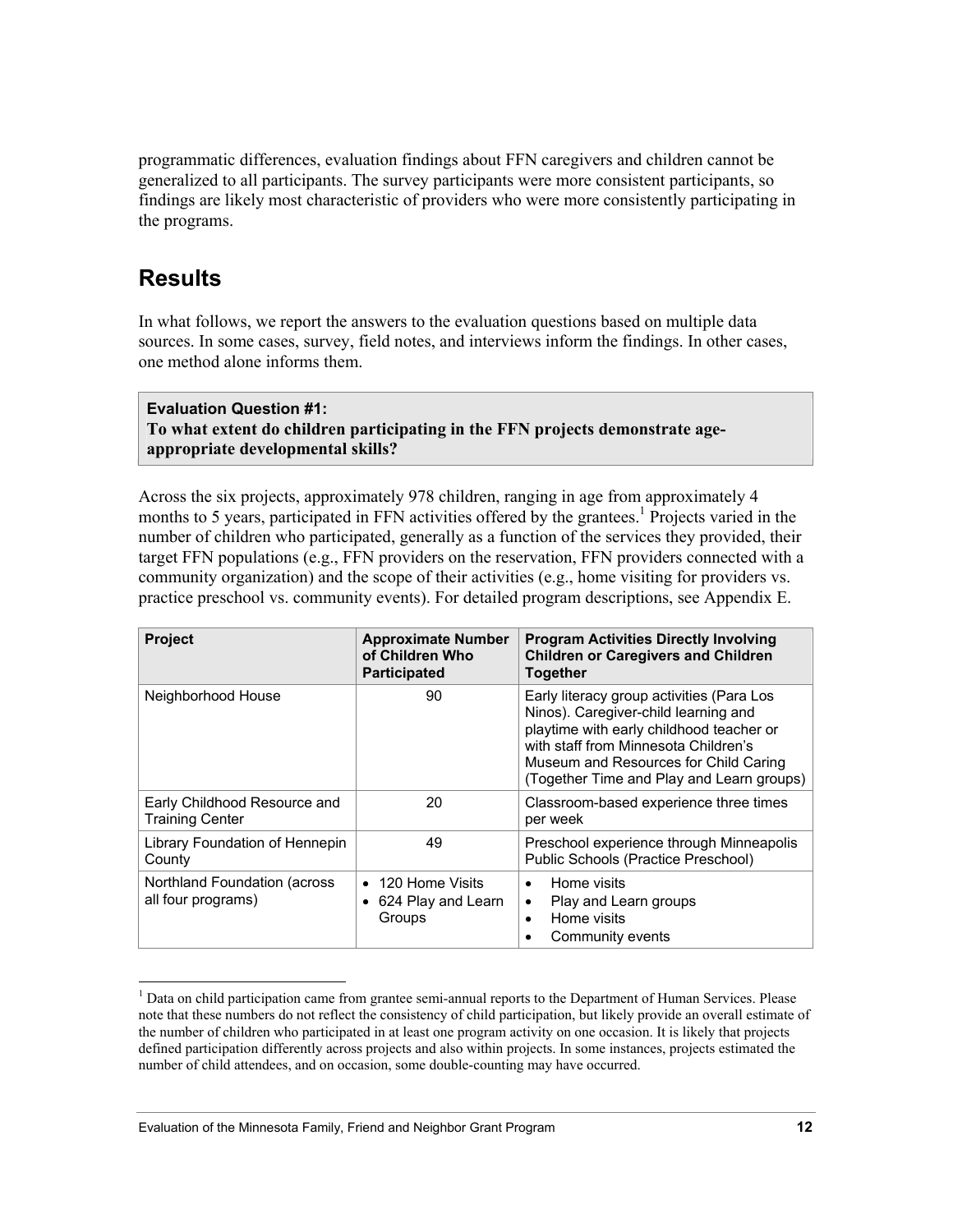programmatic differences, evaluation findings about FFN caregivers and children cannot be generalized to all participants. The survey participants were more consistent participants, so findings are likely most characteristic of providers who were more consistently participating in the programs.

## Results

In what follows, we report the answers to the evaluation questions based on multiple data sources. In some cases, survey, field notes, and interviews inform the findings. In other cases, one method alone informs them.

**Evaluation Question #1:**
**To what extent do children participating in the FFN projects demonstrate age-appropriate developmental skills?**

Across the six projects, approximately 978 children, ranging in age from approximately 4 months to 5 years, participated in FFN activities offered by the grantees.[1] Projects varied in the number of children who participated, generally as a function of the services they provided, their target FFN populations (e.g., FFN providers on the reservation, FFN providers connected with a community organization) and the scope of their activities (e.g., home visiting for providers vs. practice preschool vs. community events). For detailed program descriptions, see Appendix E.

| Project | Approximate Number of Children Who Participated | Program Activities Directly Involving Children or Caregivers and Children Together |
|---|---|---|
| Neighborhood House | 90 | Early literacy group activities (Para Los Ninos). Caregiver-child learning and playtime with early childhood teacher or with staff from Minnesota Children's Museum and Resources for Child Caring (Together Time and Play and Learn groups) |
| Early Childhood Resource and Training Center | 20 | Classroom-based experience three times per week |
| Library Foundation of Hennepin County | 49 | Preschool experience through Minneapolis Public Schools (Practice Preschool) |
| Northland Foundation (across all four programs) | • 120 Home Visits<br>• 624 Play and Learn Groups | • Home visits<br>• Play and Learn groups<br>• Home visits<br>• Community events |

[1] Data on child participation came from grantee semi-annual reports to the Department of Human Services. Please note that these numbers do not reflect the consistency of child participation, but likely provide an overall estimate of the number of children who participated in at least one program activity on one occasion. It is likely that projects defined participation differently across projects and also within projects. In some instances, projects estimated the number of child attendees, and on occasion, some double-counting may have occurred.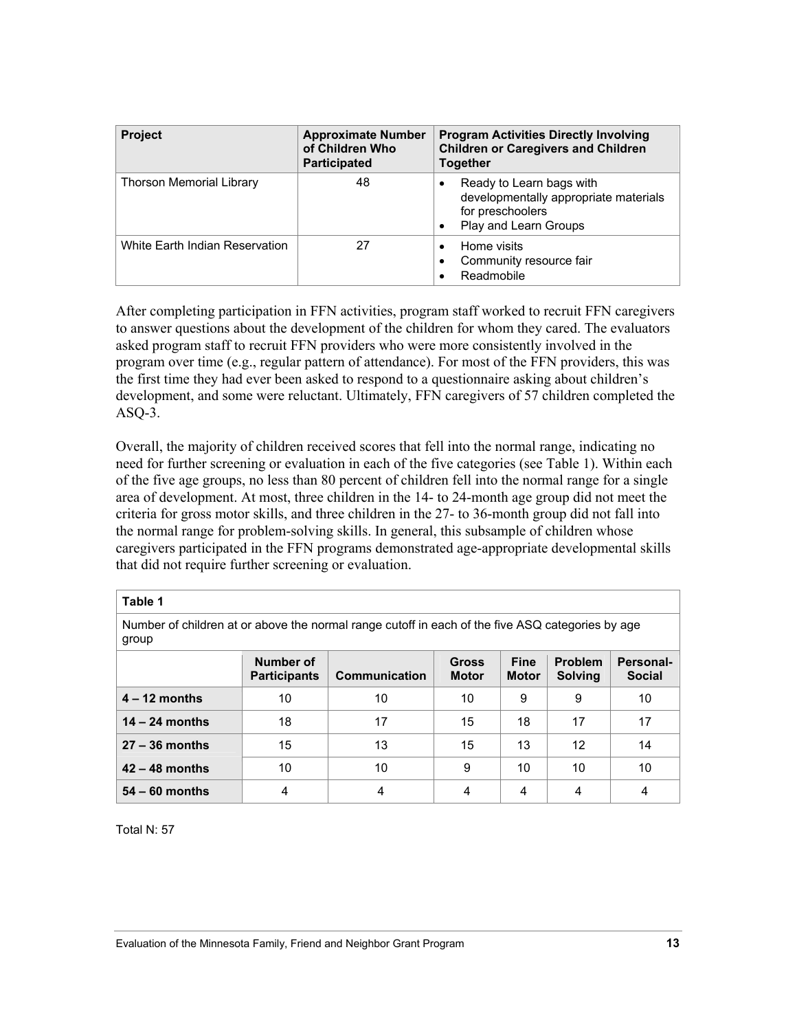| Project | Approximate Number of Children Who Participated | Program Activities Directly Involving Children or Caregivers and Children Together |
|---|---|---|
| Thorson Memorial Library | 48 | • Ready to Learn bags with developmentally appropriate materials for preschoolers<br>• Play and Learn Groups |
| White Earth Indian Reservation | 27 | • Home visits<br>• Community resource fair<br>• Readmobile |

After completing participation in FFN activities, program staff worked to recruit FFN caregivers to answer questions about the development of the children for whom they cared. The evaluators asked program staff to recruit FFN providers who were more consistently involved in the program over time (e.g., regular pattern of attendance). For most of the FFN providers, this was the first time they had ever been asked to respond to a questionnaire asking about children's development, and some were reluctant. Ultimately, FFN caregivers of 57 children completed the ASQ-3.

Overall, the majority of children received scores that fell into the normal range, indicating no need for further screening or evaluation in each of the five categories (see Table 1). Within each of the five age groups, no less than 80 percent of children fell into the normal range for a single area of development. At most, three children in the 14- to 24-month age group did not meet the criteria for gross motor skills, and three children in the 27- to 36-month group did not fall into the normal range for problem-solving skills. In general, this subsample of children whose caregivers participated in the FFN programs demonstrated age-appropriate developmental skills that did not require further screening or evaluation.

**Table 1**

Number of children at or above the normal range cutoff in each of the five ASQ categories by age group

| | Number of Participants | Communication | Gross Motor | Fine Motor | Problem Solving | Personal-Social |
|---|---|---|---|---|---|---|
| **4 – 12 months** | 10 | 10 | 10 | 9 | 9 | 10 |
| **14 – 24 months** | 18 | 17 | 15 | 18 | 17 | 17 |
| **27 – 36 months** | 15 | 13 | 15 | 13 | 12 | 14 |
| **42 – 48 months** | 10 | 10 | 9 | 10 | 10 | 10 |
| **54 – 60 months** | 4 | 4 | 4 | 4 | 4 | 4 |

Total N: 57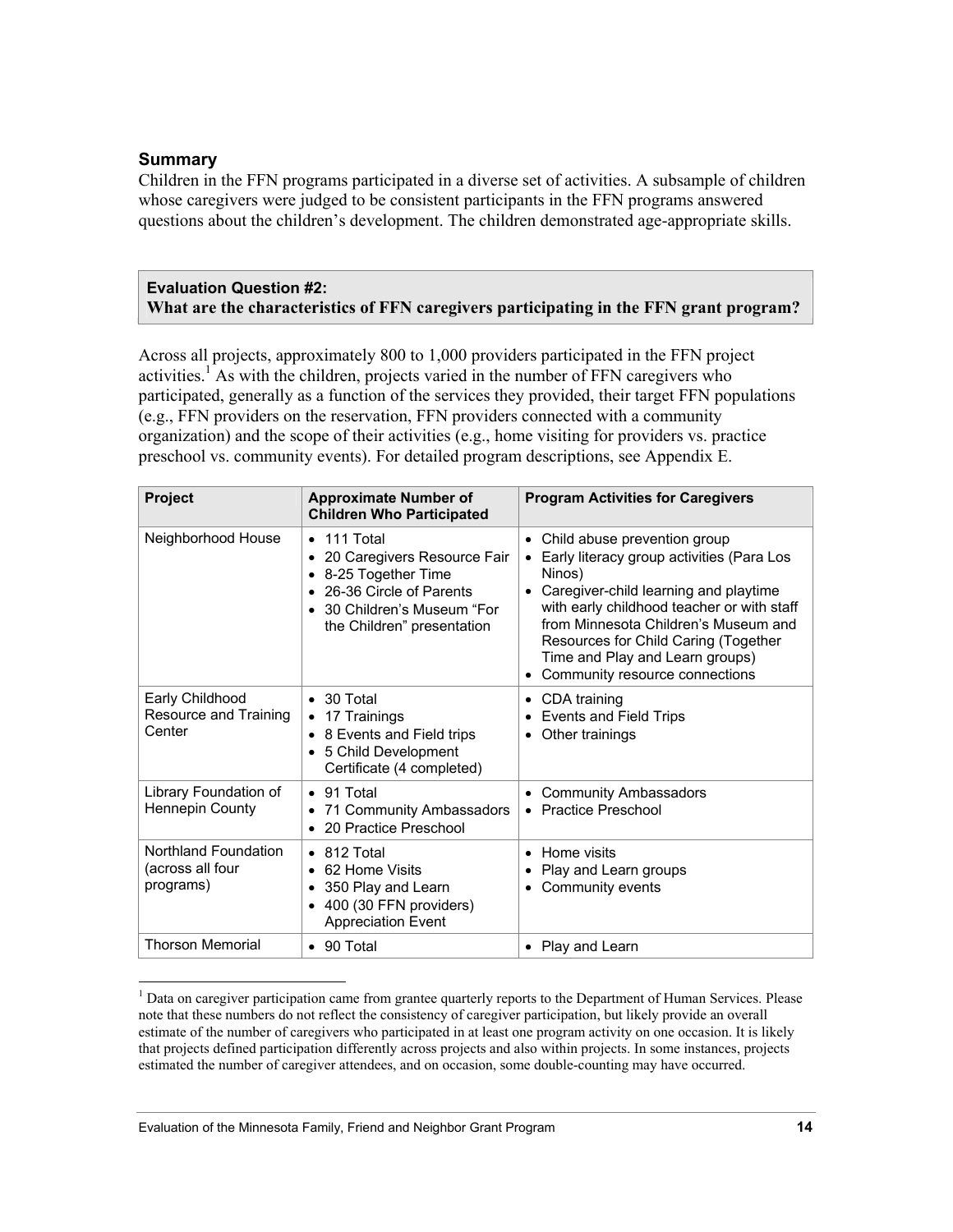### Summary

Children in the FFN programs participated in a diverse set of activities. A subsample of children whose caregivers were judged to be consistent participants in the FFN programs answered questions about the children's development. The children demonstrated age-appropriate skills.

**Evaluation Question #2:**
**What are the characteristics of FFN caregivers participating in the FFN grant program?**

Across all projects, approximately 800 to 1,000 providers participated in the FFN project activities.[1] As with the children, projects varied in the number of FFN caregivers who participated, generally as a function of the services they provided, their target FFN populations (e.g., FFN providers on the reservation, FFN providers connected with a community organization) and the scope of their activities (e.g., home visiting for providers vs. practice preschool vs. community events). For detailed program descriptions, see Appendix E.

| Project | Approximate Number of Children Who Participated | Program Activities for Caregivers |
|---|---|---|
| Neighborhood House | • 111 Total<br>• 20 Caregivers Resource Fair<br>• 8-25 Together Time<br>• 26-36 Circle of Parents<br>• 30 Children's Museum "For the Children" presentation | • Child abuse prevention group<br>• Early literacy group activities (Para Los Ninos)<br>• Caregiver-child learning and playtime with early childhood teacher or with staff from Minnesota Children's Museum and Resources for Child Caring (Together Time and Play and Learn groups)<br>• Community resource connections |
| Early Childhood Resource and Training Center | • 30 Total<br>• 17 Trainings<br>• 8 Events and Field trips<br>• 5 Child Development Certificate (4 completed) | • CDA training<br>• Events and Field Trips<br>• Other trainings |
| Library Foundation of Hennepin County | • 91 Total<br>• 71 Community Ambassadors<br>• 20 Practice Preschool | • Community Ambassadors<br>• Practice Preschool |
| Northland Foundation (across all four programs) | • 812 Total<br>• 62 Home Visits<br>• 350 Play and Learn<br>• 400 (30 FFN providers) Appreciation Event | • Home visits<br>• Play and Learn groups<br>• Community events |
| Thorson Memorial | • 90 Total | • Play and Learn |

[1] Data on caregiver participation came from grantee quarterly reports to the Department of Human Services. Please note that these numbers do not reflect the consistency of caregiver participation, but likely provide an overall estimate of the number of caregivers who participated in at least one program activity on one occasion. It is likely that projects defined participation differently across projects and also within projects. In some instances, projects estimated the number of caregiver attendees, and on occasion, some double-counting may have occurred.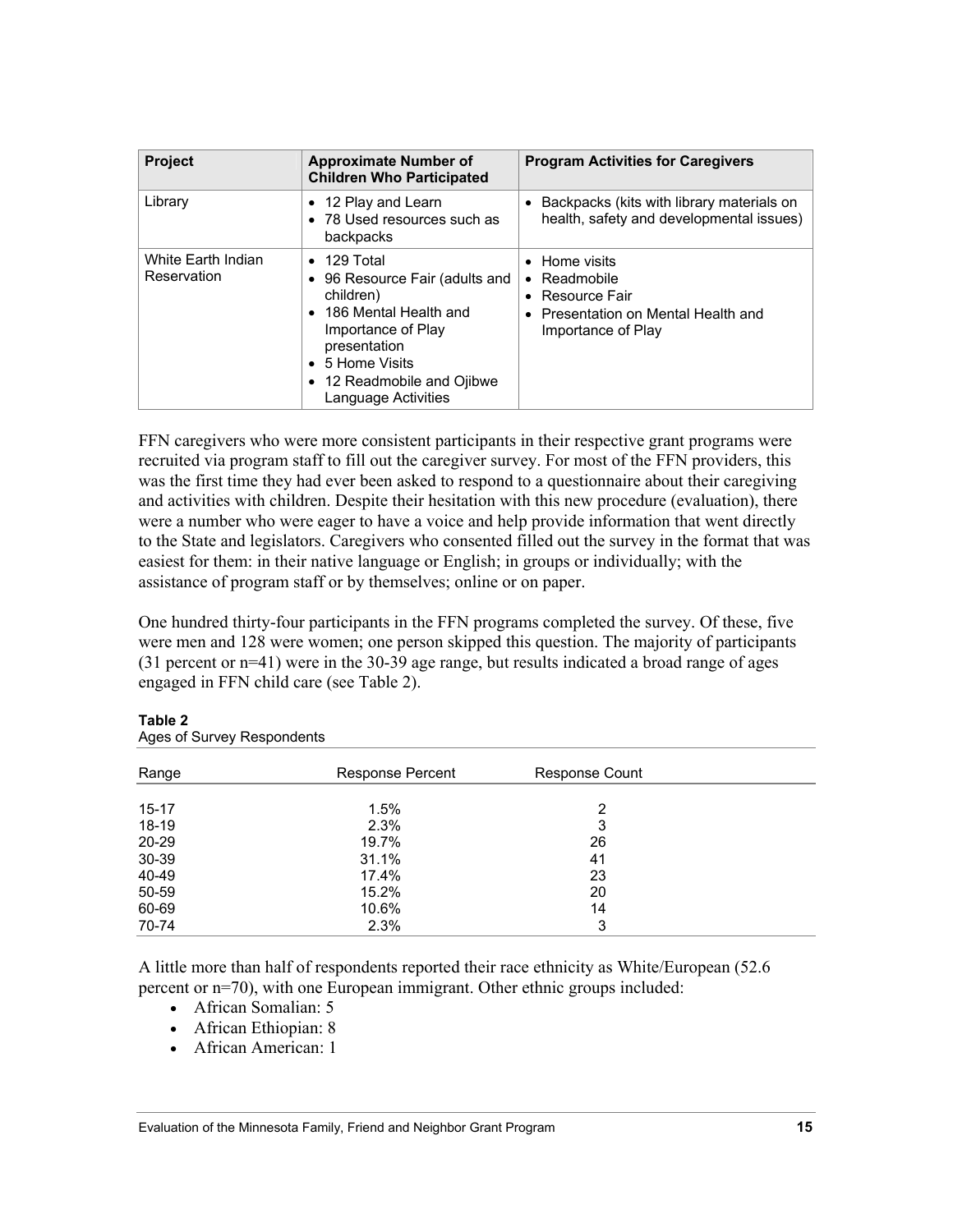| Project | Approximate Number of Children Who Participated | Program Activities for Caregivers |
|---|---|---|
| Library | • 12 Play and Learn<br>• 78 Used resources such as backpacks | • Backpacks (kits with library materials on health, safety and developmental issues) |
| White Earth Indian Reservation | • 129 Total<br>• 96 Resource Fair (adults and children)<br>• 186 Mental Health and Importance of Play presentation<br>• 5 Home Visits<br>• 12 Readmobile and Ojibwe Language Activities | • Home visits<br>• Readmobile<br>• Resource Fair<br>• Presentation on Mental Health and Importance of Play |

FFN caregivers who were more consistent participants in their respective grant programs were recruited via program staff to fill out the caregiver survey. For most of the FFN providers, this was the first time they had ever been asked to respond to a questionnaire about their caregiving and activities with children. Despite their hesitation with this new procedure (evaluation), there were a number who were eager to have a voice and help provide information that went directly to the State and legislators. Caregivers who consented filled out the survey in the format that was easiest for them: in their native language or English; in groups or individually; with the assistance of program staff or by themselves; online or on paper.

One hundred thirty-four participants in the FFN programs completed the survey. Of these, five were men and 128 were women; one person skipped this question. The majority of participants (31 percent or n=41) were in the 30-39 age range, but results indicated a broad range of ages engaged in FFN child care (see Table 2).

**Table 2**
Ages of Survey Respondents

| Range | Response Percent | Response Count |
|---|---|---|
| 15-17 | 1.5% | 2 |
| 18-19 | 2.3% | 3 |
| 20-29 | 19.7% | 26 |
| 30-39 | 31.1% | 41 |
| 40-49 | 17.4% | 23 |
| 50-59 | 15.2% | 20 |
| 60-69 | 10.6% | 14 |
| 70-74 | 2.3% | 3 |

A little more than half of respondents reported their race ethnicity as White/European (52.6 percent or n=70), with one European immigrant. Other ethnic groups included:

- African Somalian: 5
- African Ethiopian: 8
- African American: 1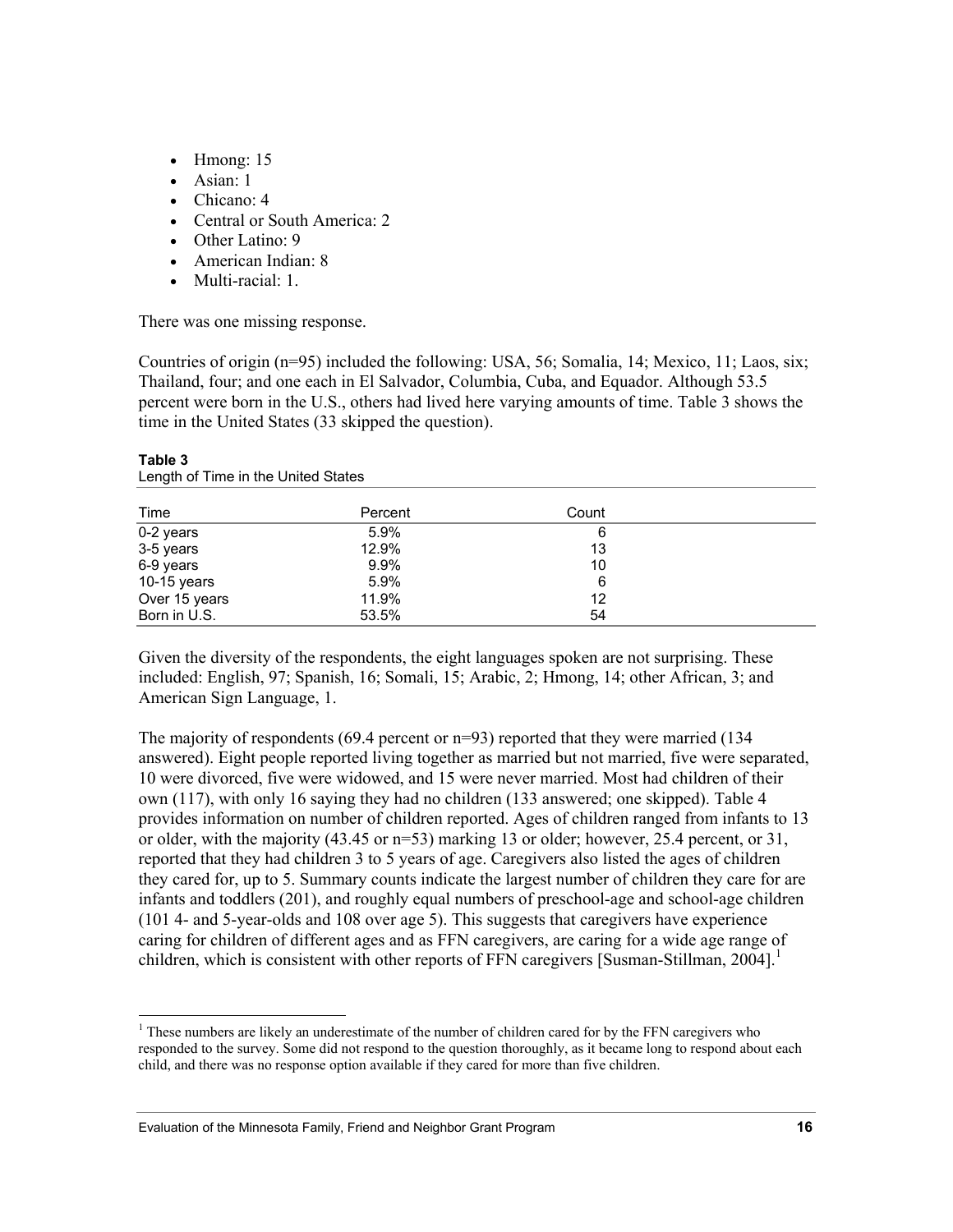- Hmong: 15
- Asian: 1
- Chicano: 4
- Central or South America: 2
- Other Latino: 9
- American Indian: 8
- Multi-racial: 1.

There was one missing response.

Countries of origin (n=95) included the following: USA, 56; Somalia, 14; Mexico, 11; Laos, six; Thailand, four; and one each in El Salvador, Columbia, Cuba, and Equador. Although 53.5 percent were born in the U.S., others had lived here varying amounts of time. Table 3 shows the time in the United States (33 skipped the question).

**Table 3**
Length of Time in the United States

| Time | Percent | Count |
|---|---|---|
| 0-2 years | 5.9% | 6 |
| 3-5 years | 12.9% | 13 |
| 6-9 years | 9.9% | 10 |
| 10-15 years | 5.9% | 6 |
| Over 15 years | 11.9% | 12 |
| Born in U.S. | 53.5% | 54 |

Given the diversity of the respondents, the eight languages spoken are not surprising. These included: English, 97; Spanish, 16; Somali, 15; Arabic, 2; Hmong, 14; other African, 3; and American Sign Language, 1.

The majority of respondents (69.4 percent or n=93) reported that they were married (134 answered). Eight people reported living together as married but not married, five were separated, 10 were divorced, five were widowed, and 15 were never married. Most had children of their own (117), with only 16 saying they had no children (133 answered; one skipped). Table 4 provides information on number of children reported. Ages of children ranged from infants to 13 or older, with the majority (43.45 or n=53) marking 13 or older; however, 25.4 percent, or 31, reported that they had children 3 to 5 years of age. Caregivers also listed the ages of children they cared for, up to 5. Summary counts indicate the largest number of children they care for are infants and toddlers (201), and roughly equal numbers of preschool-age and school-age children (101 4- and 5-year-olds and 108 over age 5). This suggests that caregivers have experience caring for children of different ages and as FFN caregivers, are caring for a wide age range of children, which is consistent with other reports of FFN caregivers [Susman-Stillman, 2004].[1]

[1] These numbers are likely an underestimate of the number of children cared for by the FFN caregivers who responded to the survey. Some did not respond to the question thoroughly, as it became long to respond about each child, and there was no response option available if they cared for more than five children.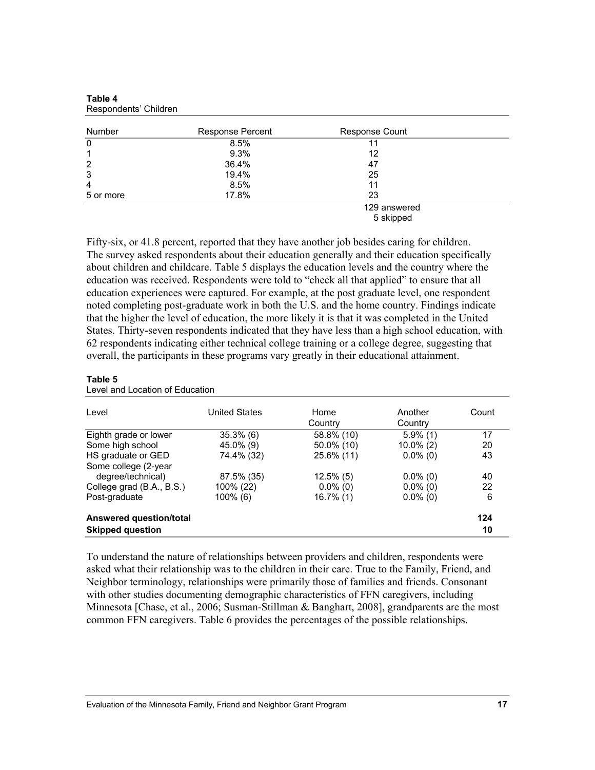**Table 4**
Respondents' Children

| Number | Response Percent | Response Count |
|---|---|---|
| 0 | 8.5% | 11 |
| 1 | 9.3% | 12 |
| 2 | 36.4% | 47 |
| 3 | 19.4% | 25 |
| 4 | 8.5% | 11 |
| 5 or more | 17.8% | 23 |
| | | 129 answered |
| | | 5 skipped |

Fifty-six, or 41.8 percent, reported that they have another job besides caring for children. The survey asked respondents about their education generally and their education specifically about children and childcare. Table 5 displays the education levels and the country where the education was received. Respondents were told to "check all that applied" to ensure that all education experiences were captured. For example, at the post graduate level, one respondent noted completing post-graduate work in both the U.S. and the home country. Findings indicate that the higher the level of education, the more likely it is that it was completed in the United States. Thirty-seven respondents indicated that they have less than a high school education, with 62 respondents indicating either technical college training or a college degree, suggesting that overall, the participants in these programs vary greatly in their educational attainment.

**Table 5**
Level and Location of Education

| Level | United States | Home Country | Another Country | Count |
|---|---|---|---|---|
| Eighth grade or lower | 35.3% (6) | 58.8% (10) | 5.9% (1) | 17 |
| Some high school | 45.0% (9) | 50.0% (10) | 10.0% (2) | 20 |
| HS graduate or GED | 74.4% (32) | 25.6% (11) | 0.0% (0) | 43 |
| Some college (2-year degree/technical) | 87.5% (35) | 12.5% (5) | 0.0% (0) | 40 |
| College grad (B.A., B.S.) | 100% (22) | 0.0% (0) | 0.0% (0) | 22 |
| Post-graduate | 100% (6) | 16.7% (1) | 0.0% (0) | 6 |
| **Answered question/total** | | | | **124** |
| **Skipped question** | | | | **10** |

To understand the nature of relationships between providers and children, respondents were asked what their relationship was to the children in their care. True to the Family, Friend, and Neighbor terminology, relationships were primarily those of families and friends. Consonant with other studies documenting demographic characteristics of FFN caregivers, including Minnesota [Chase, et al., 2006; Susman-Stillman & Banghart, 2008], grandparents are the most common FFN caregivers. Table 6 provides the percentages of the possible relationships.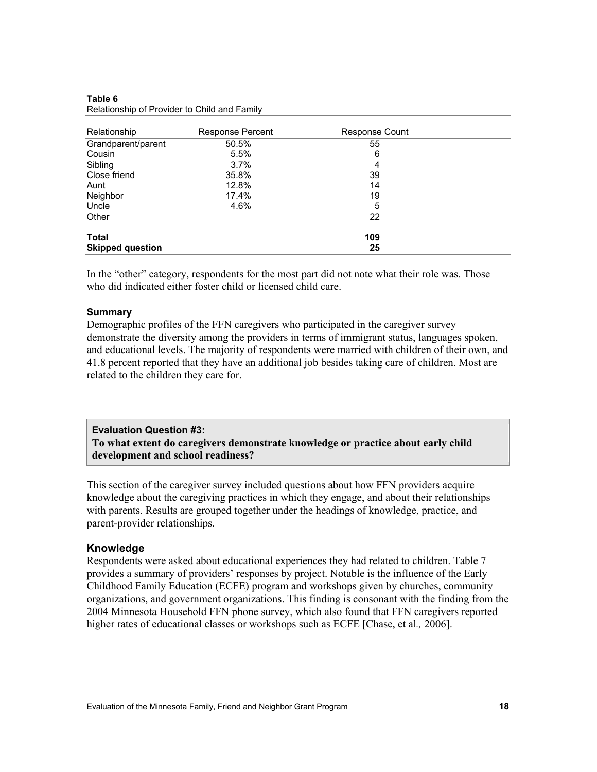**Table 6**
Relationship of Provider to Child and Family

| Relationship | Response Percent | Response Count |
|---|---|---|
| Grandparent/parent | 50.5% | 55 |
| Cousin | 5.5% | 6 |
| Sibling | 3.7% | 4 |
| Close friend | 35.8% | 39 |
| Aunt | 12.8% | 14 |
| Neighbor | 17.4% | 19 |
| Uncle | 4.6% | 5 |
| Other | | 22 |
| **Total** | | **109** |
| **Skipped question** | | **25** |

In the "other" category, respondents for the most part did not note what their role was. Those who did indicated either foster child or licensed child care.

**Summary**

Demographic profiles of the FFN caregivers who participated in the caregiver survey demonstrate the diversity among the providers in terms of immigrant status, languages spoken, and educational levels. The majority of respondents were married with children of their own, and 41.8 percent reported that they have an additional job besides taking care of children. Most are related to the children they care for.

**Evaluation Question #3:**
**To what extent do caregivers demonstrate knowledge or practice about early child development and school readiness?**

This section of the caregiver survey included questions about how FFN providers acquire knowledge about the caregiving practices in which they engage, and about their relationships with parents. Results are grouped together under the headings of knowledge, practice, and parent-provider relationships.

## Knowledge

Respondents were asked about educational experiences they had related to children. Table 7 provides a summary of providers' responses by project. Notable is the influence of the Early Childhood Family Education (ECFE) program and workshops given by churches, community organizations, and government organizations. This finding is consonant with the finding from the 2004 Minnesota Household FFN phone survey, which also found that FFN caregivers reported higher rates of educational classes or workshops such as ECFE [Chase, et al*.,* 2006].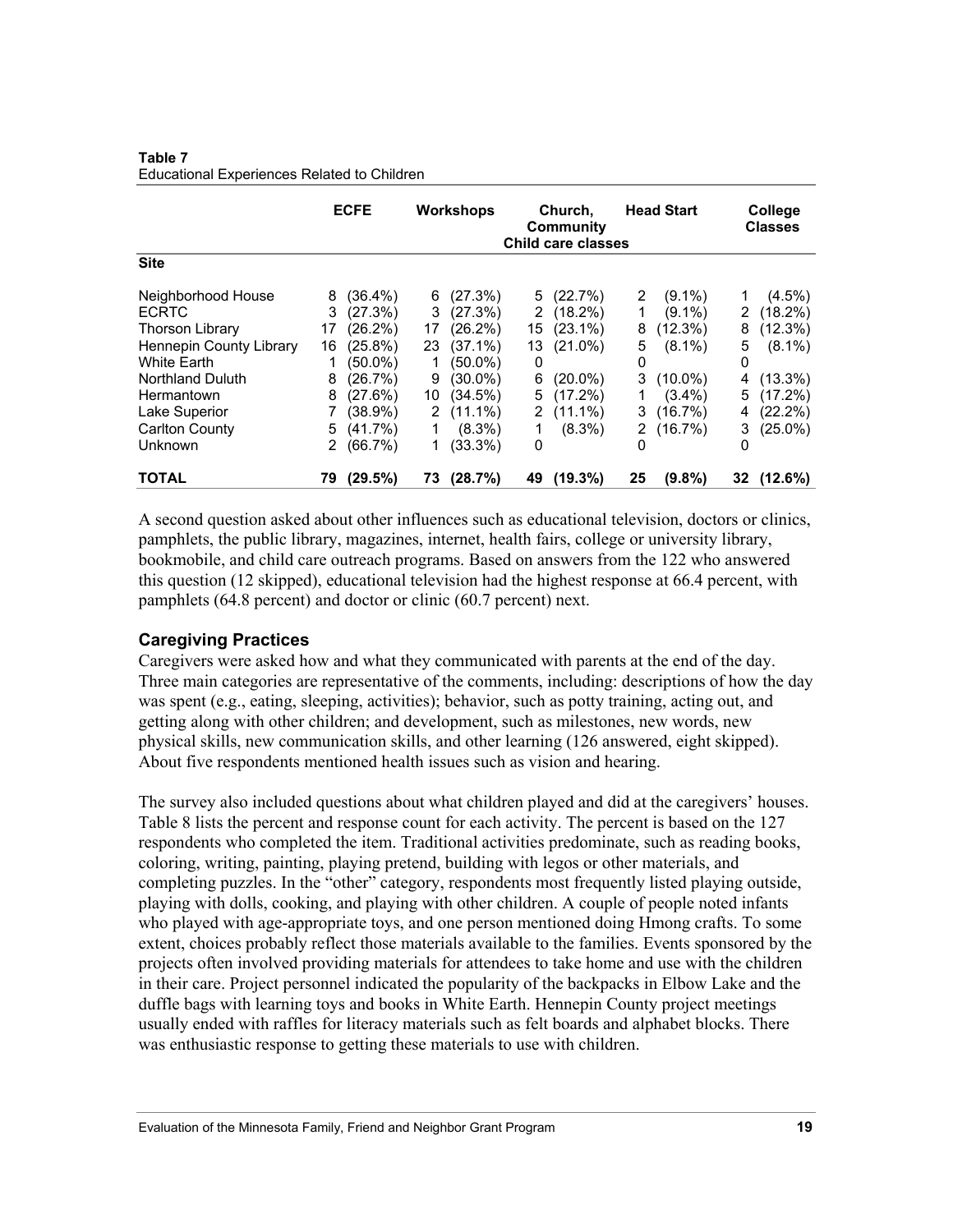**Table 7**
Educational Experiences Related to Children

| | ECFE | | Workshops | | Church, Community Child care classes | | Head Start | | College Classes | |
|---|---|---|---|---|---|---|---|---|---|---|
| **Site** | | | | | | | | | | |
| Neighborhood House | 8 | (36.4%) | 6 | (27.3%) | 5 | (22.7%) | 2 | (9.1%) | 1 | (4.5%) |
| ECRTC | 3 | (27.3%) | 3 | (27.3%) | 2 | (18.2%) | 1 | (9.1%) | 2 | (18.2%) |
| Thorson Library | 17 | (26.2%) | 17 | (26.2%) | 15 | (23.1%) | 8 | (12.3%) | 8 | (12.3%) |
| Hennepin County Library | 16 | (25.8%) | 23 | (37.1%) | 13 | (21.0%) | 5 | (8.1%) | 5 | (8.1%) |
| White Earth | 1 | (50.0%) | 1 | (50.0%) | 0 | | 0 | | 0 | |
| Northland Duluth | 8 | (26.7%) | 9 | (30.0%) | 6 | (20.0%) | 3 | (10.0%) | 4 | (13.3%) |
| Hermantown | 8 | (27.6%) | 10 | (34.5%) | 5 | (17.2%) | 1 | (3.4%) | 5 | (17.2%) |
| Lake Superior | 7 | (38.9%) | 2 | (11.1%) | 2 | (11.1%) | 3 | (16.7%) | 4 | (22.2%) |
| Carlton County | 5 | (41.7%) | 1 | (8.3%) | 1 | (8.3%) | 2 | (16.7%) | 3 | (25.0%) |
| Unknown | 2 | (66.7%) | 1 | (33.3%) | 0 | | 0 | | 0 | |
| **TOTAL** | **79** | **(29.5%)** | **73** | **(28.7%)** | **49** | **(19.3%)** | **25** | **(9.8%)** | **32** | **(12.6%)** |

A second question asked about other influences such as educational television, doctors or clinics, pamphlets, the public library, magazines, internet, health fairs, college or university library, bookmobile, and child care outreach programs. Based on answers from the 122 who answered this question (12 skipped), educational television had the highest response at 66.4 percent, with pamphlets (64.8 percent) and doctor or clinic (60.7 percent) next.

## Caregiving Practices

Caregivers were asked how and what they communicated with parents at the end of the day. Three main categories are representative of the comments, including: descriptions of how the day was spent (e.g., eating, sleeping, activities); behavior, such as potty training, acting out, and getting along with other children; and development, such as milestones, new words, new physical skills, new communication skills, and other learning (126 answered, eight skipped). About five respondents mentioned health issues such as vision and hearing.

The survey also included questions about what children played and did at the caregivers' houses. Table 8 lists the percent and response count for each activity. The percent is based on the 127 respondents who completed the item. Traditional activities predominate, such as reading books, coloring, writing, painting, playing pretend, building with legos or other materials, and completing puzzles. In the "other" category, respondents most frequently listed playing outside, playing with dolls, cooking, and playing with other children. A couple of people noted infants who played with age-appropriate toys, and one person mentioned doing Hmong crafts. To some extent, choices probably reflect those materials available to the families. Events sponsored by the projects often involved providing materials for attendees to take home and use with the children in their care. Project personnel indicated the popularity of the backpacks in Elbow Lake and the duffle bags with learning toys and books in White Earth. Hennepin County project meetings usually ended with raffles for literacy materials such as felt boards and alphabet blocks. There was enthusiastic response to getting these materials to use with children.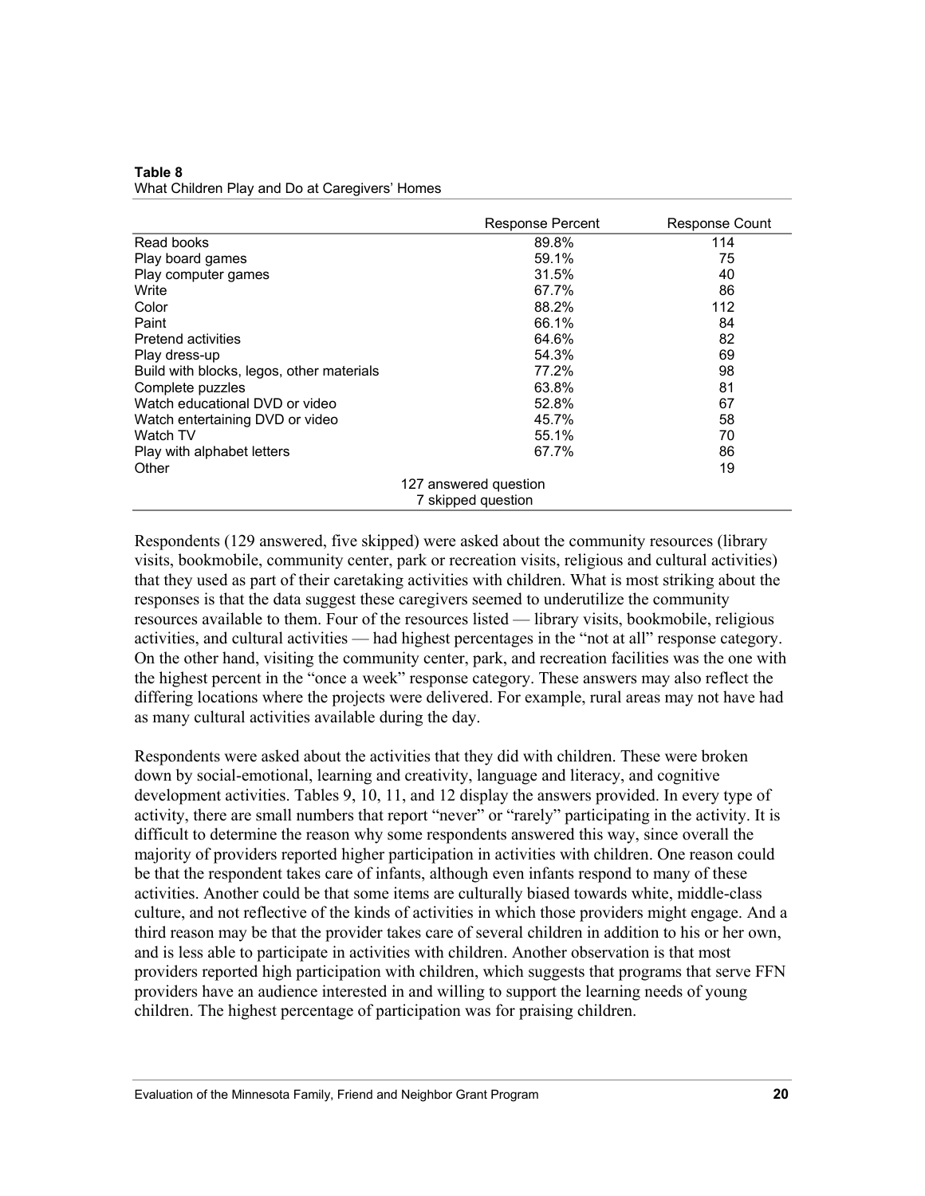**Table 8**
What Children Play and Do at Caregivers' Homes

| | Response Percent | Response Count |
|---|---|---|
| Read books | 89.8% | 114 |
| Play board games | 59.1% | 75 |
| Play computer games | 31.5% | 40 |
| Write | 67.7% | 86 |
| Color | 88.2% | 112 |
| Paint | 66.1% | 84 |
| Pretend activities | 64.6% | 82 |
| Play dress-up | 54.3% | 69 |
| Build with blocks, legos, other materials | 77.2% | 98 |
| Complete puzzles | 63.8% | 81 |
| Watch educational DVD or video | 52.8% | 67 |
| Watch entertaining DVD or video | 45.7% | 58 |
| Watch TV | 55.1% | 70 |
| Play with alphabet letters | 67.7% | 86 |
| Other | | 19 |
| | 127 answered question | |
| | 7 skipped question | |

Respondents (129 answered, five skipped) were asked about the community resources (library visits, bookmobile, community center, park or recreation visits, religious and cultural activities) that they used as part of their caretaking activities with children. What is most striking about the responses is that the data suggest these caregivers seemed to underutilize the community resources available to them. Four of the resources listed — library visits, bookmobile, religious activities, and cultural activities — had highest percentages in the "not at all" response category. On the other hand, visiting the community center, park, and recreation facilities was the one with the highest percent in the "once a week" response category. These answers may also reflect the differing locations where the projects were delivered. For example, rural areas may not have had as many cultural activities available during the day.

Respondents were asked about the activities that they did with children. These were broken down by social-emotional, learning and creativity, language and literacy, and cognitive development activities. Tables 9, 10, 11, and 12 display the answers provided. In every type of activity, there are small numbers that report "never" or "rarely" participating in the activity. It is difficult to determine the reason why some respondents answered this way, since overall the majority of providers reported higher participation in activities with children. One reason could be that the respondent takes care of infants, although even infants respond to many of these activities. Another could be that some items are culturally biased towards white, middle-class culture, and not reflective of the kinds of activities in which those providers might engage. And a third reason may be that the provider takes care of several children in addition to his or her own, and is less able to participate in activities with children. Another observation is that most providers reported high participation with children, which suggests that programs that serve FFN providers have an audience interested in and willing to support the learning needs of young children. The highest percentage of participation was for praising children.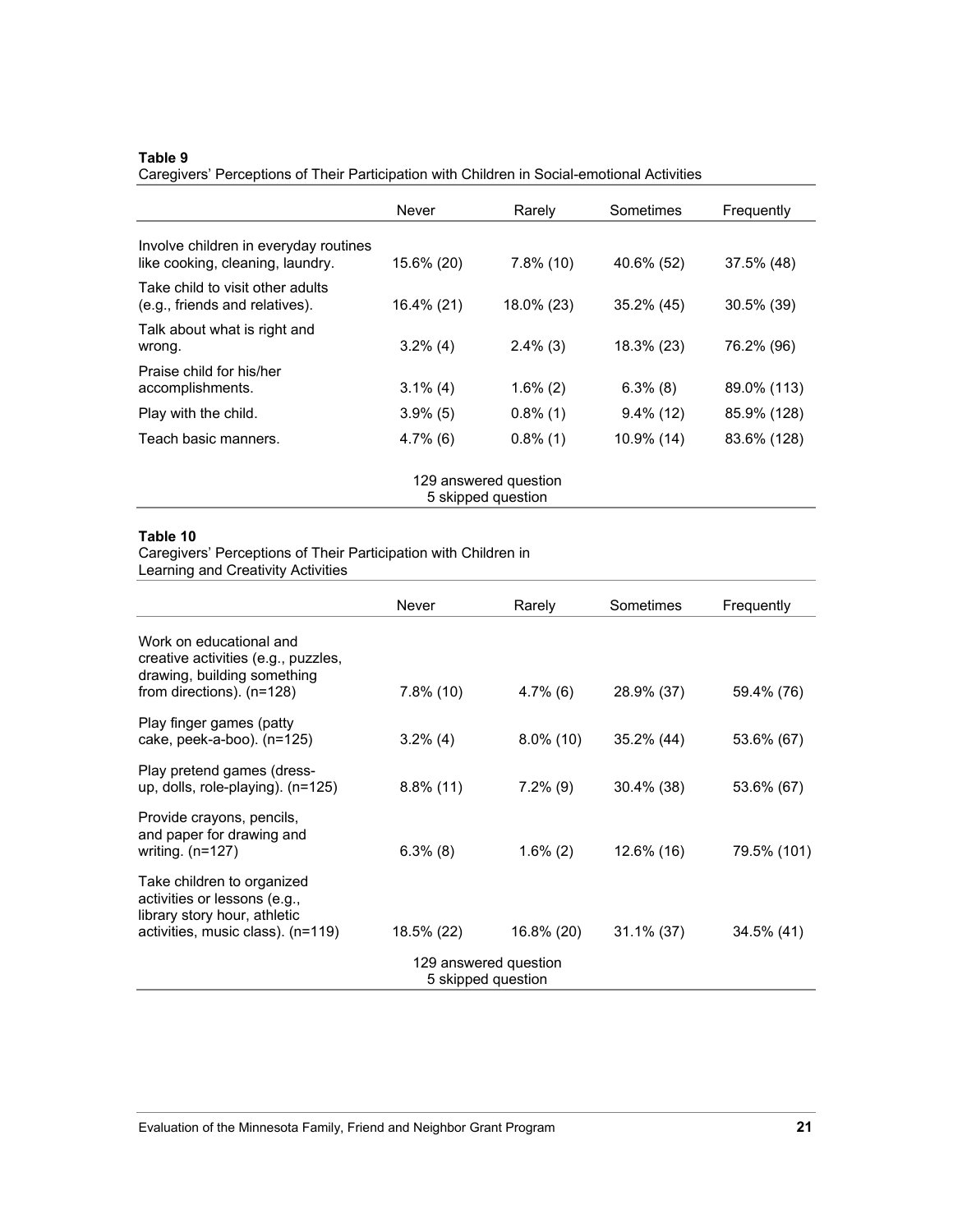**Table 9**
Caregivers' Perceptions of Their Participation with Children in Social-emotional Activities

| | Never | Rarely | Sometimes | Frequently |
|---|---|---|---|---|
| Involve children in everyday routines like cooking, cleaning, laundry. | 15.6% (20) | 7.8% (10) | 40.6% (52) | 37.5% (48) |
| Take child to visit other adults (e.g., friends and relatives). | 16.4% (21) | 18.0% (23) | 35.2% (45) | 30.5% (39) |
| Talk about what is right and wrong. | 3.2% (4) | 2.4% (3) | 18.3% (23) | 76.2% (96) |
| Praise child for his/her accomplishments. | 3.1% (4) | 1.6% (2) | 6.3% (8) | 89.0% (113) |
| Play with the child. | 3.9% (5) | 0.8% (1) | 9.4% (12) | 85.9% (128) |
| Teach basic manners. | 4.7% (6) | 0.8% (1) | 10.9% (14) | 83.6% (128) |
| 129 answered question<br>5 skipped question | | | | |

**Table 10**
Caregivers' Perceptions of Their Participation with Children in Learning and Creativity Activities

| | Never | Rarely | Sometimes | Frequently |
|---|---|---|---|---|
| Work on educational and creative activities (e.g., puzzles, drawing, building something from directions). (n=128) | 7.8% (10) | 4.7% (6) | 28.9% (37) | 59.4% (76) |
| Play finger games (patty cake, peek-a-boo). (n=125) | 3.2% (4) | 8.0% (10) | 35.2% (44) | 53.6% (67) |
| Play pretend games (dress-up, dolls, role-playing). (n=125) | 8.8% (11) | 7.2% (9) | 30.4% (38) | 53.6% (67) |
| Provide crayons, pencils, and paper for drawing and writing. (n=127) | 6.3% (8) | 1.6% (2) | 12.6% (16) | 79.5% (101) |
| Take children to organized activities or lessons (e.g., library story hour, athletic activities, music class). (n=119) | 18.5% (22) | 16.8% (20) | 31.1% (37) | 34.5% (41) |
| 129 answered question<br>5 skipped question | | | | |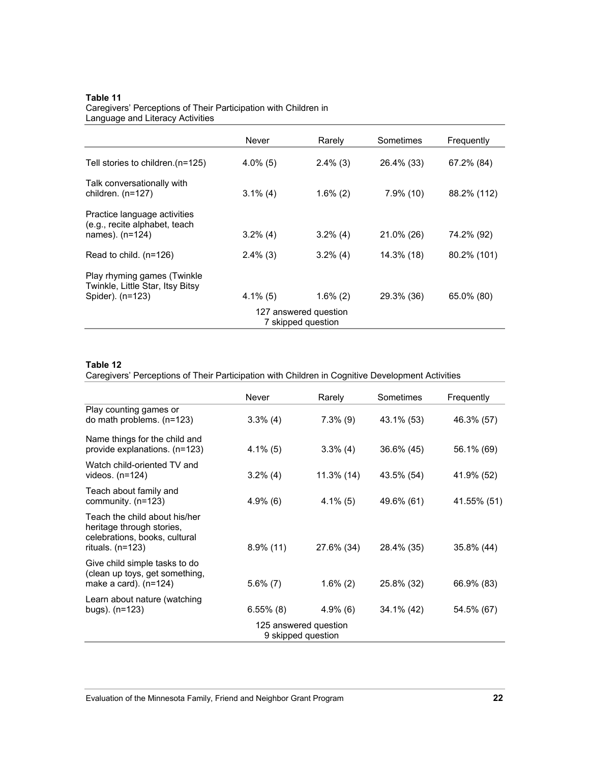**Table 11**
Caregivers' Perceptions of Their Participation with Children in Language and Literacy Activities

| | Never | Rarely | Sometimes | Frequently |
|---|---|---|---|---|
| Tell stories to children.(n=125) | 4.0% (5) | 2.4% (3) | 26.4% (33) | 67.2% (84) |
| Talk conversationally with children. (n=127) | 3.1% (4) | 1.6% (2) | 7.9% (10) | 88.2% (112) |
| Practice language activities (e.g., recite alphabet, teach names). (n=124) | 3.2% (4) | 3.2% (4) | 21.0% (26) | 74.2% (92) |
| Read to child. (n=126) | 2.4% (3) | 3.2% (4) | 14.3% (18) | 80.2% (101) |
| Play rhyming games (Twinkle Twinkle, Little Star, Itsy Bitsy Spider). (n=123) | 4.1% (5) | 1.6% (2) | 29.3% (36) | 65.0% (80) |
| | 127 answered question<br>7 skipped question | | | |

**Table 12**
Caregivers' Perceptions of Their Participation with Children in Cognitive Development Activities

| | Never | Rarely | Sometimes | Frequently |
|---|---|---|---|---|
| Play counting games or do math problems. (n=123) | 3.3% (4) | 7.3% (9) | 43.1% (53) | 46.3% (57) |
| Name things for the child and provide explanations. (n=123) | 4.1% (5) | 3.3% (4) | 36.6% (45) | 56.1% (69) |
| Watch child-oriented TV and videos. (n=124) | 3.2% (4) | 11.3% (14) | 43.5% (54) | 41.9% (52) |
| Teach about family and community. (n=123) | 4.9% (6) | 4.1% (5) | 49.6% (61) | 41.55% (51) |
| Teach the child about his/her heritage through stories, celebrations, books, cultural rituals. (n=123) | 8.9% (11) | 27.6% (34) | 28.4% (35) | 35.8% (44) |
| Give child simple tasks to do (clean up toys, get something, make a card). (n=124) | 5.6% (7) | 1.6% (2) | 25.8% (32) | 66.9% (83) |
| Learn about nature (watching bugs). (n=123) | 6.55% (8) | 4.9% (6) | 34.1% (42) | 54.5% (67) |
| | 125 answered question<br>9 skipped question | | | |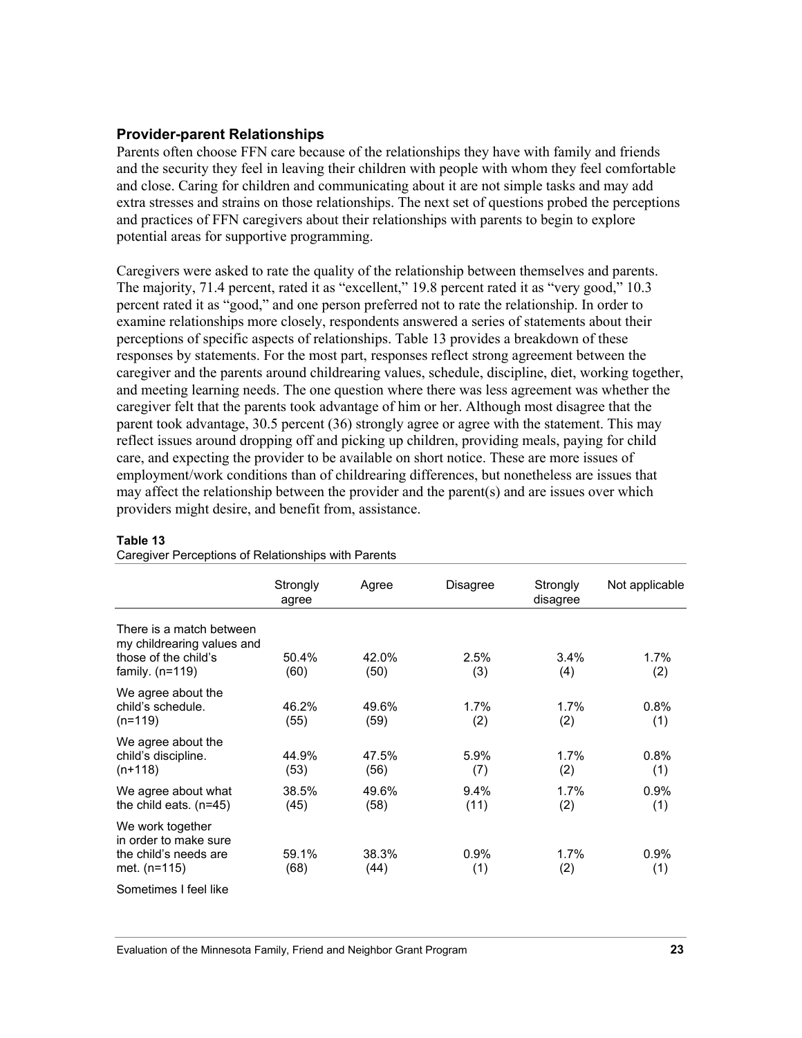### Provider-parent Relationships

Parents often choose FFN care because of the relationships they have with family and friends and the security they feel in leaving their children with people with whom they feel comfortable and close. Caring for children and communicating about it are not simple tasks and may add extra stresses and strains on those relationships. The next set of questions probed the perceptions and practices of FFN caregivers about their relationships with parents to begin to explore potential areas for supportive programming.

Caregivers were asked to rate the quality of the relationship between themselves and parents. The majority, 71.4 percent, rated it as "excellent," 19.8 percent rated it as "very good," 10.3 percent rated it as "good," and one person preferred not to rate the relationship. In order to examine relationships more closely, respondents answered a series of statements about their perceptions of specific aspects of relationships. Table 13 provides a breakdown of these responses by statements. For the most part, responses reflect strong agreement between the caregiver and the parents around childrearing values, schedule, discipline, diet, working together, and meeting learning needs. The one question where there was less agreement was whether the caregiver felt that the parents took advantage of him or her. Although most disagree that the parent took advantage, 30.5 percent (36) strongly agree or agree with the statement. This may reflect issues around dropping off and picking up children, providing meals, paying for child care, and expecting the provider to be available on short notice. These are more issues of employment/work conditions than of childrearing differences, but nonetheless are issues that may affect the relationship between the provider and the parent(s) and are issues over which providers might desire, and benefit from, assistance.

**Table 13**
Caregiver Perceptions of Relationships with Parents

| | Strongly agree | Agree | Disagree | Strongly disagree | Not applicable |
|---|---|---|---|---|---|
| There is a match between my childrearing values and those of the child's family. (n=119) | 50.4% (60) | 42.0% (50) | 2.5% (3) | 3.4% (4) | 1.7% (2) |
| We agree about the child's schedule. (n=119) | 46.2% (55) | 49.6% (59) | 1.7% (2) | 1.7% (2) | 0.8% (1) |
| We agree about the child's discipline. (n+118) | 44.9% (53) | 47.5% (56) | 5.9% (7) | 1.7% (2) | 0.8% (1) |
| We agree about what the child eats. (n=45) | 38.5% (45) | 49.6% (58) | 9.4% (11) | 1.7% (2) | 0.9% (1) |
| We work together in order to make sure the child's needs are met. (n=115) | 59.1% (68) | 38.3% (44) | 0.9% (1) | 1.7% (2) | 0.9% (1) |
| Sometimes I feel like | | | | | |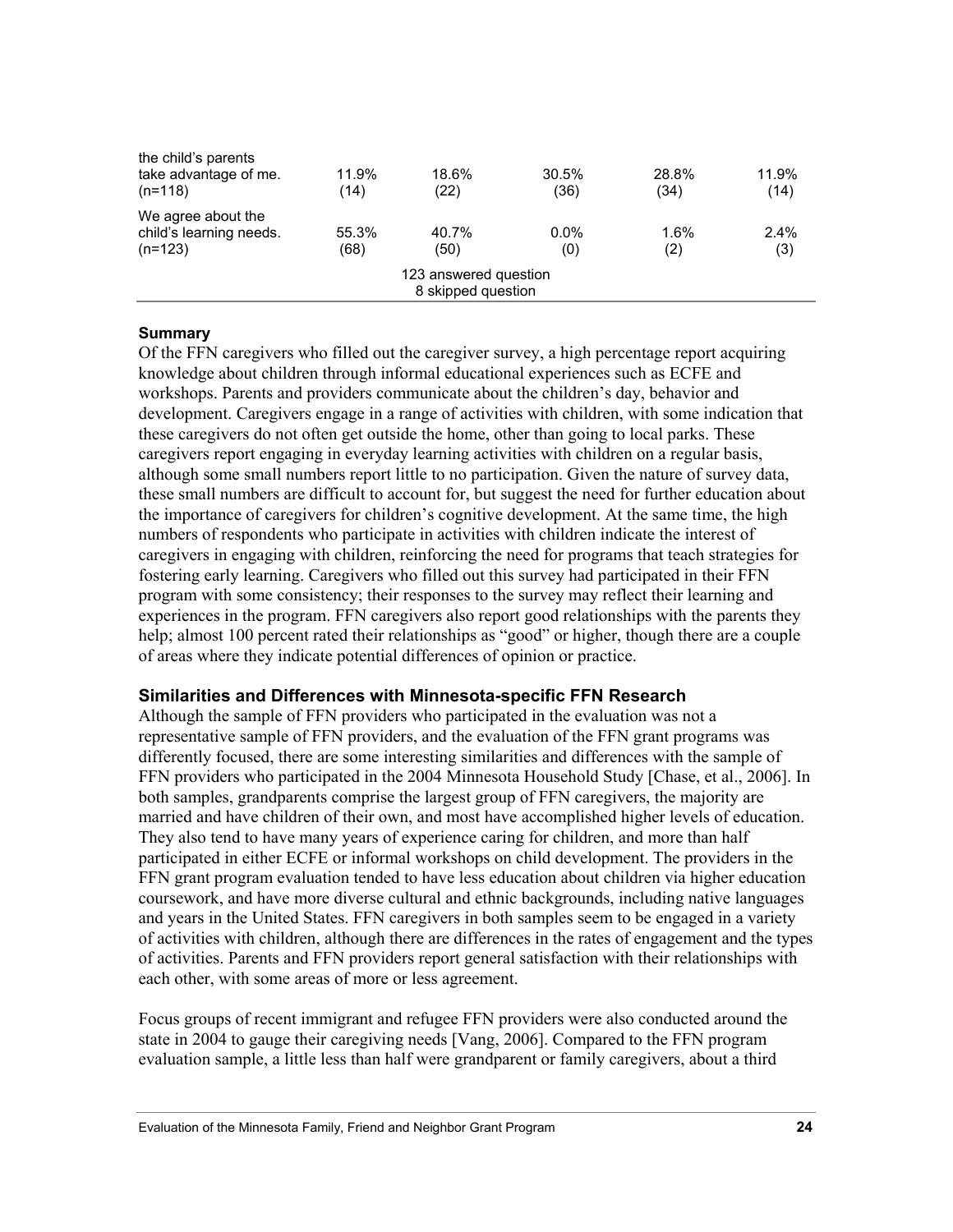| | | | | | |
|---|---|---|---|---|---|
| the child's parents take advantage of me. (n=118) | 11.9% (14) | 18.6% (22) | 30.5% (36) | 28.8% (34) | 11.9% (14) |
| We agree about the child's learning needs. (n=123) | 55.3% (68) | 40.7% (50) | 0.0% (0) | 1.6% (2) | 2.4% (3) |
| 123 answered question<br>8 skipped question | | | | | |

**Summary**

Of the FFN caregivers who filled out the caregiver survey, a high percentage report acquiring knowledge about children through informal educational experiences such as ECFE and workshops. Parents and providers communicate about the children's day, behavior and development. Caregivers engage in a range of activities with children, with some indication that these caregivers do not often get outside the home, other than going to local parks. These caregivers report engaging in everyday learning activities with children on a regular basis, although some small numbers report little to no participation. Given the nature of survey data, these small numbers are difficult to account for, but suggest the need for further education about the importance of caregivers for children's cognitive development. At the same time, the high numbers of respondents who participate in activities with children indicate the interest of caregivers in engaging with children, reinforcing the need for programs that teach strategies for fostering early learning. Caregivers who filled out this survey had participated in their FFN program with some consistency; their responses to the survey may reflect their learning and experiences in the program. FFN caregivers also report good relationships with the parents they help; almost 100 percent rated their relationships as "good" or higher, though there are a couple of areas where they indicate potential differences of opinion or practice.

### Similarities and Differences with Minnesota-specific FFN Research

Although the sample of FFN providers who participated in the evaluation was not a representative sample of FFN providers, and the evaluation of the FFN grant programs was differently focused, there are some interesting similarities and differences with the sample of FFN providers who participated in the 2004 Minnesota Household Study [Chase, et al., 2006]. In both samples, grandparents comprise the largest group of FFN caregivers, the majority are married and have children of their own, and most have accomplished higher levels of education. They also tend to have many years of experience caring for children, and more than half participated in either ECFE or informal workshops on child development. The providers in the FFN grant program evaluation tended to have less education about children via higher education coursework, and have more diverse cultural and ethnic backgrounds, including native languages and years in the United States. FFN caregivers in both samples seem to be engaged in a variety of activities with children, although there are differences in the rates of engagement and the types of activities. Parents and FFN providers report general satisfaction with their relationships with each other, with some areas of more or less agreement.

Focus groups of recent immigrant and refugee FFN providers were also conducted around the state in 2004 to gauge their caregiving needs [Vang, 2006]. Compared to the FFN program evaluation sample, a little less than half were grandparent or family caregivers, about a third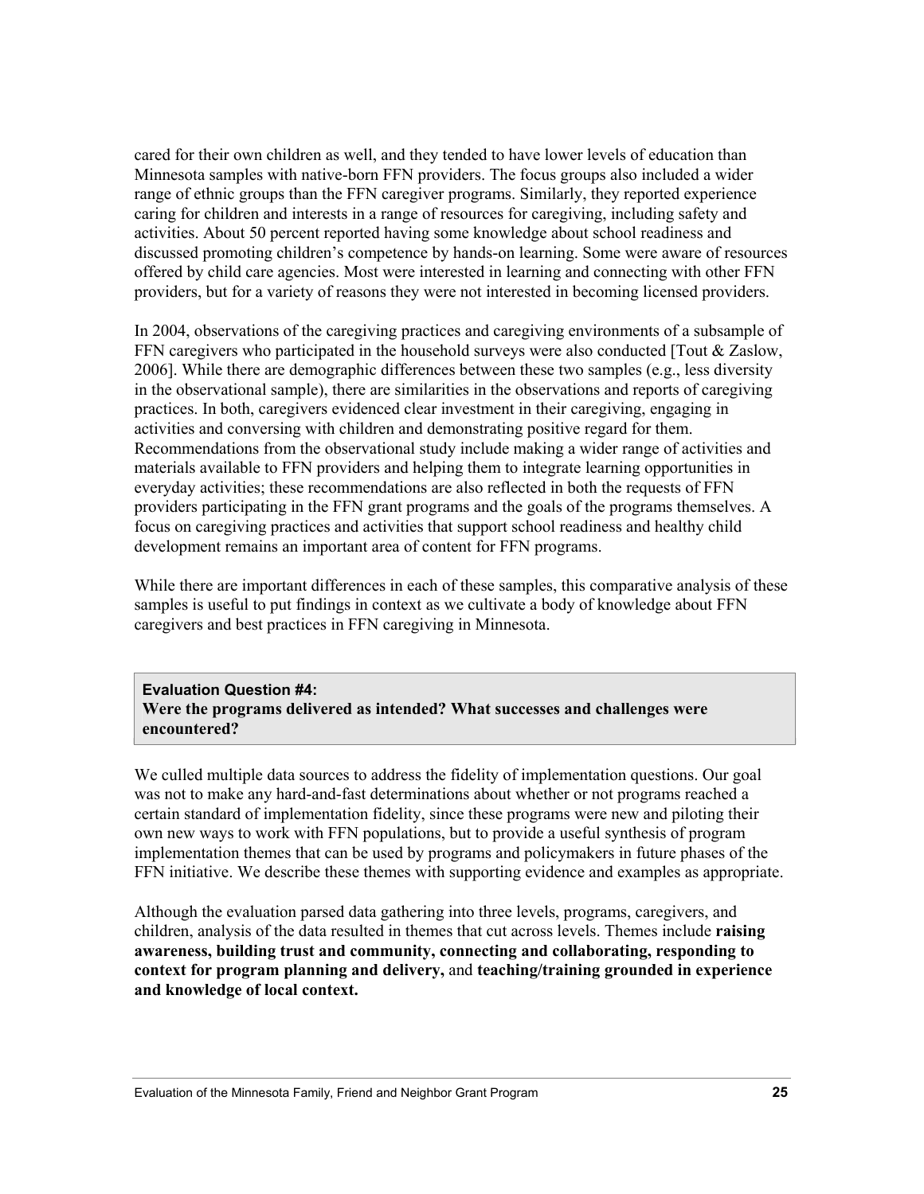cared for their own children as well, and they tended to have lower levels of education than Minnesota samples with native-born FFN providers. The focus groups also included a wider range of ethnic groups than the FFN caregiver programs. Similarly, they reported experience caring for children and interests in a range of resources for caregiving, including safety and activities. About 50 percent reported having some knowledge about school readiness and discussed promoting children's competence by hands-on learning. Some were aware of resources offered by child care agencies. Most were interested in learning and connecting with other FFN providers, but for a variety of reasons they were not interested in becoming licensed providers.

In 2004, observations of the caregiving practices and caregiving environments of a subsample of FFN caregivers who participated in the household surveys were also conducted [Tout & Zaslow, 2006]. While there are demographic differences between these two samples (e.g., less diversity in the observational sample), there are similarities in the observations and reports of caregiving practices. In both, caregivers evidenced clear investment in their caregiving, engaging in activities and conversing with children and demonstrating positive regard for them. Recommendations from the observational study include making a wider range of activities and materials available to FFN providers and helping them to integrate learning opportunities in everyday activities; these recommendations are also reflected in both the requests of FFN providers participating in the FFN grant programs and the goals of the programs themselves. A focus on caregiving practices and activities that support school readiness and healthy child development remains an important area of content for FFN programs.

While there are important differences in each of these samples, this comparative analysis of these samples is useful to put findings in context as we cultivate a body of knowledge about FFN caregivers and best practices in FFN caregiving in Minnesota.

**Evaluation Question #4:**
**Were the programs delivered as intended? What successes and challenges were encountered?**

We culled multiple data sources to address the fidelity of implementation questions. Our goal was not to make any hard-and-fast determinations about whether or not programs reached a certain standard of implementation fidelity, since these programs were new and piloting their own new ways to work with FFN populations, but to provide a useful synthesis of program implementation themes that can be used by programs and policymakers in future phases of the FFN initiative. We describe these themes with supporting evidence and examples as appropriate.

Although the evaluation parsed data gathering into three levels, programs, caregivers, and children, analysis of the data resulted in themes that cut across levels. Themes include **raising awareness, building trust and community, connecting and collaborating, responding to context for program planning and delivery,** and **teaching/training grounded in experience and knowledge of local context.**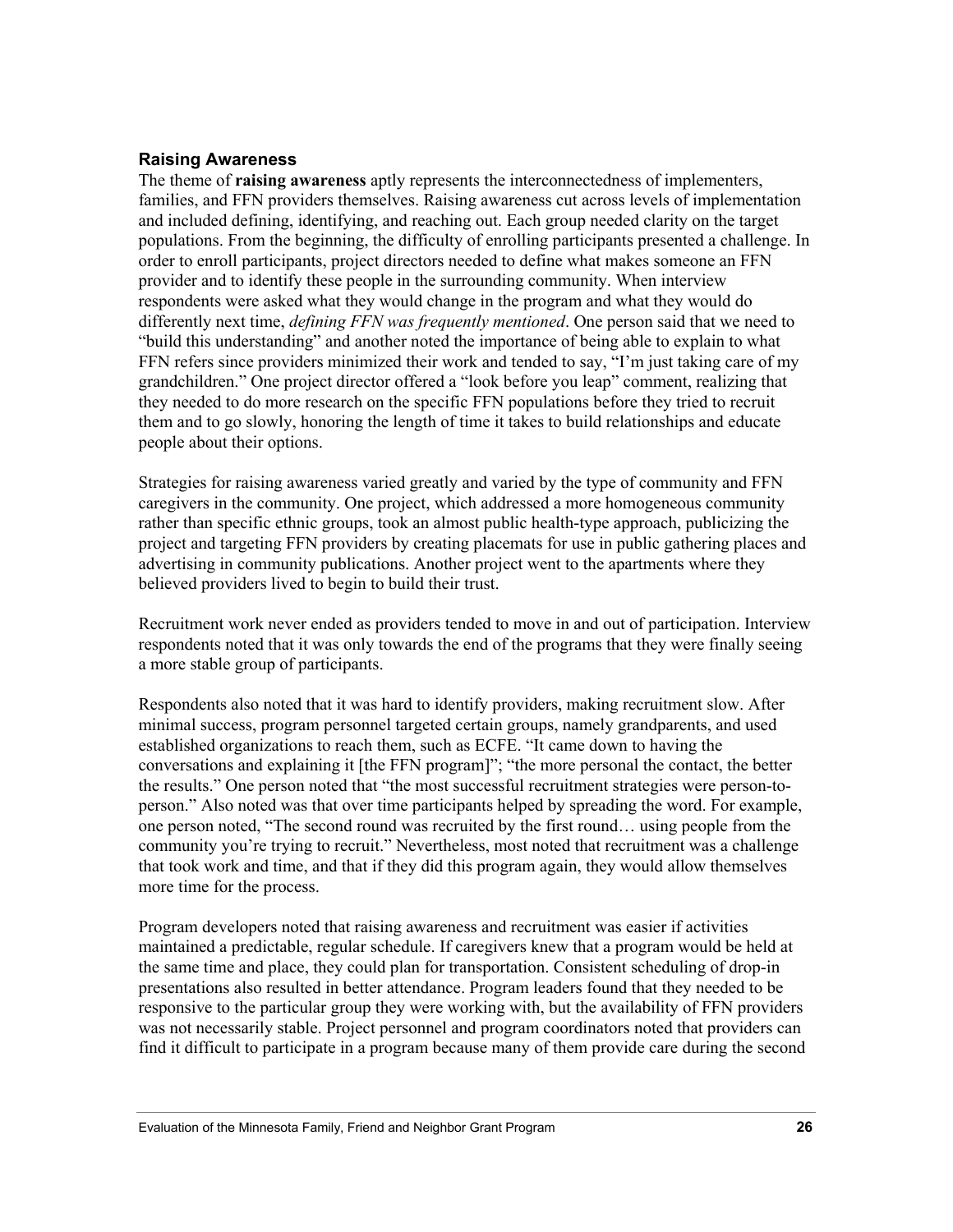### Raising Awareness

The theme of **raising awareness** aptly represents the interconnectedness of implementers, families, and FFN providers themselves. Raising awareness cut across levels of implementation and included defining, identifying, and reaching out. Each group needed clarity on the target populations. From the beginning, the difficulty of enrolling participants presented a challenge. In order to enroll participants, project directors needed to define what makes someone an FFN provider and to identify these people in the surrounding community. When interview respondents were asked what they would change in the program and what they would do differently next time, *defining FFN was frequently mentioned*. One person said that we need to "build this understanding" and another noted the importance of being able to explain to what FFN refers since providers minimized their work and tended to say, "I'm just taking care of my grandchildren." One project director offered a "look before you leap" comment, realizing that they needed to do more research on the specific FFN populations before they tried to recruit them and to go slowly, honoring the length of time it takes to build relationships and educate people about their options.

Strategies for raising awareness varied greatly and varied by the type of community and FFN caregivers in the community. One project, which addressed a more homogeneous community rather than specific ethnic groups, took an almost public health-type approach, publicizing the project and targeting FFN providers by creating placemats for use in public gathering places and advertising in community publications. Another project went to the apartments where they believed providers lived to begin to build their trust.

Recruitment work never ended as providers tended to move in and out of participation. Interview respondents noted that it was only towards the end of the programs that they were finally seeing a more stable group of participants.

Respondents also noted that it was hard to identify providers, making recruitment slow. After minimal success, program personnel targeted certain groups, namely grandparents, and used established organizations to reach them, such as ECFE. "It came down to having the conversations and explaining it [the FFN program]"; "the more personal the contact, the better the results." One person noted that "the most successful recruitment strategies were person-to-person." Also noted was that over time participants helped by spreading the word. For example, one person noted, "The second round was recruited by the first round… using people from the community you're trying to recruit." Nevertheless, most noted that recruitment was a challenge that took work and time, and that if they did this program again, they would allow themselves more time for the process.

Program developers noted that raising awareness and recruitment was easier if activities maintained a predictable, regular schedule. If caregivers knew that a program would be held at the same time and place, they could plan for transportation. Consistent scheduling of drop-in presentations also resulted in better attendance. Program leaders found that they needed to be responsive to the particular group they were working with, but the availability of FFN providers was not necessarily stable. Project personnel and program coordinators noted that providers can find it difficult to participate in a program because many of them provide care during the second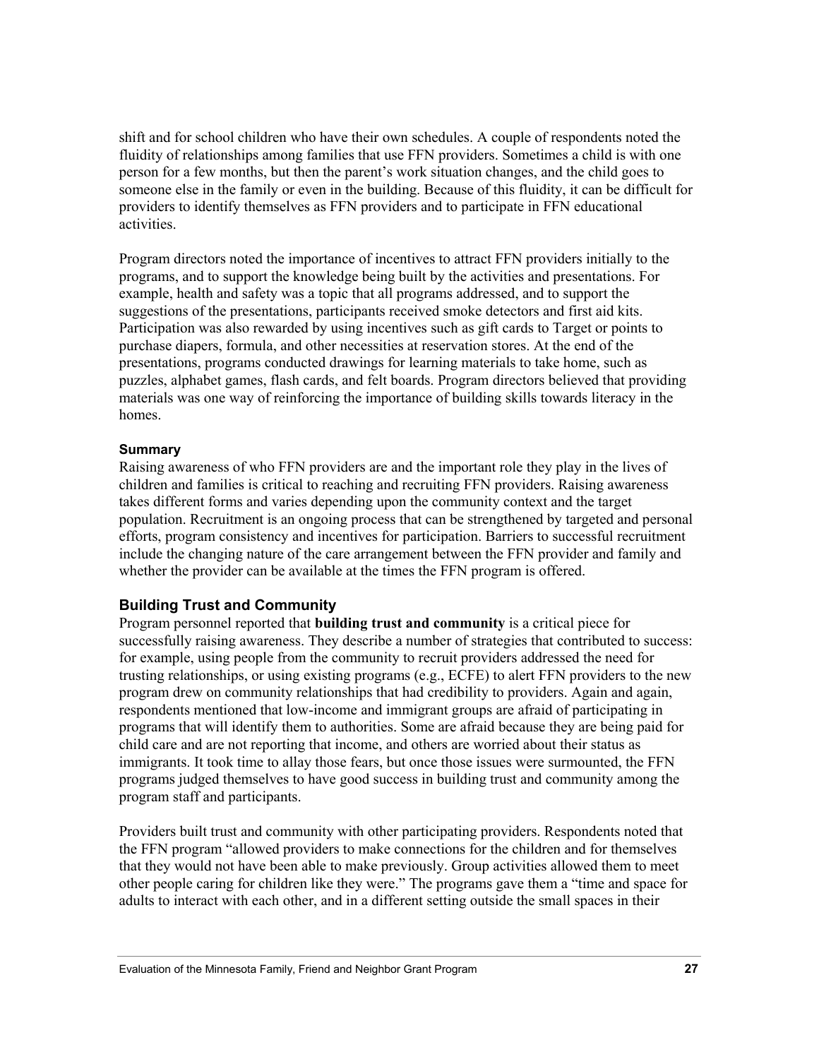shift and for school children who have their own schedules. A couple of respondents noted the fluidity of relationships among families that use FFN providers. Sometimes a child is with one person for a few months, but then the parent's work situation changes, and the child goes to someone else in the family or even in the building. Because of this fluidity, it can be difficult for providers to identify themselves as FFN providers and to participate in FFN educational activities.

Program directors noted the importance of incentives to attract FFN providers initially to the programs, and to support the knowledge being built by the activities and presentations. For example, health and safety was a topic that all programs addressed, and to support the suggestions of the presentations, participants received smoke detectors and first aid kits. Participation was also rewarded by using incentives such as gift cards to Target or points to purchase diapers, formula, and other necessities at reservation stores. At the end of the presentations, programs conducted drawings for learning materials to take home, such as puzzles, alphabet games, flash cards, and felt boards. Program directors believed that providing materials was one way of reinforcing the importance of building skills towards literacy in the homes.

#### Summary

Raising awareness of who FFN providers are and the important role they play in the lives of children and families is critical to reaching and recruiting FFN providers. Raising awareness takes different forms and varies depending upon the community context and the target population. Recruitment is an ongoing process that can be strengthened by targeted and personal efforts, program consistency and incentives for participation. Barriers to successful recruitment include the changing nature of the care arrangement between the FFN provider and family and whether the provider can be available at the times the FFN program is offered.

### Building Trust and Community

Program personnel reported that **building trust and community** is a critical piece for successfully raising awareness. They describe a number of strategies that contributed to success: for example, using people from the community to recruit providers addressed the need for trusting relationships, or using existing programs (e.g., ECFE) to alert FFN providers to the new program drew on community relationships that had credibility to providers. Again and again, respondents mentioned that low-income and immigrant groups are afraid of participating in programs that will identify them to authorities. Some are afraid because they are being paid for child care and are not reporting that income, and others are worried about their status as immigrants. It took time to allay those fears, but once those issues were surmounted, the FFN programs judged themselves to have good success in building trust and community among the program staff and participants.

Providers built trust and community with other participating providers. Respondents noted that the FFN program "allowed providers to make connections for the children and for themselves that they would not have been able to make previously. Group activities allowed them to meet other people caring for children like they were." The programs gave them a "time and space for adults to interact with each other, and in a different setting outside the small spaces in their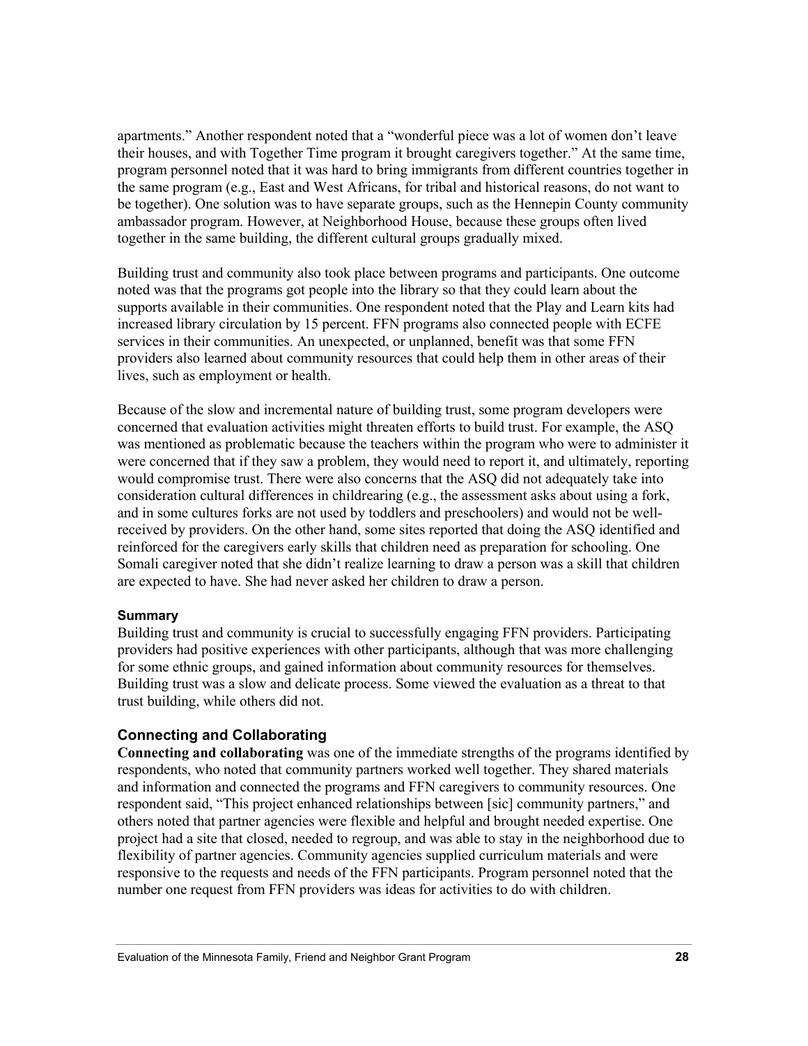apartments." Another respondent noted that a "wonderful piece was a lot of women don't leave their houses, and with Together Time program it brought caregivers together." At the same time, program personnel noted that it was hard to bring immigrants from different countries together in the same program (e.g., East and West Africans, for tribal and historical reasons, do not want to be together). One solution was to have separate groups, such as the Hennepin County community ambassador program. However, at Neighborhood House, because these groups often lived together in the same building, the different cultural groups gradually mixed.

Building trust and community also took place between programs and participants. One outcome noted was that the programs got people into the library so that they could learn about the supports available in their communities. One respondent noted that the Play and Learn kits had increased library circulation by 15 percent. FFN programs also connected people with ECFE services in their communities. An unexpected, or unplanned, benefit was that some FFN providers also learned about community resources that could help them in other areas of their lives, such as employment or health.

Because of the slow and incremental nature of building trust, some program developers were concerned that evaluation activities might threaten efforts to build trust. For example, the ASQ was mentioned as problematic because the teachers within the program who were to administer it were concerned that if they saw a problem, they would need to report it, and ultimately, reporting would compromise trust. There were also concerns that the ASQ did not adequately take into consideration cultural differences in childrearing (e.g., the assessment asks about using a fork, and in some cultures forks are not used by toddlers and preschoolers) and would not be well-received by providers. On the other hand, some sites reported that doing the ASQ identified and reinforced for the caregivers early skills that children need as preparation for schooling. One Somali caregiver noted that she didn't realize learning to draw a person was a skill that children are expected to have. She had never asked her children to draw a person.

#### Summary

Building trust and community is crucial to successfully engaging FFN providers. Participating providers had positive experiences with other participants, although that was more challenging for some ethnic groups, and gained information about community resources for themselves. Building trust was a slow and delicate process. Some viewed the evaluation as a threat to that trust building, while others did not.

### Connecting and Collaborating

**Connecting and collaborating** was one of the immediate strengths of the programs identified by respondents, who noted that community partners worked well together. They shared materials and information and connected the programs and FFN caregivers to community resources. One respondent said, "This project enhanced relationships between [sic] community partners," and others noted that partner agencies were flexible and helpful and brought needed expertise. One project had a site that closed, needed to regroup, and was able to stay in the neighborhood due to flexibility of partner agencies. Community agencies supplied curriculum materials and were responsive to the requests and needs of the FFN participants. Program personnel noted that the number one request from FFN providers was ideas for activities to do with children.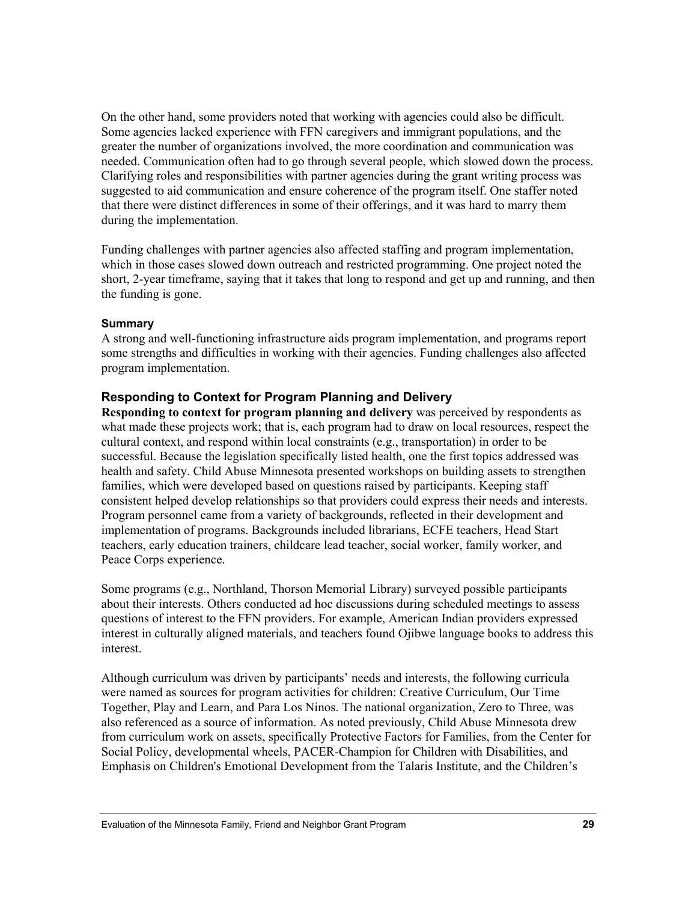On the other hand, some providers noted that working with agencies could also be difficult. Some agencies lacked experience with FFN caregivers and immigrant populations, and the greater the number of organizations involved, the more coordination and communication was needed. Communication often had to go through several people, which slowed down the process. Clarifying roles and responsibilities with partner agencies during the grant writing process was suggested to aid communication and ensure coherence of the program itself. One staffer noted that there were distinct differences in some of their offerings, and it was hard to marry them during the implementation.

Funding challenges with partner agencies also affected staffing and program implementation, which in those cases slowed down outreach and restricted programming. One project noted the short, 2-year timeframe, saying that it takes that long to respond and get up and running, and then the funding is gone.

#### Summary

A strong and well-functioning infrastructure aids program implementation, and programs report some strengths and difficulties in working with their agencies. Funding challenges also affected program implementation.

### Responding to Context for Program Planning and Delivery

**Responding to context for program planning and delivery** was perceived by respondents as what made these projects work; that is, each program had to draw on local resources, respect the cultural context, and respond within local constraints (e.g., transportation) in order to be successful. Because the legislation specifically listed health, one the first topics addressed was health and safety. Child Abuse Minnesota presented workshops on building assets to strengthen families, which were developed based on questions raised by participants. Keeping staff consistent helped develop relationships so that providers could express their needs and interests. Program personnel came from a variety of backgrounds, reflected in their development and implementation of programs. Backgrounds included librarians, ECFE teachers, Head Start teachers, early education trainers, childcare lead teacher, social worker, family worker, and Peace Corps experience.

Some programs (e.g., Northland, Thorson Memorial Library) surveyed possible participants about their interests. Others conducted ad hoc discussions during scheduled meetings to assess questions of interest to the FFN providers. For example, American Indian providers expressed interest in culturally aligned materials, and teachers found Ojibwe language books to address this interest.

Although curriculum was driven by participants' needs and interests, the following curricula were named as sources for program activities for children: Creative Curriculum, Our Time Together, Play and Learn, and Para Los Ninos. The national organization, Zero to Three, was also referenced as a source of information. As noted previously, Child Abuse Minnesota drew from curriculum work on assets, specifically Protective Factors for Families, from the Center for Social Policy, developmental wheels, PACER-Champion for Children with Disabilities, and Emphasis on Children's Emotional Development from the Talaris Institute, and the Children's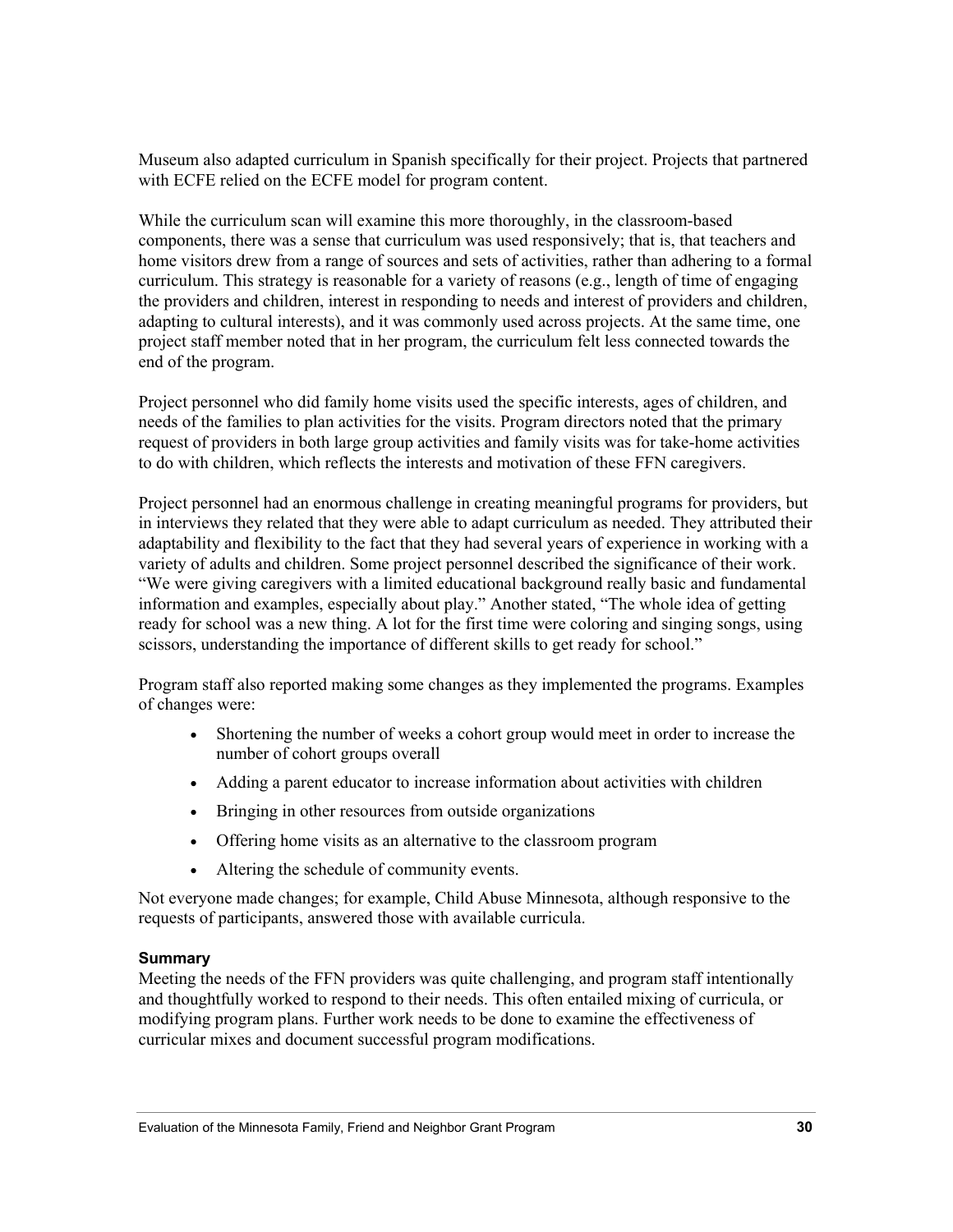Museum also adapted curriculum in Spanish specifically for their project. Projects that partnered with ECFE relied on the ECFE model for program content.

While the curriculum scan will examine this more thoroughly, in the classroom-based components, there was a sense that curriculum was used responsively; that is, that teachers and home visitors drew from a range of sources and sets of activities, rather than adhering to a formal curriculum. This strategy is reasonable for a variety of reasons (e.g., length of time of engaging the providers and children, interest in responding to needs and interest of providers and children, adapting to cultural interests), and it was commonly used across projects. At the same time, one project staff member noted that in her program, the curriculum felt less connected towards the end of the program.

Project personnel who did family home visits used the specific interests, ages of children, and needs of the families to plan activities for the visits. Program directors noted that the primary request of providers in both large group activities and family visits was for take-home activities to do with children, which reflects the interests and motivation of these FFN caregivers.

Project personnel had an enormous challenge in creating meaningful programs for providers, but in interviews they related that they were able to adapt curriculum as needed. They attributed their adaptability and flexibility to the fact that they had several years of experience in working with a variety of adults and children. Some project personnel described the significance of their work. "We were giving caregivers with a limited educational background really basic and fundamental information and examples, especially about play." Another stated, "The whole idea of getting ready for school was a new thing. A lot for the first time were coloring and singing songs, using scissors, understanding the importance of different skills to get ready for school."

Program staff also reported making some changes as they implemented the programs. Examples of changes were:

- Shortening the number of weeks a cohort group would meet in order to increase the number of cohort groups overall
- Adding a parent educator to increase information about activities with children
- Bringing in other resources from outside organizations
- Offering home visits as an alternative to the classroom program
- Altering the schedule of community events.

Not everyone made changes; for example, Child Abuse Minnesota, although responsive to the requests of participants, answered those with available curricula.

#### Summary

Meeting the needs of the FFN providers was quite challenging, and program staff intentionally and thoughtfully worked to respond to their needs. This often entailed mixing of curricula, or modifying program plans. Further work needs to be done to examine the effectiveness of curricular mixes and document successful program modifications.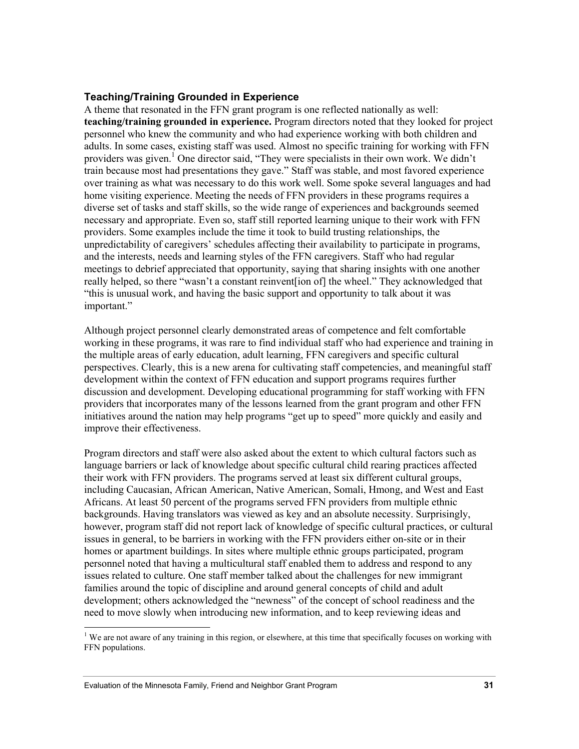### Teaching/Training Grounded in Experience

A theme that resonated in the FFN grant program is one reflected nationally as well: **teaching/training grounded in experience.** Program directors noted that they looked for project personnel who knew the community and who had experience working with both children and adults. In some cases, existing staff was used. Almost no specific training for working with FFN providers was given.[1] One director said, "They were specialists in their own work. We didn't train because most had presentations they gave." Staff was stable, and most favored experience over training as what was necessary to do this work well. Some spoke several languages and had home visiting experience. Meeting the needs of FFN providers in these programs requires a diverse set of tasks and staff skills, so the wide range of experiences and backgrounds seemed necessary and appropriate. Even so, staff still reported learning unique to their work with FFN providers. Some examples include the time it took to build trusting relationships, the unpredictability of caregivers' schedules affecting their availability to participate in programs, and the interests, needs and learning styles of the FFN caregivers. Staff who had regular meetings to debrief appreciated that opportunity, saying that sharing insights with one another really helped, so there "wasn't a constant reinvent[ion of] the wheel." They acknowledged that "this is unusual work, and having the basic support and opportunity to talk about it was important."

Although project personnel clearly demonstrated areas of competence and felt comfortable working in these programs, it was rare to find individual staff who had experience and training in the multiple areas of early education, adult learning, FFN caregivers and specific cultural perspectives. Clearly, this is a new arena for cultivating staff competencies, and meaningful staff development within the context of FFN education and support programs requires further discussion and development. Developing educational programming for staff working with FFN providers that incorporates many of the lessons learned from the grant program and other FFN initiatives around the nation may help programs "get up to speed" more quickly and easily and improve their effectiveness.

Program directors and staff were also asked about the extent to which cultural factors such as language barriers or lack of knowledge about specific cultural child rearing practices affected their work with FFN providers. The programs served at least six different cultural groups, including Caucasian, African American, Native American, Somali, Hmong, and West and East Africans. At least 50 percent of the programs served FFN providers from multiple ethnic backgrounds. Having translators was viewed as key and an absolute necessity. Surprisingly, however, program staff did not report lack of knowledge of specific cultural practices, or cultural issues in general, to be barriers in working with the FFN providers either on-site or in their homes or apartment buildings. In sites where multiple ethnic groups participated, program personnel noted that having a multicultural staff enabled them to address and respond to any issues related to culture. One staff member talked about the challenges for new immigrant families around the topic of discipline and around general concepts of child and adult development; others acknowledged the "newness" of the concept of school readiness and the need to move slowly when introducing new information, and to keep reviewing ideas and

[1] We are not aware of any training in this region, or elsewhere, at this time that specifically focuses on working with FFN populations.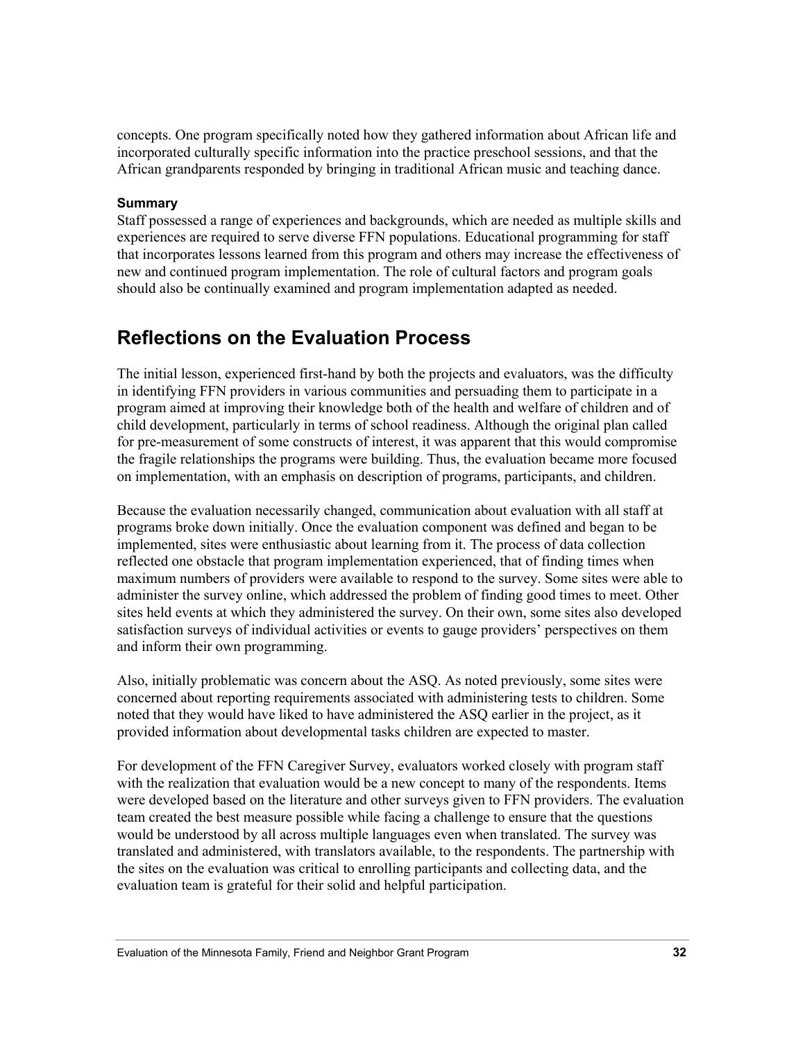concepts. One program specifically noted how they gathered information about African life and incorporated culturally specific information into the practice preschool sessions, and that the African grandparents responded by bringing in traditional African music and teaching dance.

#### Summary

Staff possessed a range of experiences and backgrounds, which are needed as multiple skills and experiences are required to serve diverse FFN populations. Educational programming for staff that incorporates lessons learned from this program and others may increase the effectiveness of new and continued program implementation. The role of cultural factors and program goals should also be continually examined and program implementation adapted as needed.

## Reflections on the Evaluation Process

The initial lesson, experienced first-hand by both the projects and evaluators, was the difficulty in identifying FFN providers in various communities and persuading them to participate in a program aimed at improving their knowledge both of the health and welfare of children and of child development, particularly in terms of school readiness. Although the original plan called for pre-measurement of some constructs of interest, it was apparent that this would compromise the fragile relationships the programs were building. Thus, the evaluation became more focused on implementation, with an emphasis on description of programs, participants, and children.

Because the evaluation necessarily changed, communication about evaluation with all staff at programs broke down initially. Once the evaluation component was defined and began to be implemented, sites were enthusiastic about learning from it. The process of data collection reflected one obstacle that program implementation experienced, that of finding times when maximum numbers of providers were available to respond to the survey. Some sites were able to administer the survey online, which addressed the problem of finding good times to meet. Other sites held events at which they administered the survey. On their own, some sites also developed satisfaction surveys of individual activities or events to gauge providers' perspectives on them and inform their own programming.

Also, initially problematic was concern about the ASQ. As noted previously, some sites were concerned about reporting requirements associated with administering tests to children. Some noted that they would have liked to have administered the ASQ earlier in the project, as it provided information about developmental tasks children are expected to master.

For development of the FFN Caregiver Survey, evaluators worked closely with program staff with the realization that evaluation would be a new concept to many of the respondents. Items were developed based on the literature and other surveys given to FFN providers. The evaluation team created the best measure possible while facing a challenge to ensure that the questions would be understood by all across multiple languages even when translated. The survey was translated and administered, with translators available, to the respondents. The partnership with the sites on the evaluation was critical to enrolling participants and collecting data, and the evaluation team is grateful for their solid and helpful participation.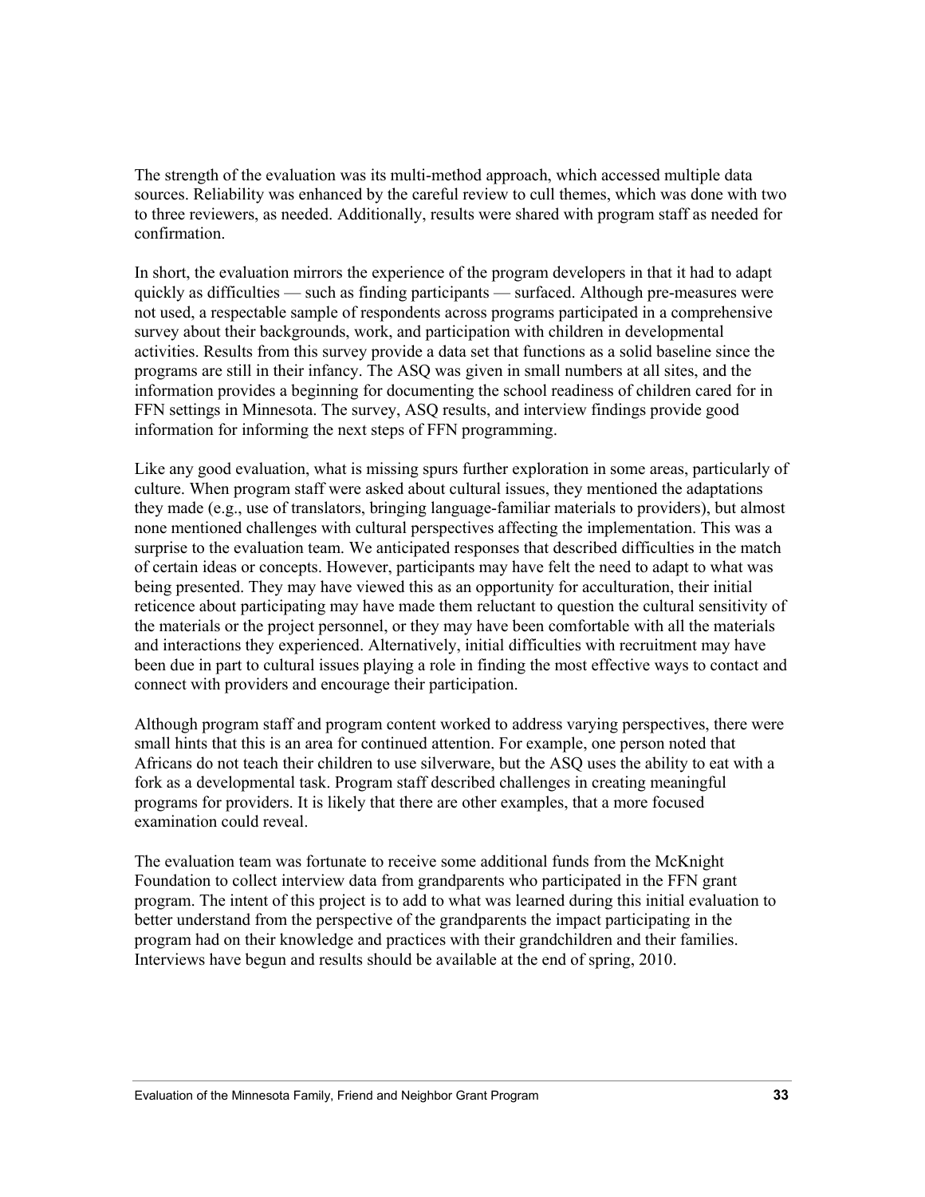The strength of the evaluation was its multi-method approach, which accessed multiple data sources. Reliability was enhanced by the careful review to cull themes, which was done with two to three reviewers, as needed. Additionally, results were shared with program staff as needed for confirmation.

In short, the evaluation mirrors the experience of the program developers in that it had to adapt quickly as difficulties — such as finding participants — surfaced. Although pre-measures were not used, a respectable sample of respondents across programs participated in a comprehensive survey about their backgrounds, work, and participation with children in developmental activities. Results from this survey provide a data set that functions as a solid baseline since the programs are still in their infancy. The ASQ was given in small numbers at all sites, and the information provides a beginning for documenting the school readiness of children cared for in FFN settings in Minnesota. The survey, ASQ results, and interview findings provide good information for informing the next steps of FFN programming.

Like any good evaluation, what is missing spurs further exploration in some areas, particularly of culture. When program staff were asked about cultural issues, they mentioned the adaptations they made (e.g., use of translators, bringing language-familiar materials to providers), but almost none mentioned challenges with cultural perspectives affecting the implementation. This was a surprise to the evaluation team. We anticipated responses that described difficulties in the match of certain ideas or concepts. However, participants may have felt the need to adapt to what was being presented. They may have viewed this as an opportunity for acculturation, their initial reticence about participating may have made them reluctant to question the cultural sensitivity of the materials or the project personnel, or they may have been comfortable with all the materials and interactions they experienced. Alternatively, initial difficulties with recruitment may have been due in part to cultural issues playing a role in finding the most effective ways to contact and connect with providers and encourage their participation.

Although program staff and program content worked to address varying perspectives, there were small hints that this is an area for continued attention. For example, one person noted that Africans do not teach their children to use silverware, but the ASQ uses the ability to eat with a fork as a developmental task. Program staff described challenges in creating meaningful programs for providers. It is likely that there are other examples, that a more focused examination could reveal.

The evaluation team was fortunate to receive some additional funds from the McKnight Foundation to collect interview data from grandparents who participated in the FFN grant program. The intent of this project is to add to what was learned during this initial evaluation to better understand from the perspective of the grandparents the impact participating in the program had on their knowledge and practices with their grandchildren and their families. Interviews have begun and results should be available at the end of spring, 2010.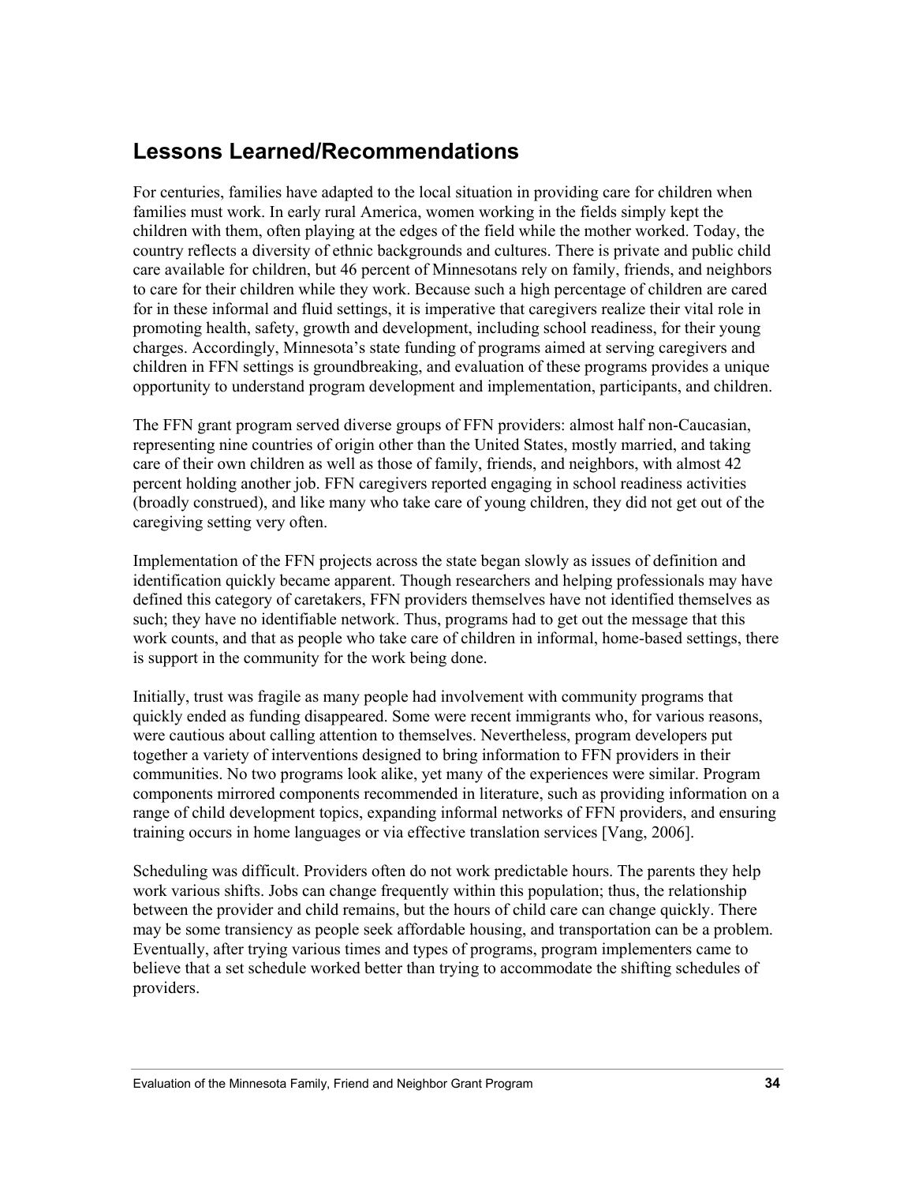## Lessons Learned/Recommendations

For centuries, families have adapted to the local situation in providing care for children when families must work. In early rural America, women working in the fields simply kept the children with them, often playing at the edges of the field while the mother worked. Today, the country reflects a diversity of ethnic backgrounds and cultures. There is private and public child care available for children, but 46 percent of Minnesotans rely on family, friends, and neighbors to care for their children while they work. Because such a high percentage of children are cared for in these informal and fluid settings, it is imperative that caregivers realize their vital role in promoting health, safety, growth and development, including school readiness, for their young charges. Accordingly, Minnesota's state funding of programs aimed at serving caregivers and children in FFN settings is groundbreaking, and evaluation of these programs provides a unique opportunity to understand program development and implementation, participants, and children.

The FFN grant program served diverse groups of FFN providers: almost half non-Caucasian, representing nine countries of origin other than the United States, mostly married, and taking care of their own children as well as those of family, friends, and neighbors, with almost 42 percent holding another job. FFN caregivers reported engaging in school readiness activities (broadly construed), and like many who take care of young children, they did not get out of the caregiving setting very often.

Implementation of the FFN projects across the state began slowly as issues of definition and identification quickly became apparent. Though researchers and helping professionals may have defined this category of caretakers, FFN providers themselves have not identified themselves as such; they have no identifiable network. Thus, programs had to get out the message that this work counts, and that as people who take care of children in informal, home-based settings, there is support in the community for the work being done.

Initially, trust was fragile as many people had involvement with community programs that quickly ended as funding disappeared. Some were recent immigrants who, for various reasons, were cautious about calling attention to themselves. Nevertheless, program developers put together a variety of interventions designed to bring information to FFN providers in their communities. No two programs look alike, yet many of the experiences were similar. Program components mirrored components recommended in literature, such as providing information on a range of child development topics, expanding informal networks of FFN providers, and ensuring training occurs in home languages or via effective translation services [Vang, 2006].

Scheduling was difficult. Providers often do not work predictable hours. The parents they help work various shifts. Jobs can change frequently within this population; thus, the relationship between the provider and child remains, but the hours of child care can change quickly. There may be some transiency as people seek affordable housing, and transportation can be a problem. Eventually, after trying various times and types of programs, program implementers came to believe that a set schedule worked better than trying to accommodate the shifting schedules of providers.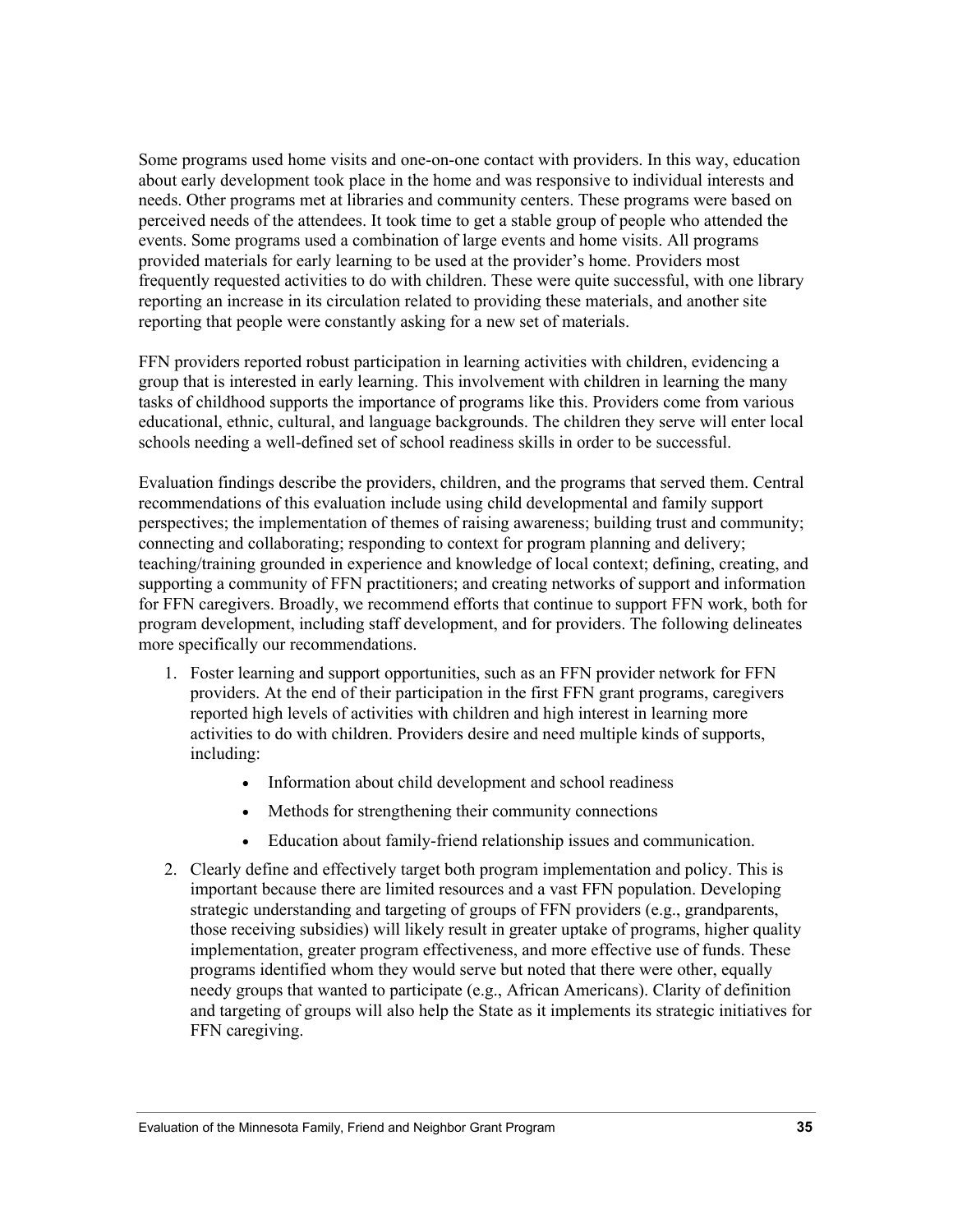Some programs used home visits and one-on-one contact with providers. In this way, education about early development took place in the home and was responsive to individual interests and needs. Other programs met at libraries and community centers. These programs were based on perceived needs of the attendees. It took time to get a stable group of people who attended the events. Some programs used a combination of large events and home visits. All programs provided materials for early learning to be used at the provider's home. Providers most frequently requested activities to do with children. These were quite successful, with one library reporting an increase in its circulation related to providing these materials, and another site reporting that people were constantly asking for a new set of materials.

FFN providers reported robust participation in learning activities with children, evidencing a group that is interested in early learning. This involvement with children in learning the many tasks of childhood supports the importance of programs like this. Providers come from various educational, ethnic, cultural, and language backgrounds. The children they serve will enter local schools needing a well-defined set of school readiness skills in order to be successful.

Evaluation findings describe the providers, children, and the programs that served them. Central recommendations of this evaluation include using child developmental and family support perspectives; the implementation of themes of raising awareness; building trust and community; connecting and collaborating; responding to context for program planning and delivery; teaching/training grounded in experience and knowledge of local context; defining, creating, and supporting a community of FFN practitioners; and creating networks of support and information for FFN caregivers. Broadly, we recommend efforts that continue to support FFN work, both for program development, including staff development, and for providers. The following delineates more specifically our recommendations.

1. Foster learning and support opportunities, such as an FFN provider network for FFN providers. At the end of their participation in the first FFN grant programs, caregivers reported high levels of activities with children and high interest in learning more activities to do with children. Providers desire and need multiple kinds of supports, including:
   - Information about child development and school readiness
   - Methods for strengthening their community connections
   - Education about family-friend relationship issues and communication.
2. Clearly define and effectively target both program implementation and policy. This is important because there are limited resources and a vast FFN population. Developing strategic understanding and targeting of groups of FFN providers (e.g., grandparents, those receiving subsidies) will likely result in greater uptake of programs, higher quality implementation, greater program effectiveness, and more effective use of funds. These programs identified whom they would serve but noted that there were other, equally needy groups that wanted to participate (e.g., African Americans). Clarity of definition and targeting of groups will also help the State as it implements its strategic initiatives for FFN caregiving.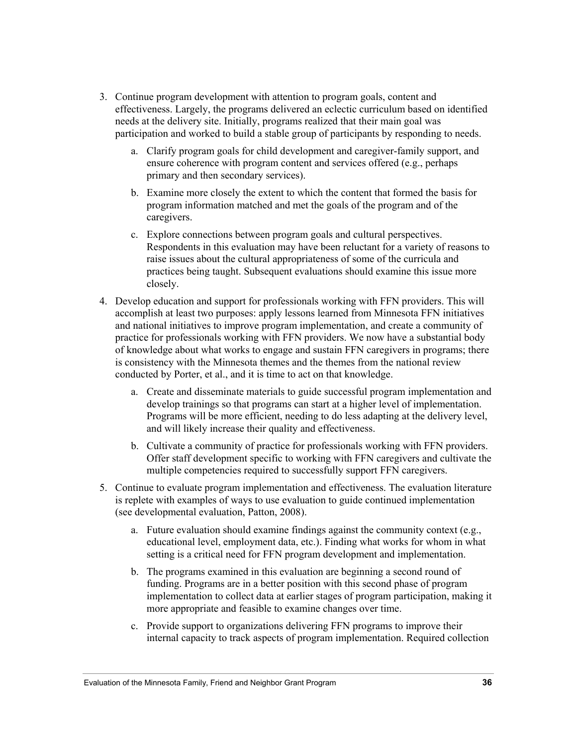3. Continue program development with attention to program goals, content and effectiveness. Largely, the programs delivered an eclectic curriculum based on identified needs at the delivery site. Initially, programs realized that their main goal was participation and worked to build a stable group of participants by responding to needs.

    a. Clarify program goals for child development and caregiver-family support, and ensure coherence with program content and services offered (e.g., perhaps primary and then secondary services).

    b. Examine more closely the extent to which the content that formed the basis for program information matched and met the goals of the program and of the caregivers.

    c. Explore connections between program goals and cultural perspectives. Respondents in this evaluation may have been reluctant for a variety of reasons to raise issues about the cultural appropriateness of some of the curricula and practices being taught. Subsequent evaluations should examine this issue more closely.

4. Develop education and support for professionals working with FFN providers. This will accomplish at least two purposes: apply lessons learned from Minnesota FFN initiatives and national initiatives to improve program implementation, and create a community of practice for professionals working with FFN providers. We now have a substantial body of knowledge about what works to engage and sustain FFN caregivers in programs; there is consistency with the Minnesota themes and the themes from the national review conducted by Porter, et al., and it is time to act on that knowledge.

    a. Create and disseminate materials to guide successful program implementation and develop trainings so that programs can start at a higher level of implementation. Programs will be more efficient, needing to do less adapting at the delivery level, and will likely increase their quality and effectiveness.

    b. Cultivate a community of practice for professionals working with FFN providers. Offer staff development specific to working with FFN caregivers and cultivate the multiple competencies required to successfully support FFN caregivers.

5. Continue to evaluate program implementation and effectiveness. The evaluation literature is replete with examples of ways to use evaluation to guide continued implementation (see developmental evaluation, Patton, 2008).

    a. Future evaluation should examine findings against the community context (e.g., educational level, employment data, etc.). Finding what works for whom in what setting is a critical need for FFN program development and implementation.

    b. The programs examined in this evaluation are beginning a second round of funding. Programs are in a better position with this second phase of program implementation to collect data at earlier stages of program participation, making it more appropriate and feasible to examine changes over time.

    c. Provide support to organizations delivering FFN programs to improve their internal capacity to track aspects of program implementation. Required collection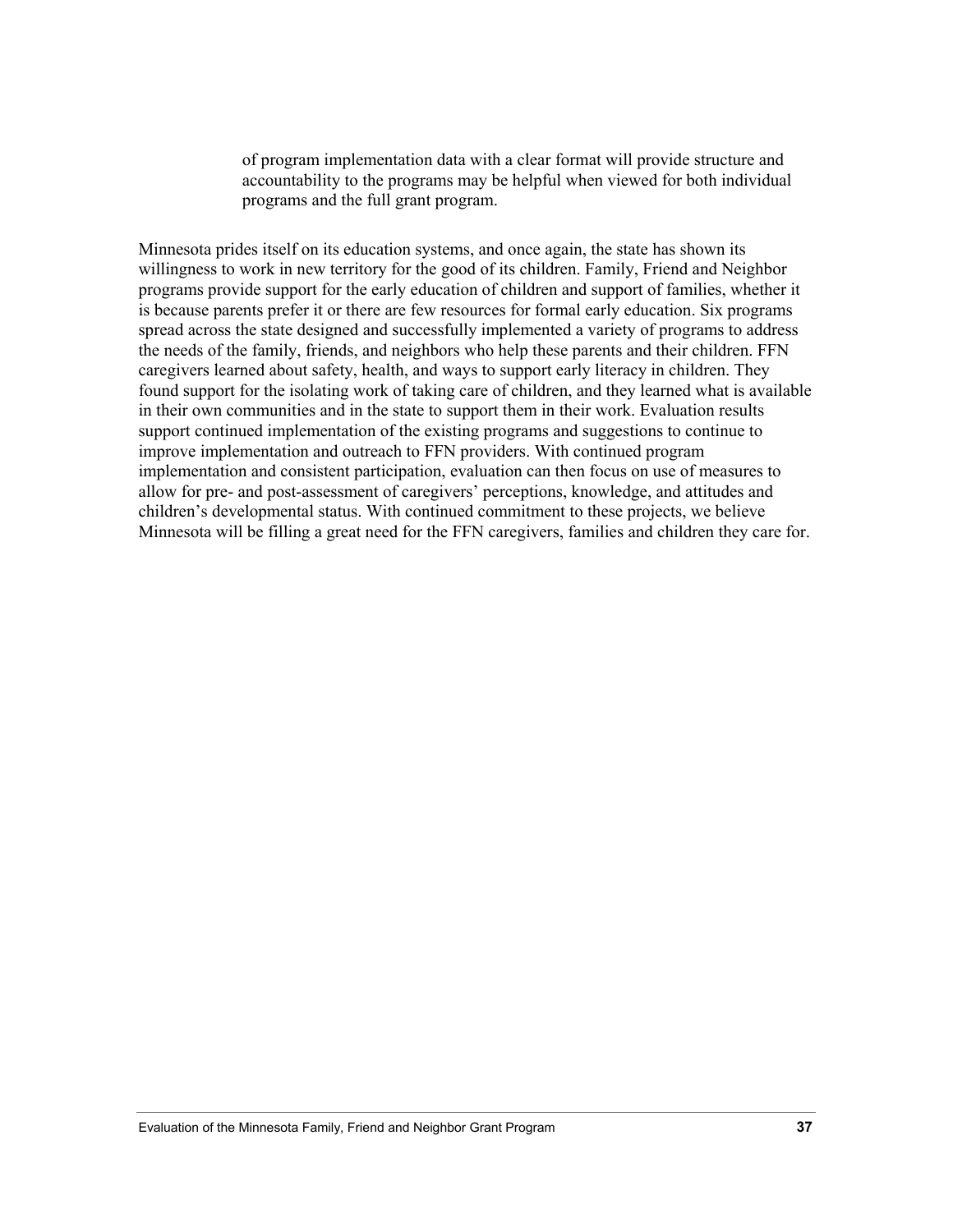of program implementation data with a clear format will provide structure and accountability to the programs may be helpful when viewed for both individual programs and the full grant program.

Minnesota prides itself on its education systems, and once again, the state has shown its willingness to work in new territory for the good of its children. Family, Friend and Neighbor programs provide support for the early education of children and support of families, whether it is because parents prefer it or there are few resources for formal early education. Six programs spread across the state designed and successfully implemented a variety of programs to address the needs of the family, friends, and neighbors who help these parents and their children. FFN caregivers learned about safety, health, and ways to support early literacy in children. They found support for the isolating work of taking care of children, and they learned what is available in their own communities and in the state to support them in their work. Evaluation results support continued implementation of the existing programs and suggestions to continue to improve implementation and outreach to FFN providers. With continued program implementation and consistent participation, evaluation can then focus on use of measures to allow for pre- and post-assessment of caregivers' perceptions, knowledge, and attitudes and children's developmental status. With continued commitment to these projects, we believe Minnesota will be filling a great need for the FFN caregivers, families and children they care for.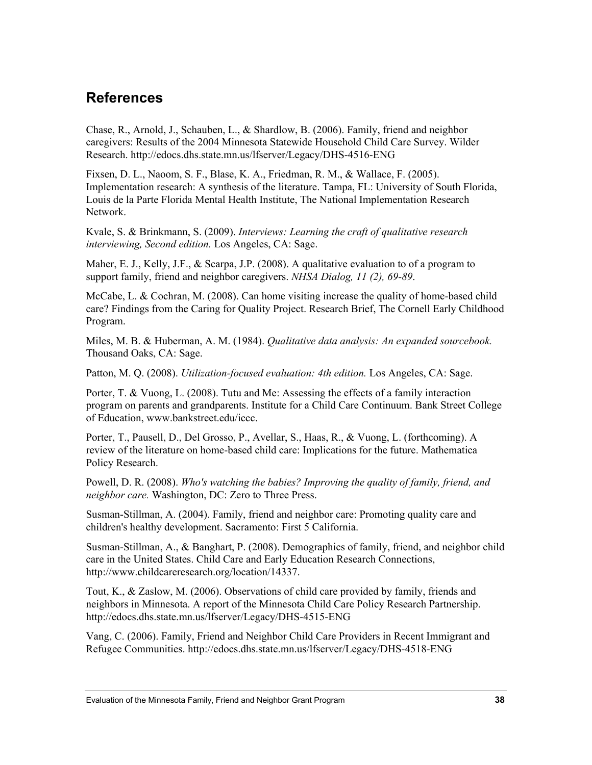## References

Chase, R., Arnold, J., Schauben, L., & Shardlow, B. (2006). Family, friend and neighbor caregivers: Results of the 2004 Minnesota Statewide Household Child Care Survey. Wilder Research. http://edocs.dhs.state.mn.us/lfserver/Legacy/DHS-4516-ENG

Fixsen, D. L., Naoom, S. F., Blase, K. A., Friedman, R. M., & Wallace, F. (2005). Implementation research: A synthesis of the literature. Tampa, FL: University of South Florida, Louis de la Parte Florida Mental Health Institute, The National Implementation Research Network.

Kvale, S. & Brinkmann, S. (2009). *Interviews: Learning the craft of qualitative research interviewing, Second edition.* Los Angeles, CA: Sage.

Maher, E. J., Kelly, J.F., & Scarpa, J.P. (2008). A qualitative evaluation to of a program to support family, friend and neighbor caregivers. *NHSA Dialog, 11 (2), 69-89*.

McCabe, L. & Cochran, M. (2008). Can home visiting increase the quality of home-based child care? Findings from the Caring for Quality Project. Research Brief, The Cornell Early Childhood Program.

Miles, M. B. & Huberman, A. M. (1984). *Qualitative data analysis: An expanded sourcebook.* Thousand Oaks, CA: Sage.

Patton, M. Q. (2008). *Utilization-focused evaluation: 4th edition.* Los Angeles, CA: Sage.

Porter, T. & Vuong, L. (2008). Tutu and Me: Assessing the effects of a family interaction program on parents and grandparents. Institute for a Child Care Continuum. Bank Street College of Education, www.bankstreet.edu/iccc.

Porter, T., Pausell, D., Del Grosso, P., Avellar, S., Haas, R., & Vuong, L. (forthcoming). A review of the literature on home-based child care: Implications for the future. Mathematica Policy Research.

Powell, D. R. (2008). *Who's watching the babies? Improving the quality of family, friend, and neighbor care.* Washington, DC: Zero to Three Press.

Susman-Stillman, A. (2004). Family, friend and neighbor care: Promoting quality care and children's healthy development. Sacramento: First 5 California.

Susman-Stillman, A., & Banghart, P. (2008). Demographics of family, friend, and neighbor child care in the United States. Child Care and Early Education Research Connections, http://www.childcareresearch.org/location/14337.

Tout, K., & Zaslow, M. (2006). Observations of child care provided by family, friends and neighbors in Minnesota. A report of the Minnesota Child Care Policy Research Partnership. http://edocs.dhs.state.mn.us/lfserver/Legacy/DHS-4515-ENG

Vang, C. (2006). Family, Friend and Neighbor Child Care Providers in Recent Immigrant and Refugee Communities. http://edocs.dhs.state.mn.us/lfserver/Legacy/DHS-4518-ENG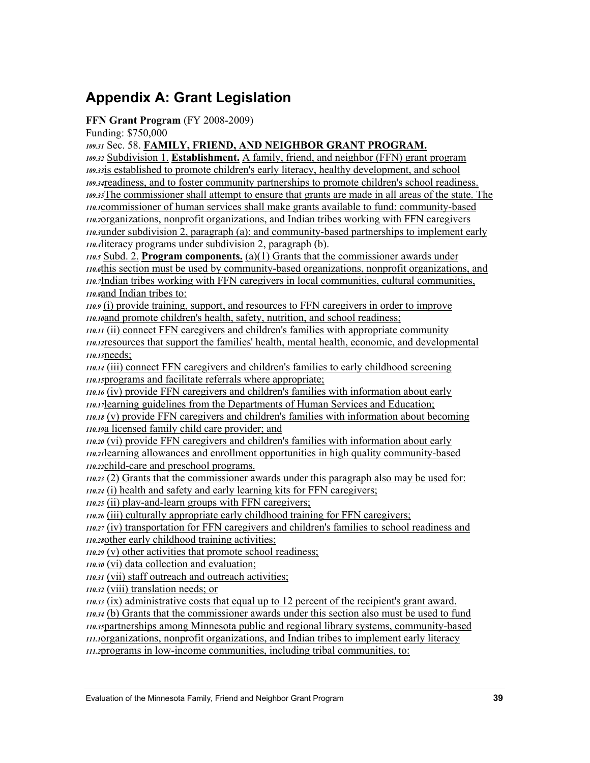## Appendix A: Grant Legislation

**FFN Grant Program** (FY 2008-2009)

Funding: $750,000

*109.31* Sec. 58. **FAMILY, FRIEND, AND NEIGHBOR GRANT PROGRAM.**

*109.32* Subdivision 1. **Establishment.** A family, friend, and neighbor (FFN) grant program *109.33* is established to promote children's early literacy, healthy development, and school *109.34* readiness, and to foster community partnerships to promote children's school readiness. *109.35* The commissioner shall attempt to ensure that grants are made in all areas of the state. The *110.1* commissioner of human services shall make grants available to fund: community-based *110.2* organizations, nonprofit organizations, and Indian tribes working with FFN caregivers *110.3* under subdivision 2, paragraph (a); and community-based partnerships to implement early *110.4* literacy programs under subdivision 2, paragraph (b).

*110.5* Subd. 2. **Program components.** (a)(1) Grants that the commissioner awards under *110.6* this section must be used by community-based organizations, nonprofit organizations, and *110.7* Indian tribes working with FFN caregivers in local communities, cultural communities, *110.8* and Indian tribes to:

*110.9* (i) provide training, support, and resources to FFN caregivers in order to improve *110.10* and promote children's health, safety, nutrition, and school readiness;

*110.11* (ii) connect FFN caregivers and children's families with appropriate community *110.12* resources that support the families' health, mental health, economic, and developmental *110.13* needs;

*110.14* (iii) connect FFN caregivers and children's families to early childhood screening *110.15* programs and facilitate referrals where appropriate;

*110.16* (iv) provide FFN caregivers and children's families with information about early *110.17* learning guidelines from the Departments of Human Services and Education;

*110.18* (v) provide FFN caregivers and children's families with information about becoming *110.19* a licensed family child care provider; and

*110.20* (vi) provide FFN caregivers and children's families with information about early *110.21* learning allowances and enrollment opportunities in high quality community-based *110.22* child-care and preschool programs.

*110.23* (2) Grants that the commissioner awards under this paragraph also may be used for:

*110.24* (i) health and safety and early learning kits for FFN caregivers;

*110.25* (ii) play-and-learn groups with FFN caregivers;

*110.26* (iii) culturally appropriate early childhood training for FFN caregivers;

*110.27* (iv) transportation for FFN caregivers and children's families to school readiness and *110.28* other early childhood training activities;

*110.29* (v) other activities that promote school readiness;

*110.30* (vi) data collection and evaluation;

*110.31* (vii) staff outreach and outreach activities;

*110.32* (viii) translation needs; or

*110.33* (ix) administrative costs that equal up to 12 percent of the recipient's grant award.

*110.34* (b) Grants that the commissioner awards under this section also must be used to fund *110.35* partnerships among Minnesota public and regional library systems, community-based *111.1* organizations, nonprofit organizations, and Indian tribes to implement early literacy *111.2* programs in low-income communities, including tribal communities, to: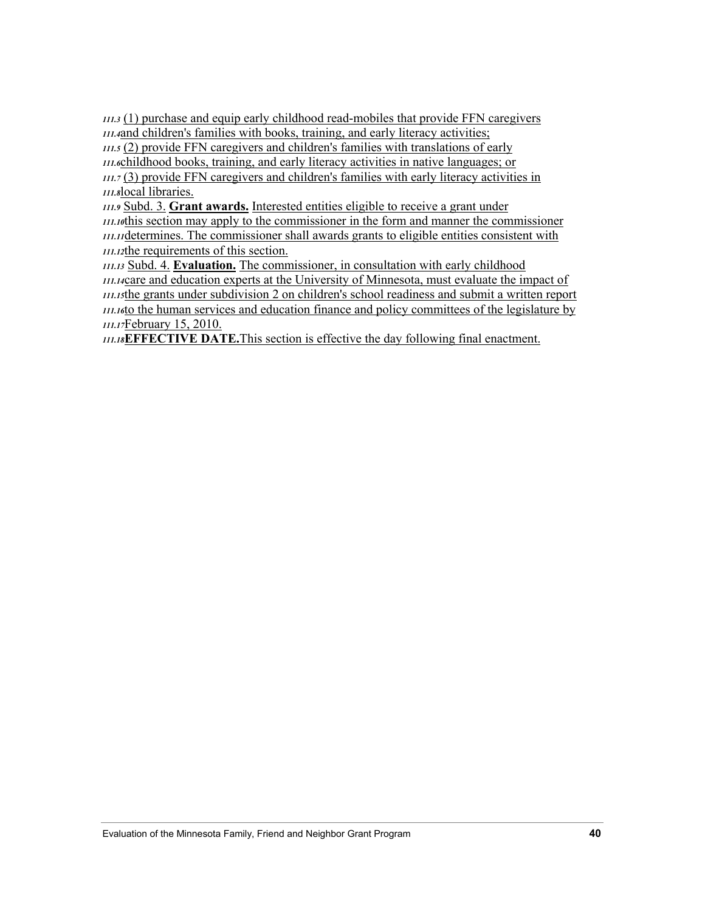111.3 (1) purchase and equip early childhood read-mobiles that provide FFN caregivers
111.4 and children's families with books, training, and early literacy activities;
111.5 (2) provide FFN caregivers and children's families with translations of early
111.6 childhood books, training, and early literacy activities in native languages; or
111.7 (3) provide FFN caregivers and children's families with early literacy activities in
111.8 local libraries.
111.9 Subd. 3. **Grant awards.** Interested entities eligible to receive a grant under
111.10 this section may apply to the commissioner in the form and manner the commissioner
111.11 determines. The commissioner shall awards grants to eligible entities consistent with
111.12 the requirements of this section.
111.13 Subd. 4. **Evaluation.** The commissioner, in consultation with early childhood
111.14 care and education experts at the University of Minnesota, must evaluate the impact of
111.15 the grants under subdivision 2 on children's school readiness and submit a written report
111.16 to the human services and education finance and policy committees of the legislature by
111.17 February 15, 2010.
111.18 **EFFECTIVE DATE.** This section is effective the day following final enactment.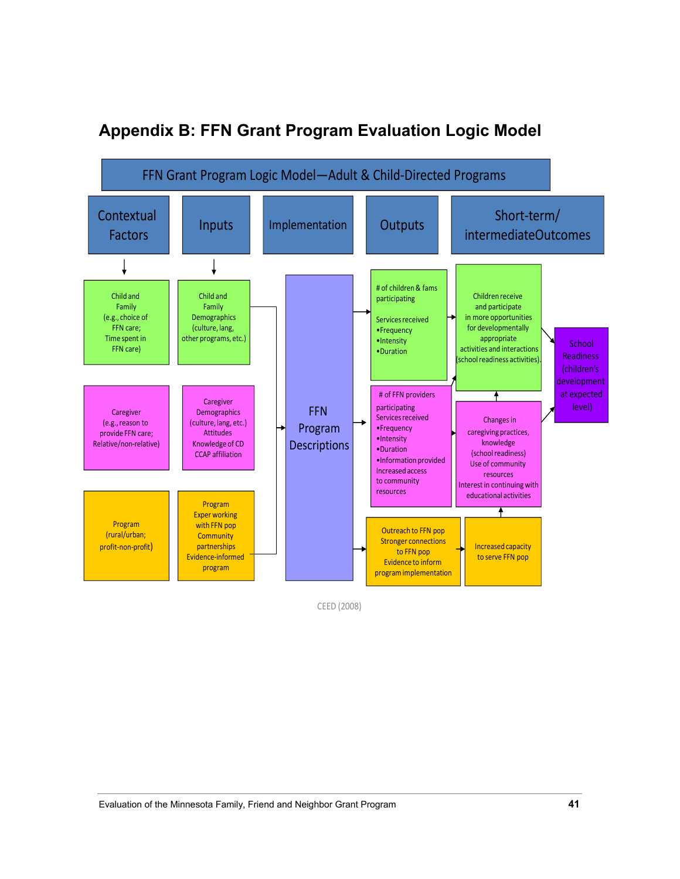# Appendix B: FFN Grant Program Evaluation Logic Model

**FFN Grant Program Logic Model—Adult & Child-Directed Programs**

| Contextual Factors | Inputs | Implementation | Outputs | Short-term/ intermediateOutcomes | |
|---|---|---|---|---|---|
| Child and Family (e.g., choice of FFN care; Time spent in FFN care) | Child and Family Demographics (culture, lang, other programs, etc.) | FFN Program Descriptions | # of children & fams participating<br>Services received<br>•Frequency<br>•Intensity<br>•Duration | Children receive and participate in more opportunities for developmentally appropriate activities and interactions (school readiness activities). | School Readiness (children's development at expected level) |
| Caregiver (e.g., reason to provide FFN care; Relative/non-relative) | Caregiver Demographics (culture, lang, etc.) Attitudes Knowledge of CD CCAP affiliation | | # of FFN providers participating<br>Services received<br>•Frequency<br>•Intensity<br>•Duration<br>•Information provided<br>Increased access to community resources | Changes in caregiving practices, knowledge (school readiness) Use of community resources Interest in continuing with educational activities | |
| Program (rural/urban; profit-non-profit) | Program Exper working with FFN pop Community partnerships Evidence-informed program | | Outreach to FFN pop Stronger connections to FFN pop Evidence to inform program implementation | Increased capacity to serve FFN pop | |

CEED (2008)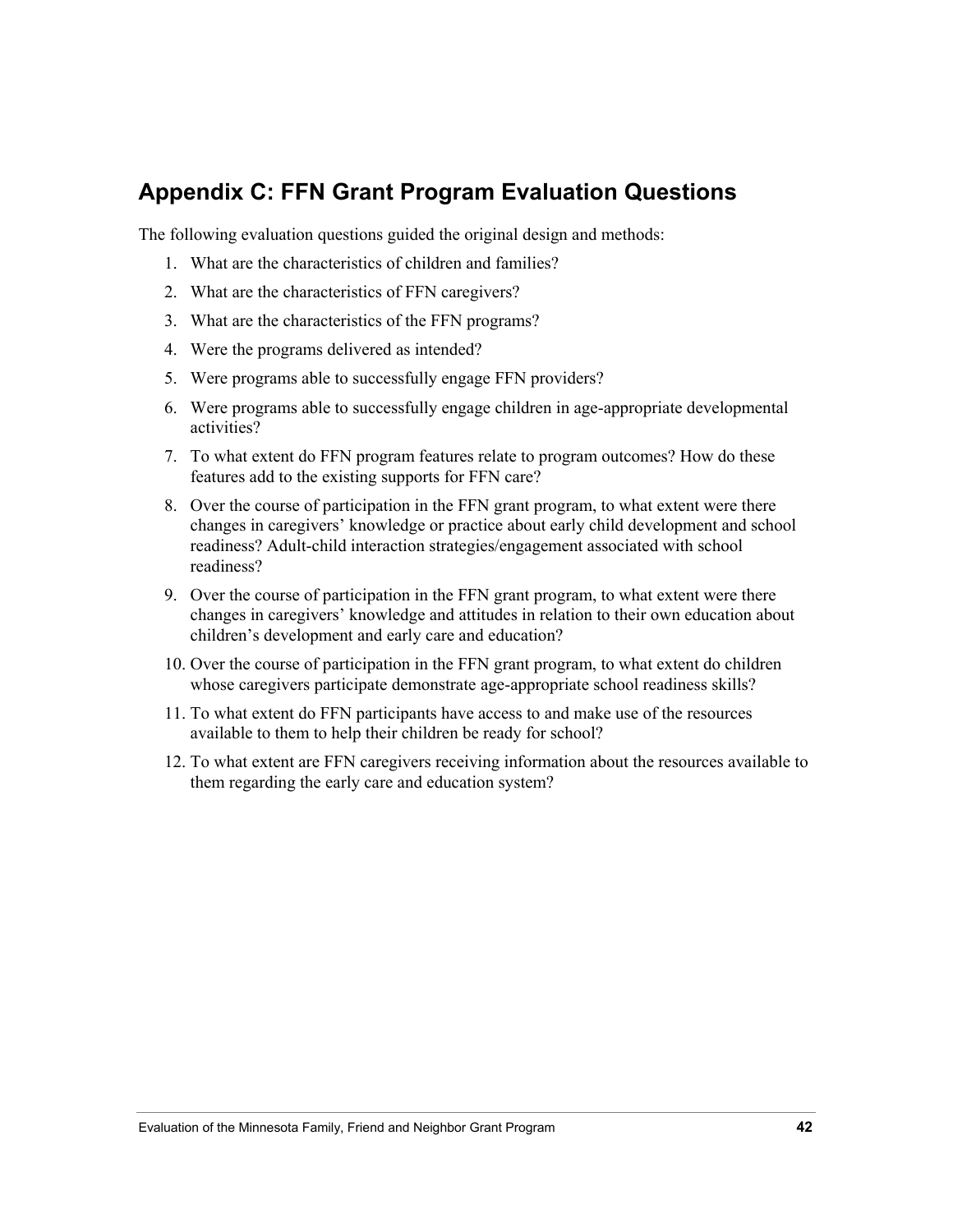## Appendix C: FFN Grant Program Evaluation Questions

The following evaluation questions guided the original design and methods:

1. What are the characteristics of children and families?
2. What are the characteristics of FFN caregivers?
3. What are the characteristics of the FFN programs?
4. Were the programs delivered as intended?
5. Were programs able to successfully engage FFN providers?
6. Were programs able to successfully engage children in age-appropriate developmental activities?
7. To what extent do FFN program features relate to program outcomes? How do these features add to the existing supports for FFN care?
8. Over the course of participation in the FFN grant program, to what extent were there changes in caregivers' knowledge or practice about early child development and school readiness? Adult-child interaction strategies/engagement associated with school readiness?
9. Over the course of participation in the FFN grant program, to what extent were there changes in caregivers' knowledge and attitudes in relation to their own education about children's development and early care and education?
10. Over the course of participation in the FFN grant program, to what extent do children whose caregivers participate demonstrate age-appropriate school readiness skills?
11. To what extent do FFN participants have access to and make use of the resources available to them to help their children be ready for school?
12. To what extent are FFN caregivers receiving information about the resources available to them regarding the early care and education system?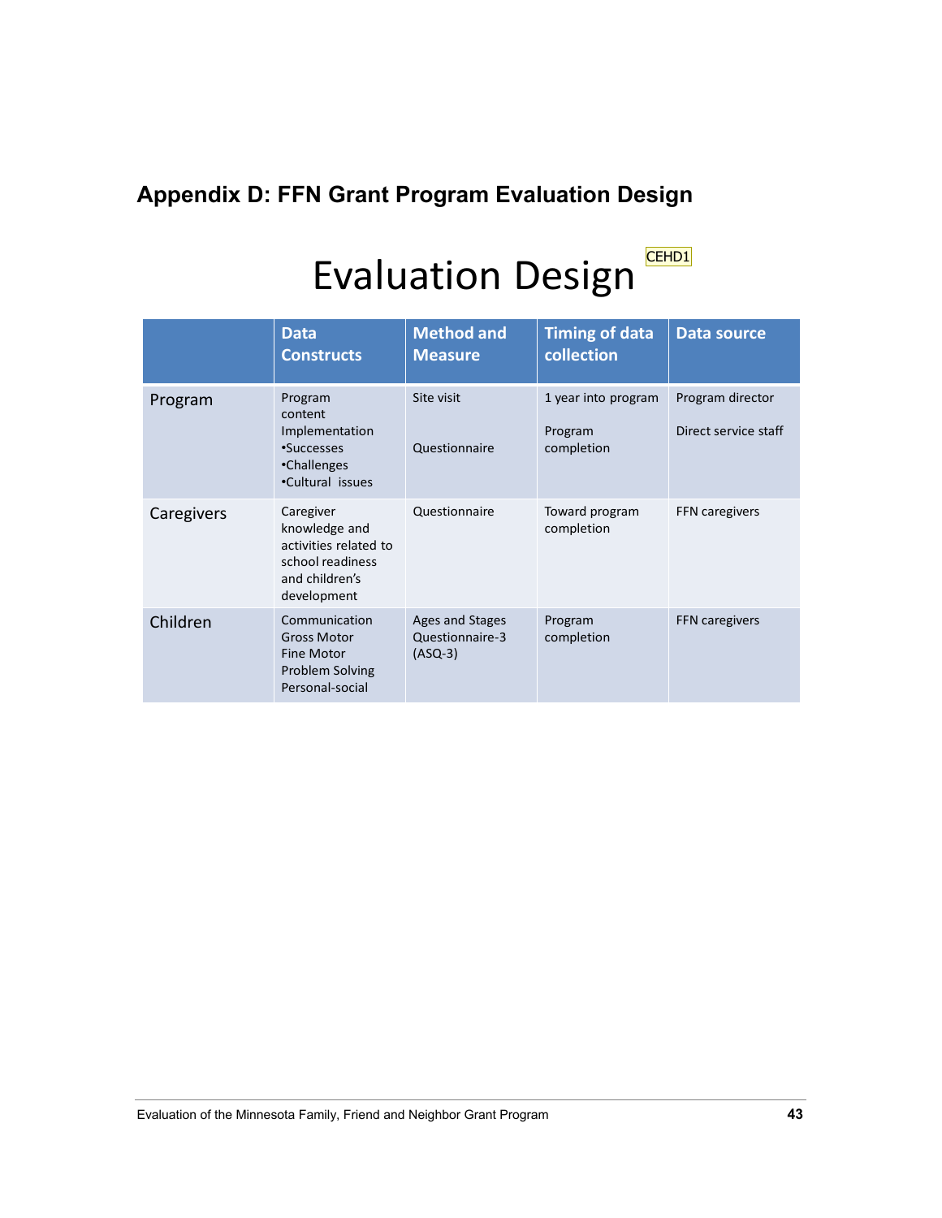## Appendix D: FFN Grant Program Evaluation Design

# Evaluation Design

CEHD1

| | Data Constructs | Method and Measure | Timing of data collection | Data source |
|---|---|---|---|---|
| Program | Program content<br>Implementation<br>•Successes<br>•Challenges<br>•Cultural issues | Site visit<br><br>Questionnaire | 1 year into program<br><br>Program completion | Program director<br><br>Direct service staff |
| Caregivers | Caregiver knowledge and activities related to school readiness and children's development | Questionnaire | Toward program completion | FFN caregivers |
| Children | Communication<br>Gross Motor<br>Fine Motor<br>Problem Solving<br>Personal-social | Ages and Stages Questionnaire-3 (ASQ-3) | Program completion | FFN caregivers |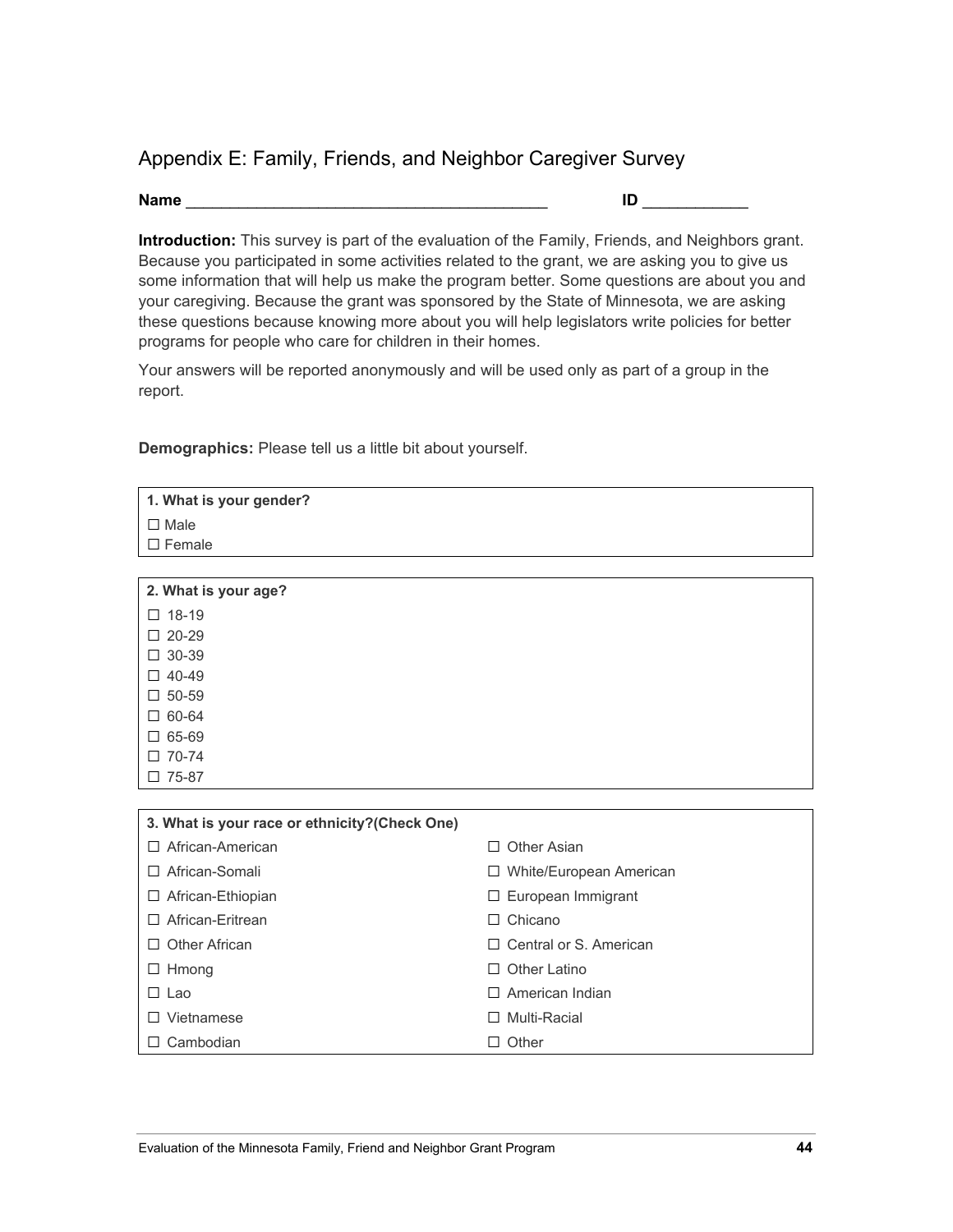## Appendix E: Family, Friends, and Neighbor Caregiver Survey

**Name** ___________________________________________ **ID** ____________

**Introduction:** This survey is part of the evaluation of the Family, Friends, and Neighbors grant. Because you participated in some activities related to the grant, we are asking you to give us some information that will help us make the program better. Some questions are about you and your caregiving. Because the grant was sponsored by the State of Minnesota, we are asking these questions because knowing more about you will help legislators write policies for better programs for people who care for children in their homes.

Your answers will be reported anonymously and will be used only as part of a group in the report.

**Demographics:** Please tell us a little bit about yourself.

| **1. What is your gender?** |
|---|
| ☐ Male |
| ☐ Female |

| **2. What is your age?** |
|---|
| ☐ 18-19 |
| ☐ 20-29 |
| ☐ 30-39 |
| ☐ 40-49 |
| ☐ 50-59 |
| ☐ 60-64 |
| ☐ 65-69 |
| ☐ 70-74 |
| ☐ 75-87 |

| **3. What is your race or ethnicity?(Check One)** | |
|---|---|
| ☐ African-American | ☐ Other Asian |
| ☐ African-Somali | ☐ White/European American |
| ☐ African-Ethiopian | ☐ European Immigrant |
| ☐ African-Eritrean | ☐ Chicano |
| ☐ Other African | ☐ Central or S. American |
| ☐ Hmong | ☐ Other Latino |
| ☐ Lao | ☐ American Indian |
| ☐ Vietnamese | ☐ Multi-Racial |
| ☐ Cambodian | ☐ Other |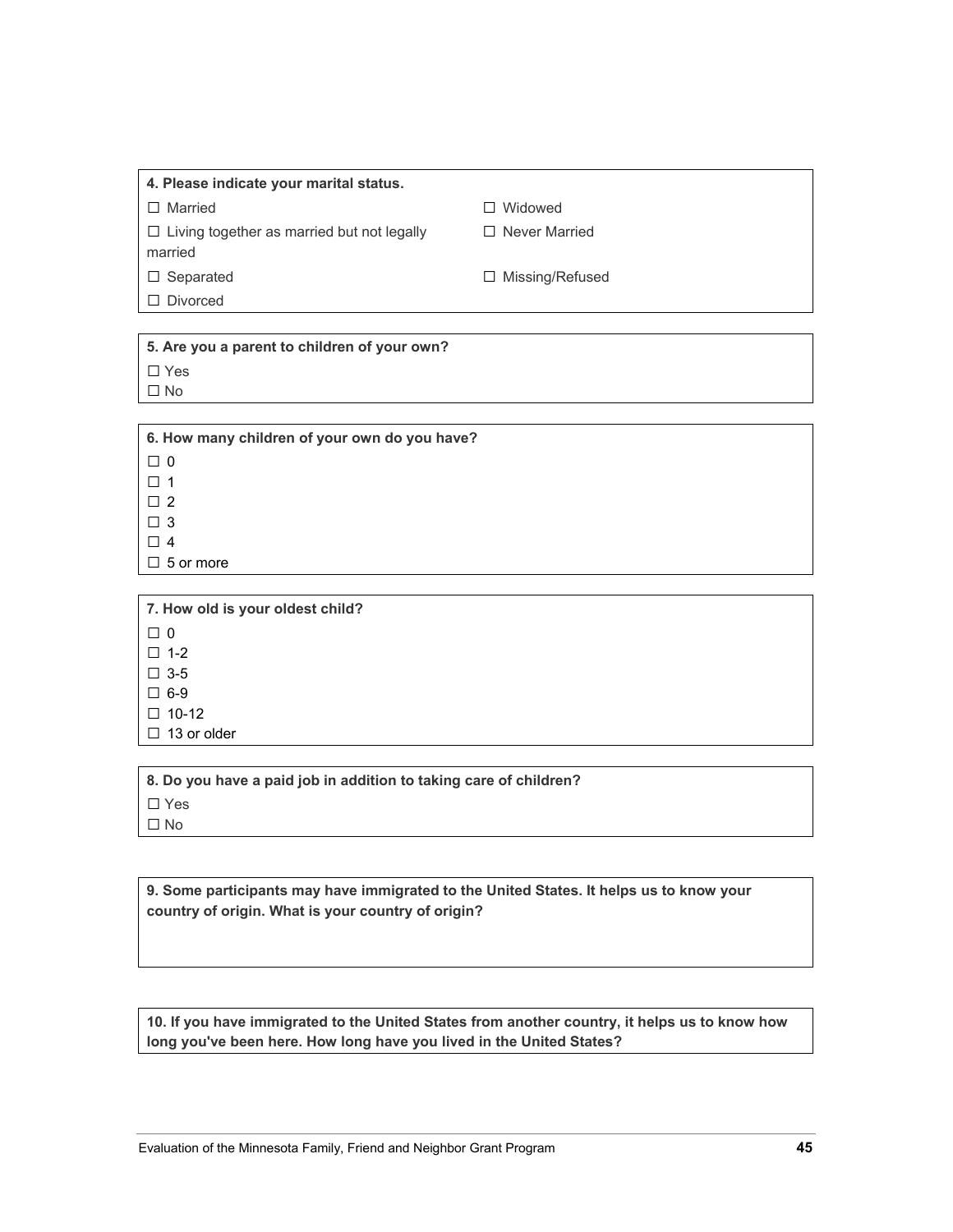**4. Please indicate your marital status.**

☐ Married

☐ Living together as married but not legally married

☐ Separated

☐ Divorced

☐ Widowed

☐ Never Married

☐ Missing/Refused

**5. Are you a parent to children of your own?**

☐ Yes

☐ No

**6. How many children of your own do you have?**

☐ 0

☐ 1

☐ 2

☐ 3

☐ 4

☐ 5 or more

**7. How old is your oldest child?**

☐ 0

☐ 1-2

☐ 3-5

☐ 6-9

☐ 10-12

☐ 13 or older

**8. Do you have a paid job in addition to taking care of children?**

☐ Yes

☐ No

**9. Some participants may have immigrated to the United States. It helps us to know your country of origin. What is your country of origin?**

**10. If you have immigrated to the United States from another country, it helps us to know how long you've been here. How long have you lived in the United States?**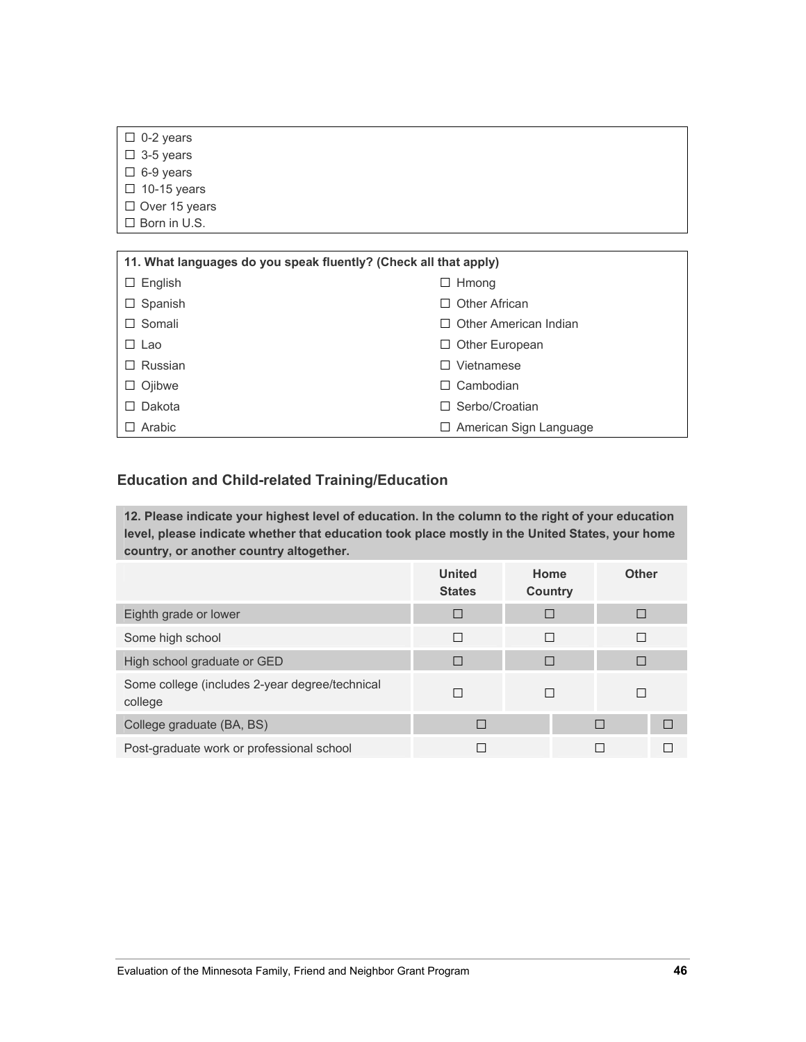| |
|---|
| ☐ 0-2 years |
| ☐ 3-5 years |
| ☐ 6-9 years |
| ☐ 10-15 years |
| ☐ Over 15 years |
| ☐ Born in U.S. |

| 11. What languages do you speak fluently? (Check all that apply) | |
|---|---|
| ☐ English | ☐ Hmong |
| ☐ Spanish | ☐ Other African |
| ☐ Somali | ☐ Other American Indian |
| ☐ Lao | ☐ Other European |
| ☐ Russian | ☐ Vietnamese |
| ☐ Ojibwe | ☐ Cambodian |
| ☐ Dakota | ☐ Serbo/Croatian |
| ☐ Arabic | ☐ American Sign Language |

## Education and Child-related Training/Education

**12. Please indicate your highest level of education. In the column to the right of your education level, please indicate whether that education took place mostly in the United States, your home country, or another country altogether.**

| | United States | Home Country | Other |
|---|---|---|---|
| Eighth grade or lower | ☐ | ☐ | ☐ |
| Some high school | ☐ | ☐ | ☐ |
| High school graduate or GED | ☐ | ☐ | ☐ |
| Some college (includes 2-year degree/technical college | ☐ | ☐ | ☐ |
| College graduate (BA, BS) | ☐ | ☐ | ☐ |
| Post-graduate work or professional school | ☐ | ☐ | ☐ |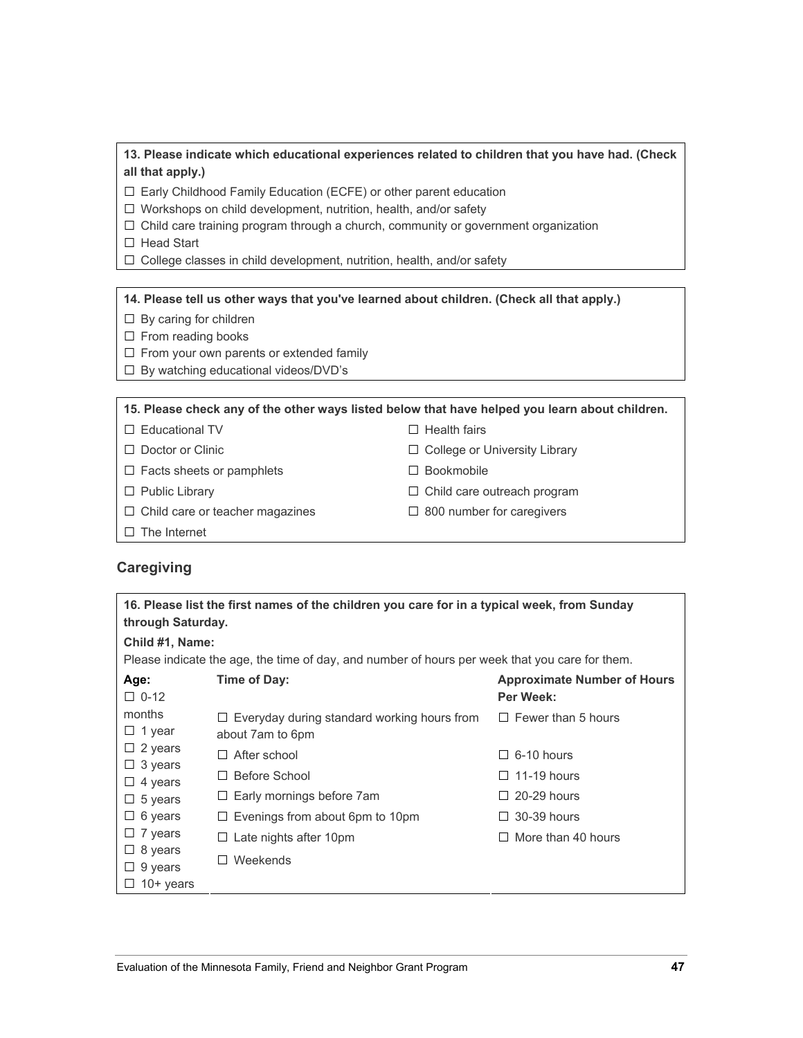**13. Please indicate which educational experiences related to children that you have had. (Check all that apply.)**

☐ Early Childhood Family Education (ECFE) or other parent education
☐ Workshops on child development, nutrition, health, and/or safety
☐ Child care training program through a church, community or government organization
☐ Head Start
☐ College classes in child development, nutrition, health, and/or safety

**14. Please tell us other ways that you've learned about children. (Check all that apply.)**

☐ By caring for children
☐ From reading books
☐ From your own parents or extended family
☐ By watching educational videos/DVD's

**15. Please check any of the other ways listed below that have helped you learn about children.**

☐ Educational TV
☐ Doctor or Clinic
☐ Facts sheets or pamphlets
☐ Public Library
☐ Child care or teacher magazines
☐ The Internet
☐ Health fairs
☐ College or University Library
☐ Bookmobile
☐ Child care outreach program
☐ 800 number for caregivers

## Caregiving

**16. Please list the first names of the children you care for in a typical week, from Sunday through Saturday.**

**Child #1, Name:**

Please indicate the age, the time of day, and number of hours per week that you care for them.

| Age: | Time of Day: | Approximate Number of Hours Per Week: |
|---|---|---|
| ☐ 0-12 months | ☐ Everyday during standard working hours from about 7am to 6pm | ☐ Fewer than 5 hours |
| ☐ 1 year | ☐ After school | ☐ 6-10 hours |
| ☐ 2 years | ☐ Before School | ☐ 11-19 hours |
| ☐ 3 years | ☐ Early mornings before 7am | ☐ 20-29 hours |
| ☐ 4 years | ☐ Evenings from about 6pm to 10pm | ☐ 30-39 hours |
| ☐ 5 years | ☐ Late nights after 10pm | ☐ More than 40 hours |
| ☐ 6 years | ☐ Weekends | |
| ☐ 7 years | | |
| ☐ 8 years | | |
| ☐ 9 years | | |
| ☐ 10+ years | | |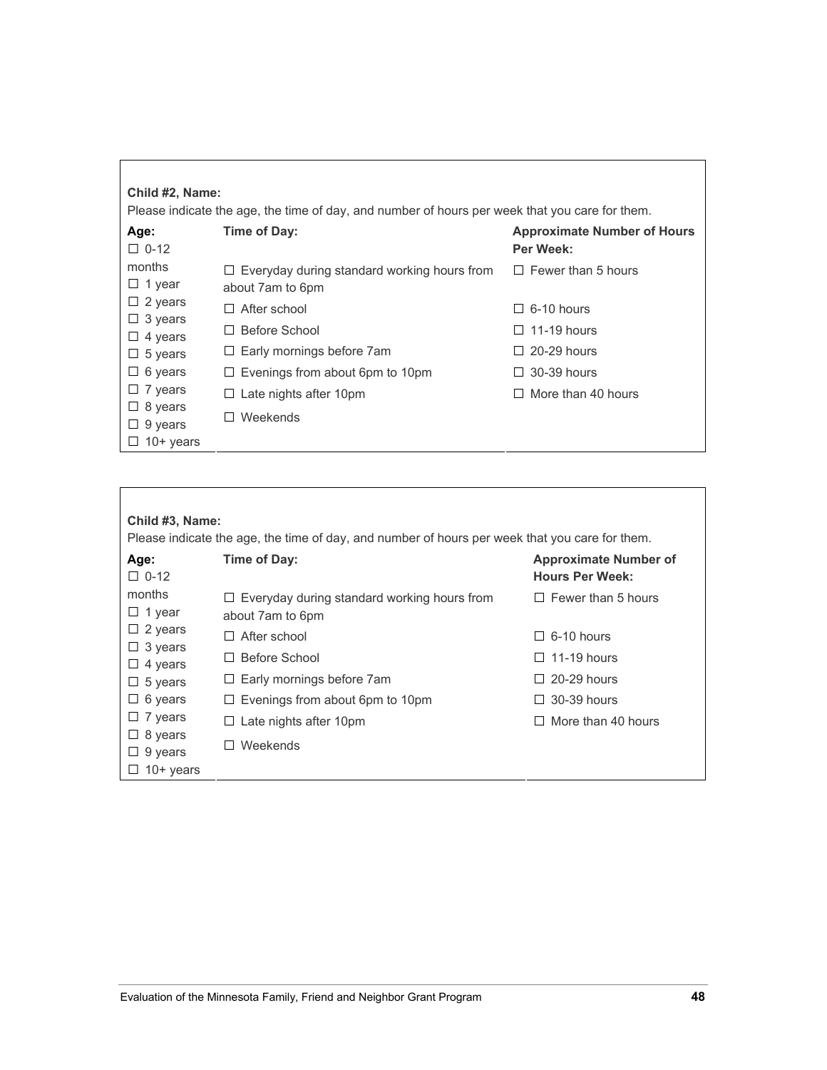**Child #2, Name:**

Please indicate the age, the time of day, and number of hours per week that you care for them.

| Age: | Time of Day: | Approximate Number of Hours Per Week: |
|---|---|---|
| ☐ 0-12 months | ☐ Everyday during standard working hours from about 7am to 6pm | ☐ Fewer than 5 hours |
| ☐ 1 year | ☐ After school | ☐ 6-10 hours |
| ☐ 2 years | ☐ Before School | ☐ 11-19 hours |
| ☐ 3 years | ☐ Early mornings before 7am | ☐ 20-29 hours |
| ☐ 4 years | ☐ Evenings from about 6pm to 10pm | ☐ 30-39 hours |
| ☐ 5 years | ☐ Late nights after 10pm | ☐ More than 40 hours |
| ☐ 6 years | ☐ Weekends | |
| ☐ 7 years | | |
| ☐ 8 years | | |
| ☐ 9 years | | |
| ☐ 10+ years | | |

**Child #3, Name:**

Please indicate the age, the time of day, and number of hours per week that you care for them.

| Age: | Time of Day: | Approximate Number of Hours Per Week: |
|---|---|---|
| ☐ 0-12 months | ☐ Everyday during standard working hours from about 7am to 6pm | ☐ Fewer than 5 hours |
| ☐ 1 year | ☐ After school | ☐ 6-10 hours |
| ☐ 2 years | ☐ Before School | ☐ 11-19 hours |
| ☐ 3 years | ☐ Early mornings before 7am | ☐ 20-29 hours |
| ☐ 4 years | ☐ Evenings from about 6pm to 10pm | ☐ 30-39 hours |
| ☐ 5 years | ☐ Late nights after 10pm | ☐ More than 40 hours |
| ☐ 6 years | ☐ Weekends | |
| ☐ 7 years | | |
| ☐ 8 years | | |
| ☐ 9 years | | |
| ☐ 10+ years | | |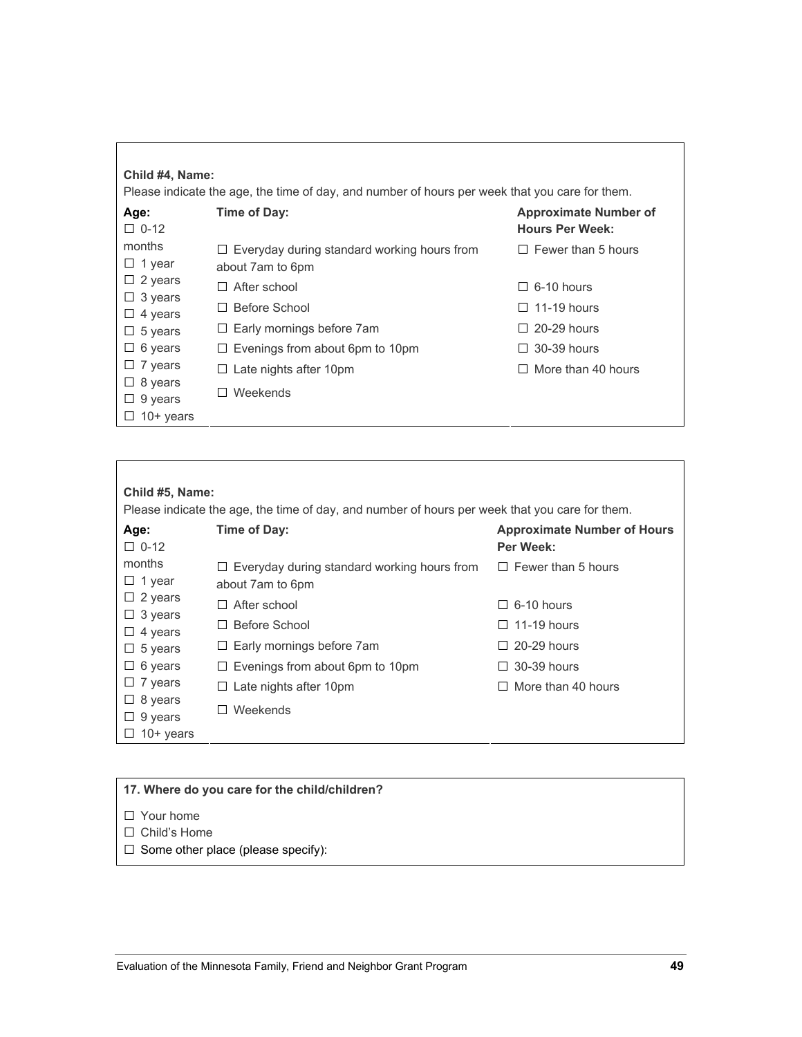**Child #4, Name:**

Please indicate the age, the time of day, and number of hours per week that you care for them.

| **Age:** | **Time of Day:** | **Approximate Number of Hours Per Week:** |
|---|---|---|
| ☐ 0-12 months | ☐ Everyday during standard working hours from about 7am to 6pm | ☐ Fewer than 5 hours |
| ☐ 1 year | ☐ After school | ☐ 6-10 hours |
| ☐ 2 years | ☐ Before School | ☐ 11-19 hours |
| ☐ 3 years | ☐ Early mornings before 7am | ☐ 20-29 hours |
| ☐ 4 years | ☐ Evenings from about 6pm to 10pm | ☐ 30-39 hours |
| ☐ 5 years | ☐ Late nights after 10pm | ☐ More than 40 hours |
| ☐ 6 years | ☐ Weekends | |
| ☐ 7 years | | |
| ☐ 8 years | | |
| ☐ 9 years | | |
| ☐ 10+ years | | |

**Child #5, Name:**

Please indicate the age, the time of day, and number of hours per week that you care for them.

| **Age:** | **Time of Day:** | **Approximate Number of Hours Per Week:** |
|---|---|---|
| ☐ 0-12 months | ☐ Everyday during standard working hours from about 7am to 6pm | ☐ Fewer than 5 hours |
| ☐ 1 year | ☐ After school | ☐ 6-10 hours |
| ☐ 2 years | ☐ Before School | ☐ 11-19 hours |
| ☐ 3 years | ☐ Early mornings before 7am | ☐ 20-29 hours |
| ☐ 4 years | ☐ Evenings from about 6pm to 10pm | ☐ 30-39 hours |
| ☐ 5 years | ☐ Late nights after 10pm | ☐ More than 40 hours |
| ☐ 6 years | ☐ Weekends | |
| ☐ 7 years | | |
| ☐ 8 years | | |
| ☐ 9 years | | |
| ☐ 10+ years | | |

**17. Where do you care for the child/children?**

☐ Your home
☐ Child's Home
☐ Some other place (please specify):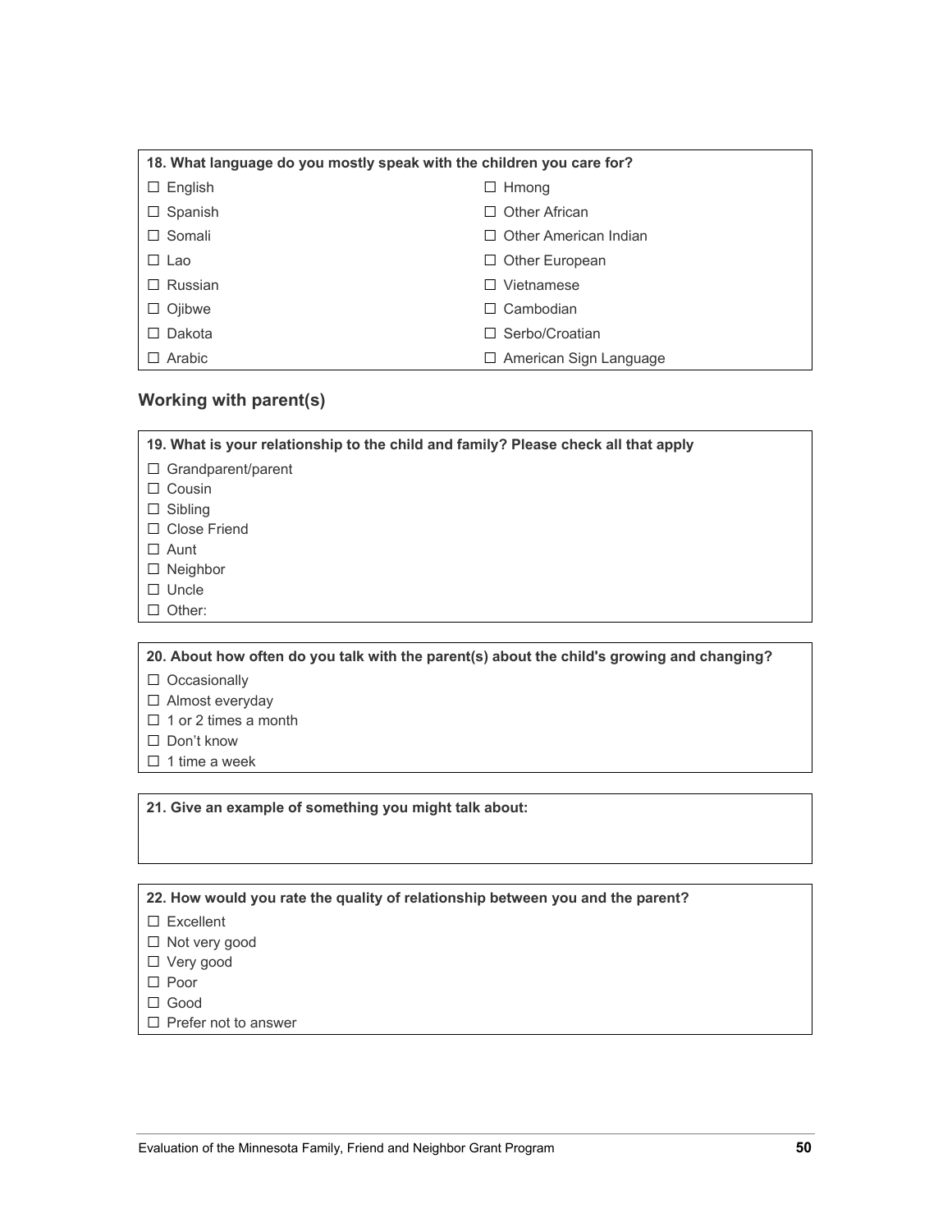| 18. What language do you mostly speak with the children you care for? | |
|---|---|
| ☐ English | ☐ Hmong |
| ☐ Spanish | ☐ Other African |
| ☐ Somali | ☐ Other American Indian |
| ☐ Lao | ☐ Other European |
| ☐ Russian | ☐ Vietnamese |
| ☐ Ojibwe | ☐ Cambodian |
| ☐ Dakota | ☐ Serbo/Croatian |
| ☐ Arabic | ☐ American Sign Language |

## Working with parent(s)

**19. What is your relationship to the child and family? Please check all that apply**

- ☐ Grandparent/parent
- ☐ Cousin
- ☐ Sibling
- ☐ Close Friend
- ☐ Aunt
- ☐ Neighbor
- ☐ Uncle
- ☐ Other:

**20. About how often do you talk with the parent(s) about the child's growing and changing?**

- ☐ Occasionally
- ☐ Almost everyday
- ☐ 1 or 2 times a month
- ☐ Don't know
- ☐ 1 time a week

**21. Give an example of something you might talk about:**

**22. How would you rate the quality of relationship between you and the parent?**

- ☐ Excellent
- ☐ Not very good
- ☐ Very good
- ☐ Poor
- ☐ Good
- ☐ Prefer not to answer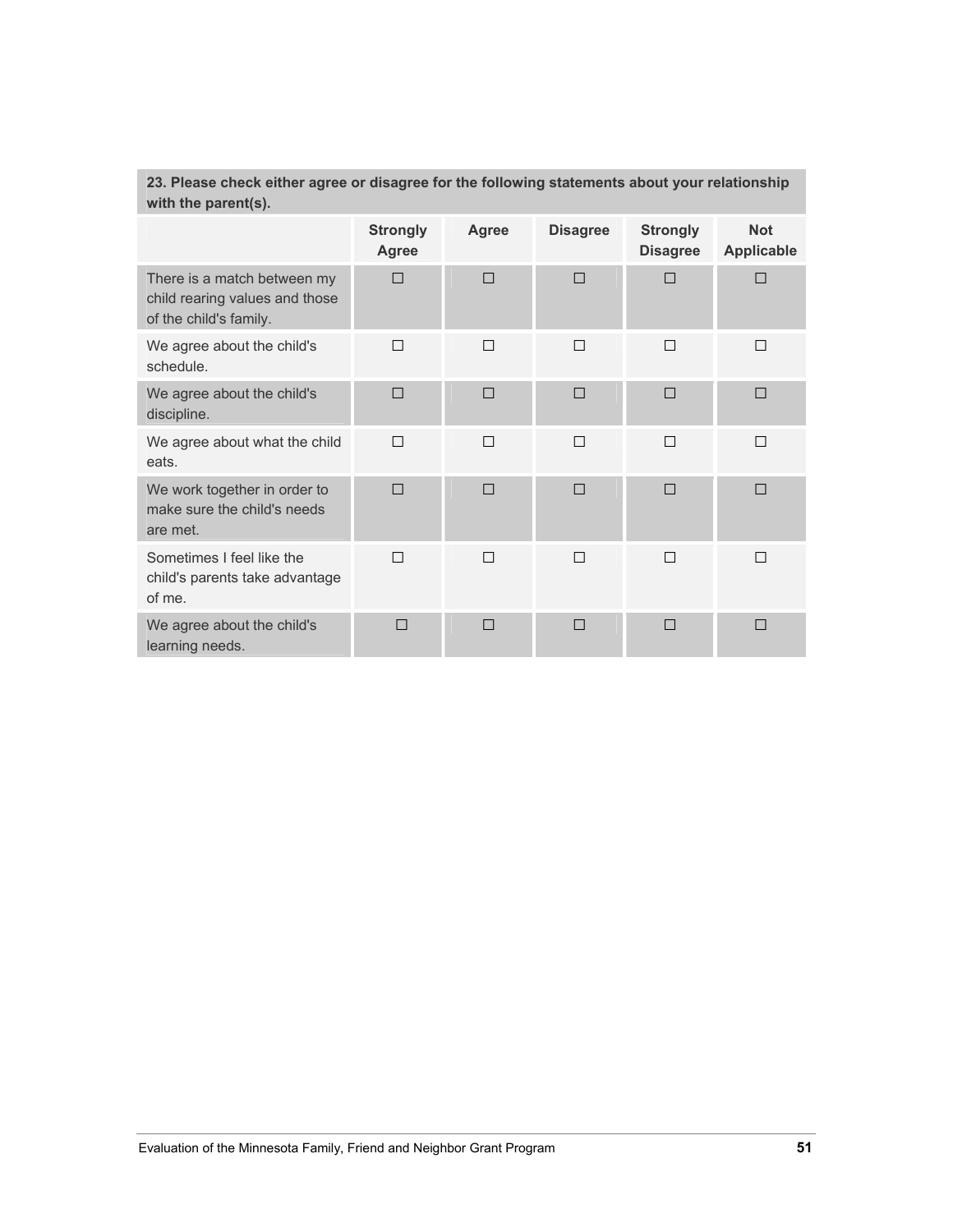**23. Please check either agree or disagree for the following statements about your relationship with the parent(s).**

| | Strongly Agree | Agree | Disagree | Strongly Disagree | Not Applicable |
|---|---|---|---|---|---|
| There is a match between my child rearing values and those of the child's family. | ☐ | ☐ | ☐ | ☐ | ☐ |
| We agree about the child's schedule. | ☐ | ☐ | ☐ | ☐ | ☐ |
| We agree about the child's discipline. | ☐ | ☐ | ☐ | ☐ | ☐ |
| We agree about what the child eats. | ☐ | ☐ | ☐ | ☐ | ☐ |
| We work together in order to make sure the child's needs are met. | ☐ | ☐ | ☐ | ☐ | ☐ |
| Sometimes I feel like the child's parents take advantage of me. | ☐ | ☐ | ☐ | ☐ | ☐ |
| We agree about the child's learning needs. | ☐ | ☐ | ☐ | ☐ | ☐ |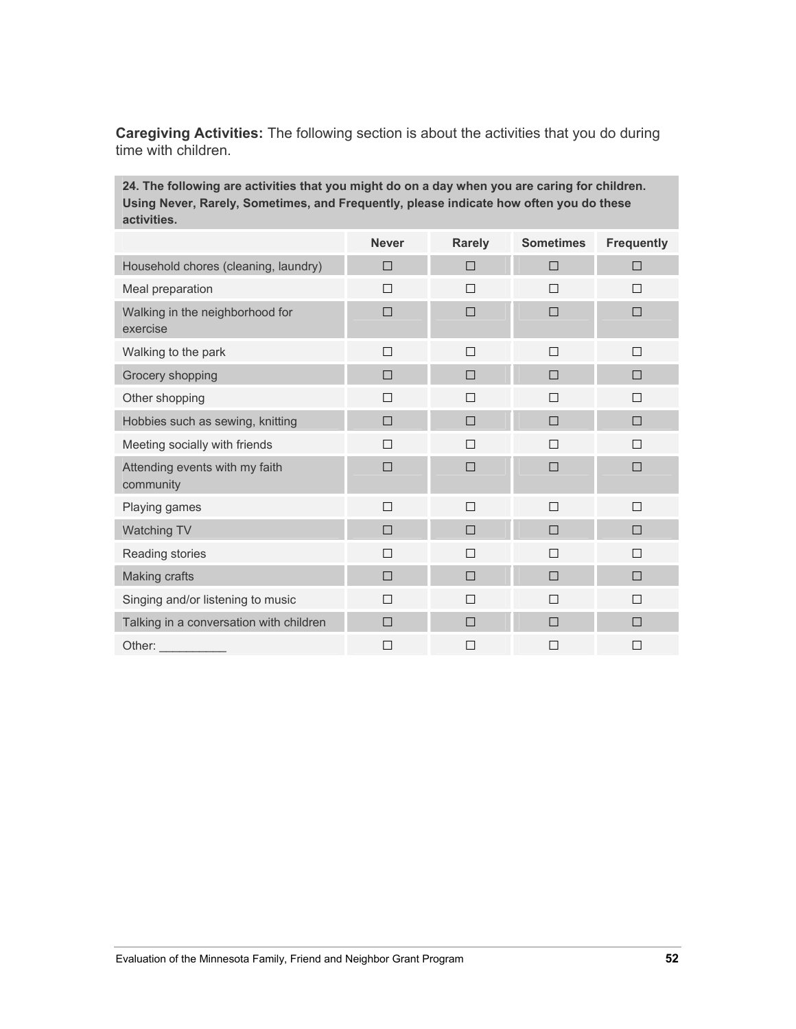**Caregiving Activities:** The following section is about the activities that you do during time with children.

**24. The following are activities that you might do on a day when you are caring for children. Using Never, Rarely, Sometimes, and Frequently, please indicate how often you do these activities.**

| | Never | Rarely | Sometimes | Frequently |
|---|---|---|---|---|
| Household chores (cleaning, laundry) | ☐ | ☐ | ☐ | ☐ |
| Meal preparation | ☐ | ☐ | ☐ | ☐ |
| Walking in the neighborhood for exercise | ☐ | ☐ | ☐ | ☐ |
| Walking to the park | ☐ | ☐ | ☐ | ☐ |
| Grocery shopping | ☐ | ☐ | ☐ | ☐ |
| Other shopping | ☐ | ☐ | ☐ | ☐ |
| Hobbies such as sewing, knitting | ☐ | ☐ | ☐ | ☐ |
| Meeting socially with friends | ☐ | ☐ | ☐ | ☐ |
| Attending events with my faith community | ☐ | ☐ | ☐ | ☐ |
| Playing games | ☐ | ☐ | ☐ | ☐ |
| Watching TV | ☐ | ☐ | ☐ | ☐ |
| Reading stories | ☐ | ☐ | ☐ | ☐ |
| Making crafts | ☐ | ☐ | ☐ | ☐ |
| Singing and/or listening to music | ☐ | ☐ | ☐ | ☐ |
| Talking in a conversation with children | ☐ | ☐ | ☐ | ☐ |
| Other: __________ | ☐ | ☐ | ☐ | ☐ |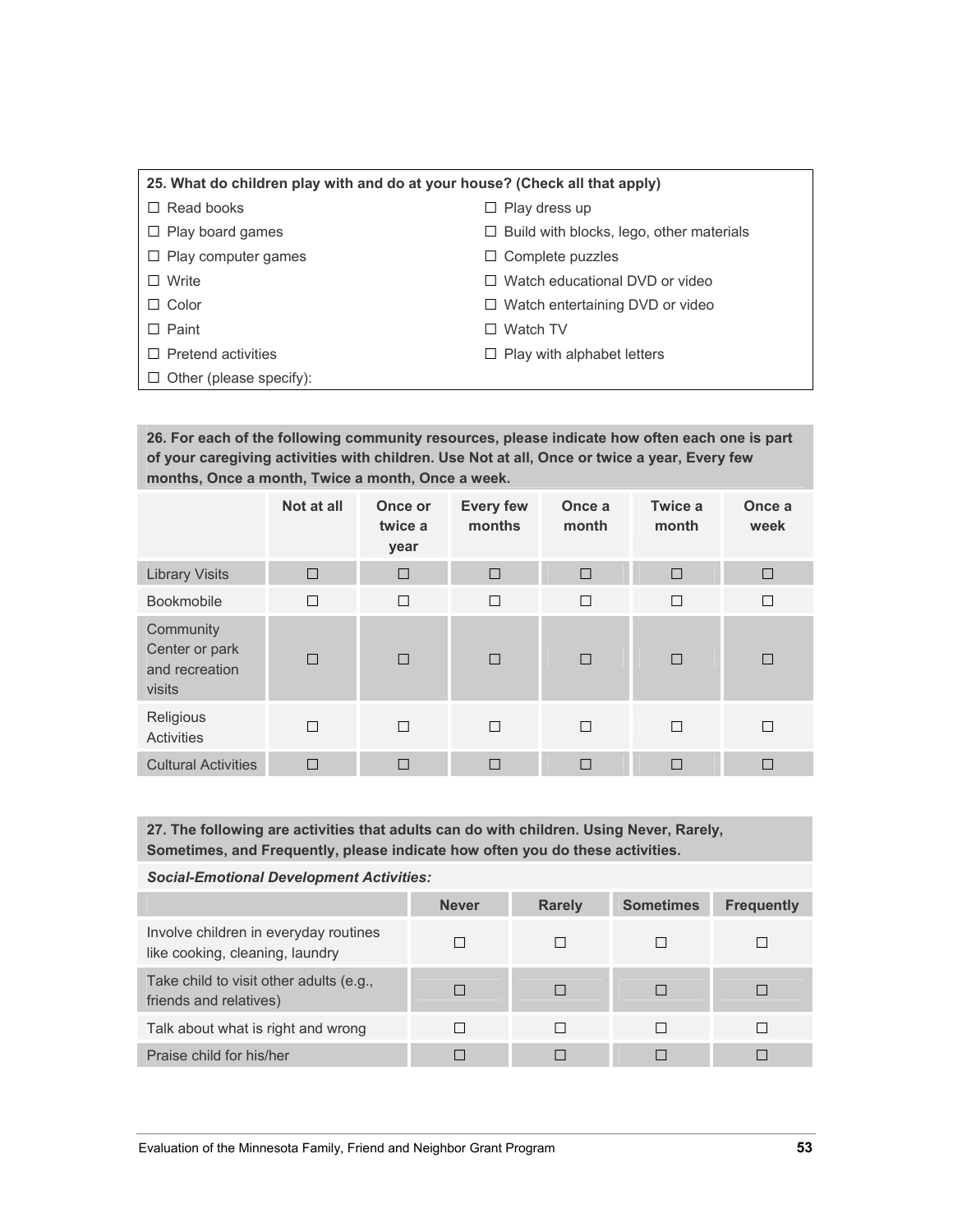**25. What do children play with and do at your house? (Check all that apply)**

☐ Read books
☐ Play board games
☐ Play computer games
☐ Write
☐ Color
☐ Paint
☐ Pretend activities
☐ Play dress up
☐ Build with blocks, lego, other materials
☐ Complete puzzles
☐ Watch educational DVD or video
☐ Watch entertaining DVD or video
☐ Watch TV
☐ Play with alphabet letters
☐ Other (please specify):

**26. For each of the following community resources, please indicate how often each one is part of your caregiving activities with children. Use Not at all, Once or twice a year, Every few months, Once a month, Twice a month, Once a week.**

| | Not at all | Once or twice a year | Every few months | Once a month | Twice a month | Once a week |
|---|---|---|---|---|---|---|
| Library Visits | ☐ | ☐ | ☐ | ☐ | ☐ | ☐ |
| Bookmobile | ☐ | ☐ | ☐ | ☐ | ☐ | ☐ |
| Community Center or park and recreation visits | ☐ | ☐ | ☐ | ☐ | ☐ | ☐ |
| Religious Activities | ☐ | ☐ | ☐ | ☐ | ☐ | ☐ |
| Cultural Activities | ☐ | ☐ | ☐ | ☐ | ☐ | ☐ |

**27. The following are activities that adults can do with children. Using Never, Rarely, Sometimes, and Frequently, please indicate how often you do these activities.**

***Social-Emotional Development Activities:***

| | Never | Rarely | Sometimes | Frequently |
|---|---|---|---|---|
| Involve children in everyday routines like cooking, cleaning, laundry | ☐ | ☐ | ☐ | ☐ |
| Take child to visit other adults (e.g., friends and relatives) | ☐ | ☐ | ☐ | ☐ |
| Talk about what is right and wrong | ☐ | ☐ | ☐ | ☐ |
| Praise child for his/her | ☐ | ☐ | ☐ | ☐ |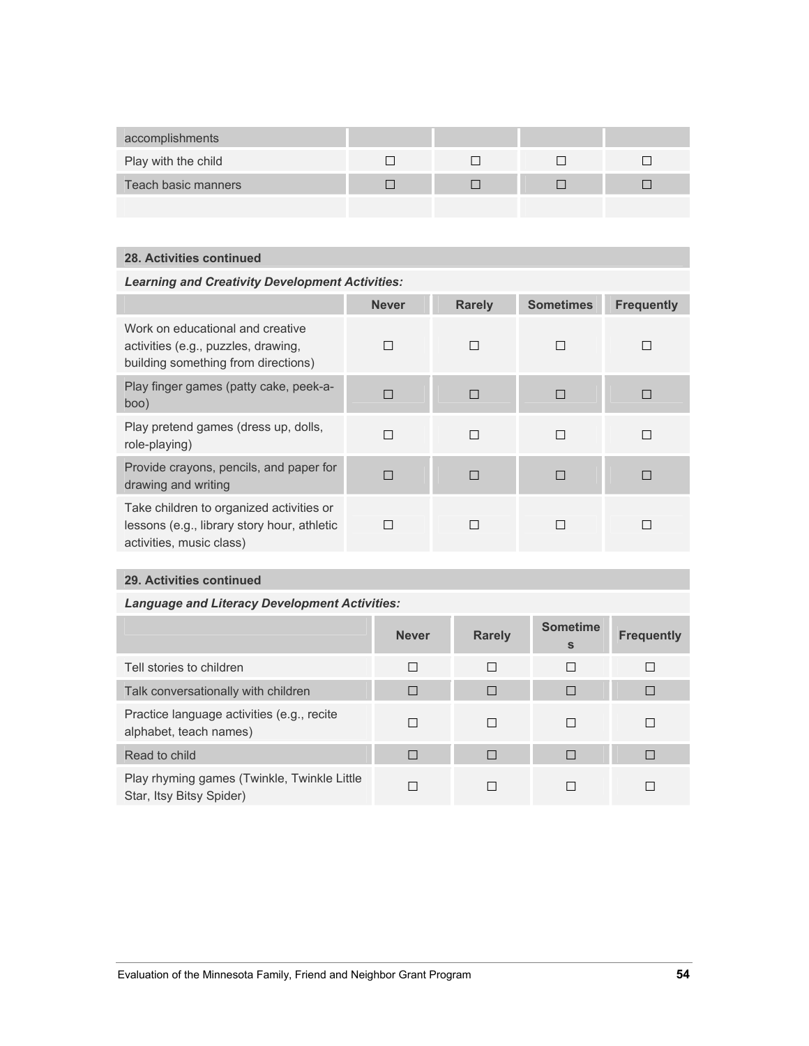| accomplishments | | | | |
|---|---|---|---|---|
| Play with the child | ☐ | ☐ | ☐ | ☐ |
| Teach basic manners | ☐ | ☐ | ☐ | ☐ |
| | | | | |

**28. Activities continued**

***Learning and Creativity Development Activities:***

| | Never | Rarely | Sometimes | Frequently |
|---|---|---|---|---|
| Work on educational and creative activities (e.g., puzzles, drawing, building something from directions) | ☐ | ☐ | ☐ | ☐ |
| Play finger games (patty cake, peek-a-boo) | ☐ | ☐ | ☐ | ☐ |
| Play pretend games (dress up, dolls, role-playing) | ☐ | ☐ | ☐ | ☐ |
| Provide crayons, pencils, and paper for drawing and writing | ☐ | ☐ | ☐ | ☐ |
| Take children to organized activities or lessons (e.g., library story hour, athletic activities, music class) | ☐ | ☐ | ☐ | ☐ |

**29. Activities continued**

***Language and Literacy Development Activities:***

| | Never | Rarely | Sometimes | Frequently |
|---|---|---|---|---|
| Tell stories to children | ☐ | ☐ | ☐ | ☐ |
| Talk conversationally with children | ☐ | ☐ | ☐ | ☐ |
| Practice language activities (e.g., recite alphabet, teach names) | ☐ | ☐ | ☐ | ☐ |
| Read to child | ☐ | ☐ | ☐ | ☐ |
| Play rhyming games (Twinkle, Twinkle Little Star, Itsy Bitsy Spider) | ☐ | ☐ | ☐ | ☐ |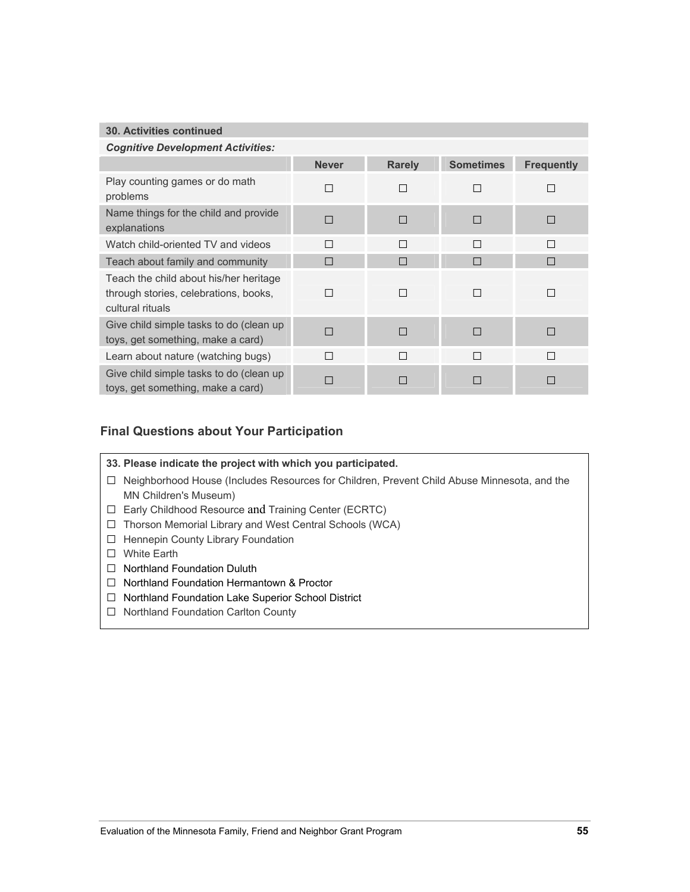| 30. Activities continued | | | | |
|---|---|---|---|---|
| ***Cognitive Development Activities:*** | | | | |
| | **Never** | **Rarely** | **Sometimes** | **Frequently** |
| Play counting games or do math problems | ☐ | ☐ | ☐ | ☐ |
| Name things for the child and provide explanations | ☐ | ☐ | ☐ | ☐ |
| Watch child-oriented TV and videos | ☐ | ☐ | ☐ | ☐ |
| Teach about family and community | ☐ | ☐ | ☐ | ☐ |
| Teach the child about his/her heritage through stories, celebrations, books, cultural rituals | ☐ | ☐ | ☐ | ☐ |
| Give child simple tasks to do (clean up toys, get something, make a card) | ☐ | ☐ | ☐ | ☐ |
| Learn about nature (watching bugs) | ☐ | ☐ | ☐ | ☐ |
| Give child simple tasks to do (clean up toys, get something, make a card) | ☐ | ☐ | ☐ | ☐ |

## Final Questions about Your Participation

**33. Please indicate the project with which you participated.**

- ☐ Neighborhood House (Includes Resources for Children, Prevent Child Abuse Minnesota, and the MN Children's Museum)
- ☐ Early Childhood Resource and Training Center (ECRTC)
- ☐ Thorson Memorial Library and West Central Schools (WCA)
- ☐ Hennepin County Library Foundation
- ☐ White Earth
- ☐ Northland Foundation Duluth
- ☐ Northland Foundation Hermantown & Proctor
- ☐ Northland Foundation Lake Superior School District
- ☐ Northland Foundation Carlton County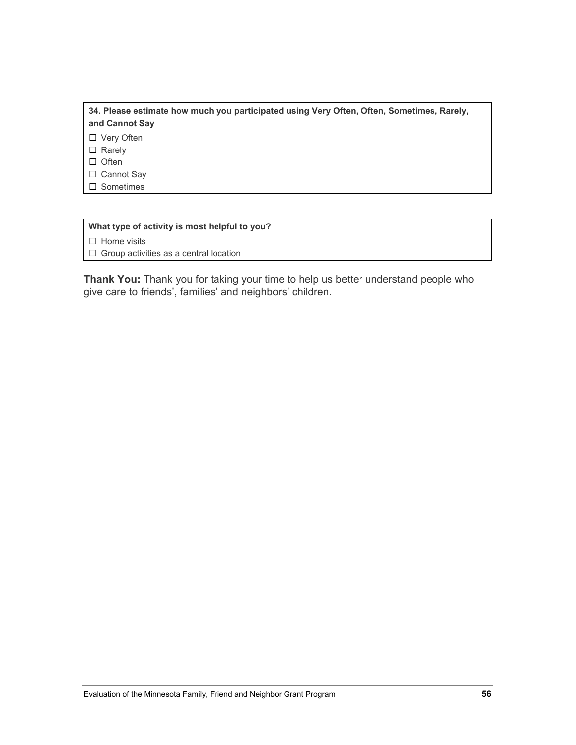**34. Please estimate how much you participated using Very Often, Often, Sometimes, Rarely, and Cannot Say**

☐ Very Often
☐ Rarely
☐ Often
☐ Cannot Say
☐ Sometimes

**What type of activity is most helpful to you?**

☐ Home visits
☐ Group activities as a central location

**Thank You:** Thank you for taking your time to help us better understand people who give care to friends', families' and neighbors' children.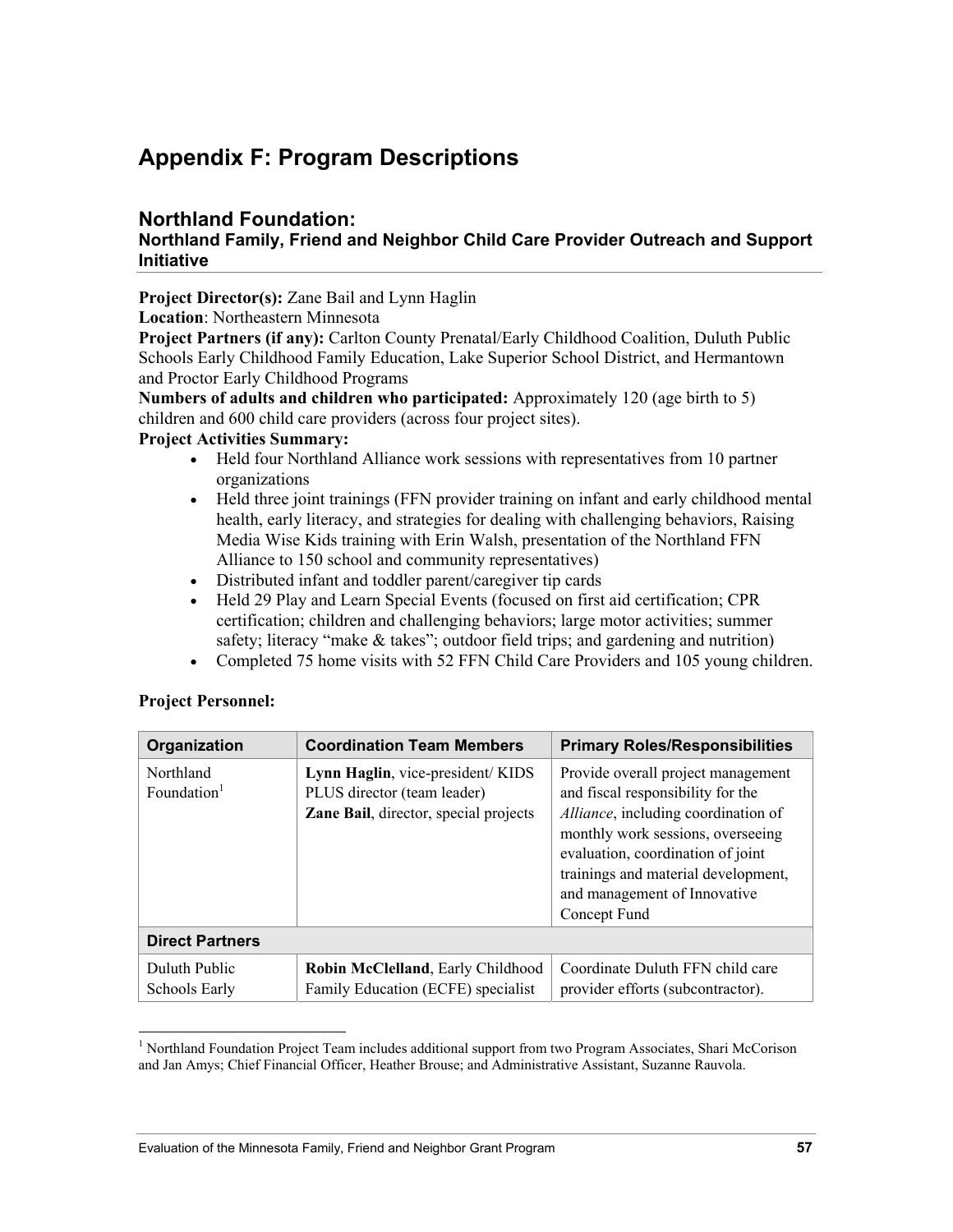# Appendix F: Program Descriptions

## Northland Foundation:

### Northland Family, Friend and Neighbor Child Care Provider Outreach and Support Initiative

**Project Director(s):** Zane Bail and Lynn Haglin

**Location**: Northeastern Minnesota

**Project Partners (if any):** Carlton County Prenatal/Early Childhood Coalition, Duluth Public Schools Early Childhood Family Education, Lake Superior School District, and Hermantown and Proctor Early Childhood Programs

**Numbers of adults and children who participated:** Approximately 120 (age birth to 5) children and 600 child care providers (across four project sites).

**Project Activities Summary:**

- Held four Northland Alliance work sessions with representatives from 10 partner organizations
- Held three joint trainings (FFN provider training on infant and early childhood mental health, early literacy, and strategies for dealing with challenging behaviors, Raising Media Wise Kids training with Erin Walsh, presentation of the Northland FFN Alliance to 150 school and community representatives)
- Distributed infant and toddler parent/caregiver tip cards
- Held 29 Play and Learn Special Events (focused on first aid certification; CPR certification; children and challenging behaviors; large motor activities; summer safety; literacy "make & takes"; outdoor field trips; and gardening and nutrition)
- Completed 75 home visits with 52 FFN Child Care Providers and 105 young children.

**Project Personnel:**

| Organization | Coordination Team Members | Primary Roles/Responsibilities |
|---|---|---|
| Northland Foundation[1] | **Lynn Haglin**, vice-president/ KIDS PLUS director (team leader)<br>**Zane Bail**, director, special projects | Provide overall project management and fiscal responsibility for the *Alliance*, including coordination of monthly work sessions, overseeing evaluation, coordination of joint trainings and material development, and management of Innovative Concept Fund |
| **Direct Partners** | | |
| Duluth Public Schools Early | **Robin McClelland**, Early Childhood Family Education (ECFE) specialist | Coordinate Duluth FFN child care provider efforts (subcontractor). |

[1] Northland Foundation Project Team includes additional support from two Program Associates, Shari McCorison and Jan Amys; Chief Financial Officer, Heather Brouse; and Administrative Assistant, Suzanne Rauvola.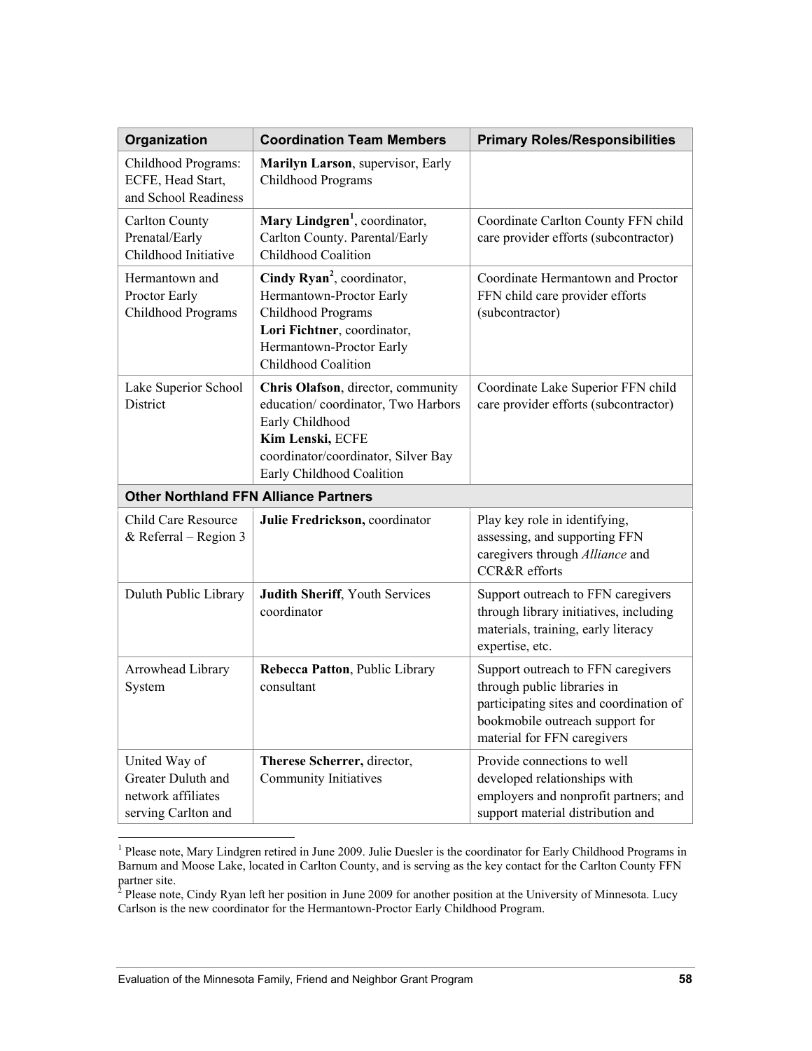| Organization | Coordination Team Members | Primary Roles/Responsibilities |
|---|---|---|
| Childhood Programs: ECFE, Head Start, and School Readiness | **Marilyn Larson**, supervisor, Early Childhood Programs | |
| Carlton County Prenatal/Early Childhood Initiative | **Mary Lindgren**[1], coordinator, Carlton County. Parental/Early Childhood Coalition | Coordinate Carlton County FFN child care provider efforts (subcontractor) |
| Hermantown and Proctor Early Childhood Programs | **Cindy Ryan**[2], coordinator, Hermantown-Proctor Early Childhood Programs<br>**Lori Fichtner**, coordinator, Hermantown-Proctor Early Childhood Coalition | Coordinate Hermantown and Proctor FFN child care provider efforts (subcontractor) |
| Lake Superior School District | **Chris Olafson**, director, community education/ coordinator, Two Harbors Early Childhood<br>**Kim Lenski,** ECFE coordinator/coordinator, Silver Bay Early Childhood Coalition | Coordinate Lake Superior FFN child care provider efforts (subcontractor) |
| **Other Northland FFN Alliance Partners** | | |
| Child Care Resource & Referral – Region 3 | **Julie Fredrickson,** coordinator | Play key role in identifying, assessing, and supporting FFN caregivers through *Alliance* and CCR&R efforts |
| Duluth Public Library | **Judith Sheriff**, Youth Services coordinator | Support outreach to FFN caregivers through library initiatives, including materials, training, early literacy expertise, etc. |
| Arrowhead Library System | **Rebecca Patton**, Public Library consultant | Support outreach to FFN caregivers through public libraries in participating sites and coordination of bookmobile outreach support for material for FFN caregivers |
| United Way of Greater Duluth and network affiliates serving Carlton and | **Therese Scherrer,** director, Community Initiatives | Provide connections to well developed relationships with employers and nonprofit partners; and support material distribution and |

[1] Please note, Mary Lindgren retired in June 2009. Julie Duesler is the coordinator for Early Childhood Programs in Barnum and Moose Lake, located in Carlton County, and is serving as the key contact for the Carlton County FFN partner site.

[2] Please note, Cindy Ryan left her position in June 2009 for another position at the University of Minnesota. Lucy Carlson is the new coordinator for the Hermantown-Proctor Early Childhood Program.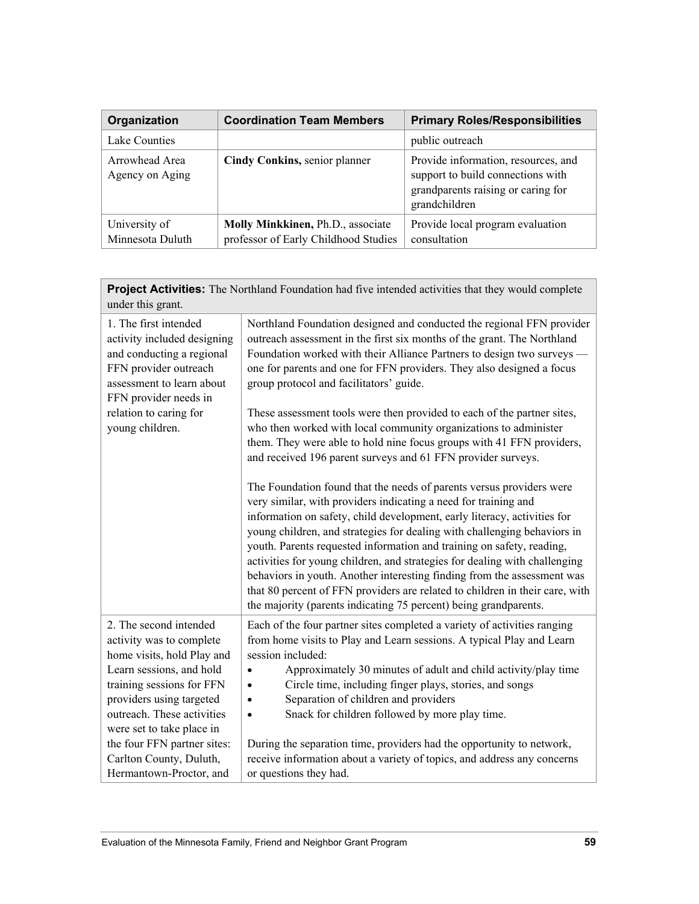| Organization | Coordination Team Members | Primary Roles/Responsibilities |
|---|---|---|
| Lake Counties | | public outreach |
| Arrowhead Area Agency on Aging | **Cindy Conkins,** senior planner | Provide information, resources, and support to build connections with grandparents raising or caring for grandchildren |
| University of Minnesota Duluth | **Molly Minkkinen,** Ph.D., associate professor of Early Childhood Studies | Provide local program evaluation consultation |

| **Project Activities:** The Northland Foundation had five intended activities that they would complete under this grant. | |
|---|---|
| 1. The first intended activity included designing and conducting a regional FFN provider outreach assessment to learn about FFN provider needs in relation to caring for young children. | Northland Foundation designed and conducted the regional FFN provider outreach assessment in the first six months of the grant. The Northland Foundation worked with their Alliance Partners to design two surveys — one for parents and one for FFN providers. They also designed a focus group protocol and facilitators' guide.<br><br>These assessment tools were then provided to each of the partner sites, who then worked with local community organizations to administer them. They were able to hold nine focus groups with 41 FFN providers, and received 196 parent surveys and 61 FFN provider surveys.<br><br>The Foundation found that the needs of parents versus providers were very similar, with providers indicating a need for training and information on safety, child development, early literacy, activities for young children, and strategies for dealing with challenging behaviors in youth. Parents requested information and training on safety, reading, activities for young children, and strategies for dealing with challenging behaviors in youth. Another interesting finding from the assessment was that 80 percent of FFN providers are related to children in their care, with the majority (parents indicating 75 percent) being grandparents. |
| 2. The second intended activity was to complete home visits, hold Play and Learn sessions, and hold training sessions for FFN providers using targeted outreach. These activities were set to take place in the four FFN partner sites: Carlton County, Duluth, Hermantown-Proctor, and | Each of the four partner sites completed a variety of activities ranging from home visits to Play and Learn sessions. A typical Play and Learn session included:<br>• Approximately 30 minutes of adult and child activity/play time<br>• Circle time, including finger plays, stories, and songs<br>• Separation of children and providers<br>• Snack for children followed by more play time.<br><br>During the separation time, providers had the opportunity to network, receive information about a variety of topics, and address any concerns or questions they had. |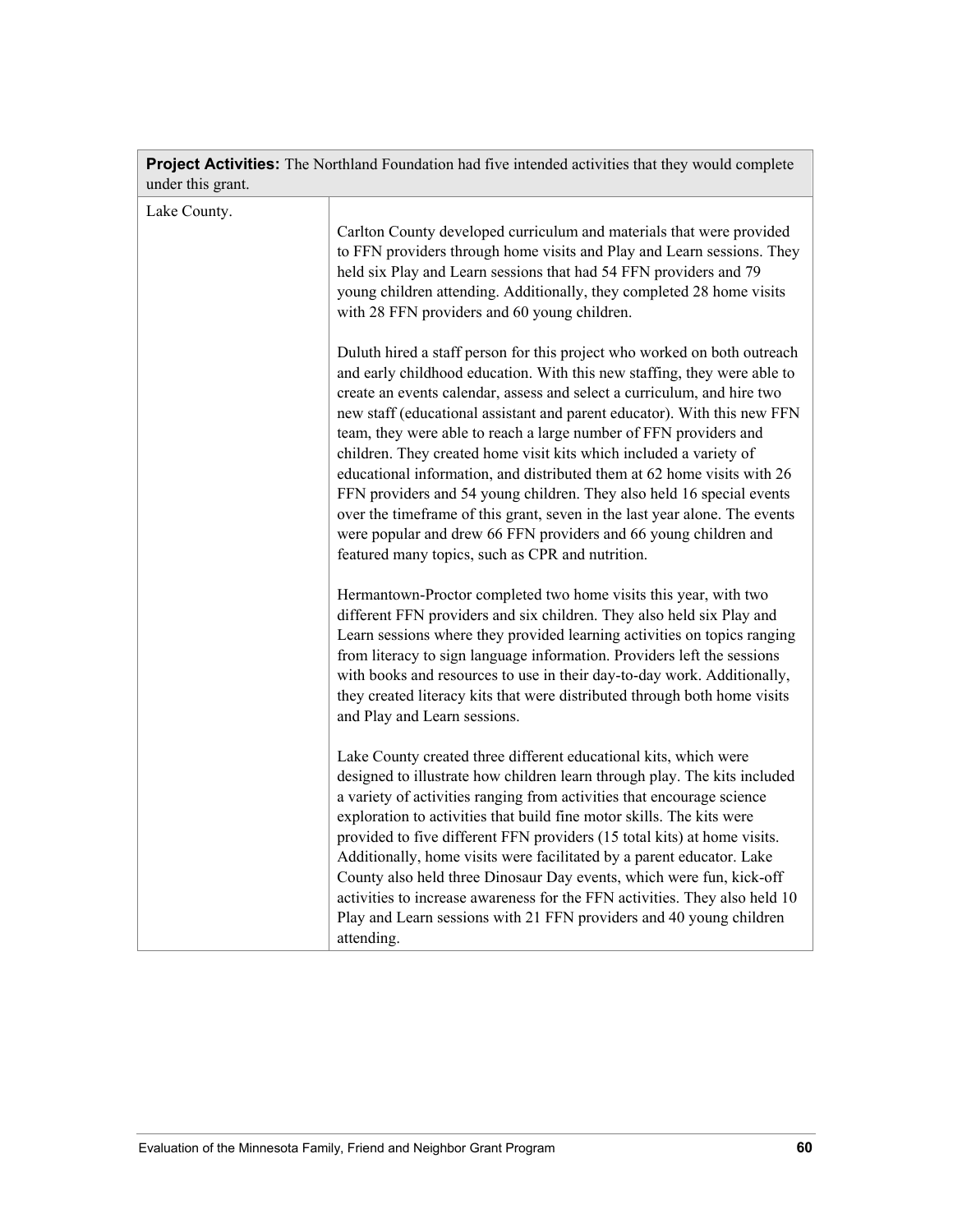| **Project Activities:** The Northland Foundation had five intended activities that they would complete under this grant. | |
|---|---|
| Lake County. | Carlton County developed curriculum and materials that were provided to FFN providers through home visits and Play and Learn sessions. They held six Play and Learn sessions that had 54 FFN providers and 79 young children attending. Additionally, they completed 28 home visits with 28 FFN providers and 60 young children.<br><br>Duluth hired a staff person for this project who worked on both outreach and early childhood education. With this new staffing, they were able to create an events calendar, assess and select a curriculum, and hire two new staff (educational assistant and parent educator). With this new FFN team, they were able to reach a large number of FFN providers and children. They created home visit kits which included a variety of educational information, and distributed them at 62 home visits with 26 FFN providers and 54 young children. They also held 16 special events over the timeframe of this grant, seven in the last year alone. The events were popular and drew 66 FFN providers and 66 young children and featured many topics, such as CPR and nutrition.<br><br>Hermantown-Proctor completed two home visits this year, with two different FFN providers and six children. They also held six Play and Learn sessions where they provided learning activities on topics ranging from literacy to sign language information. Providers left the sessions with books and resources to use in their day-to-day work. Additionally, they created literacy kits that were distributed through both home visits and Play and Learn sessions.<br><br>Lake County created three different educational kits, which were designed to illustrate how children learn through play. The kits included a variety of activities ranging from activities that encourage science exploration to activities that build fine motor skills. The kits were provided to five different FFN providers (15 total kits) at home visits. Additionally, home visits were facilitated by a parent educator. Lake County also held three Dinosaur Day events, which were fun, kick-off activities to increase awareness for the FFN activities. They also held 10 Play and Learn sessions with 21 FFN providers and 40 young children attending. |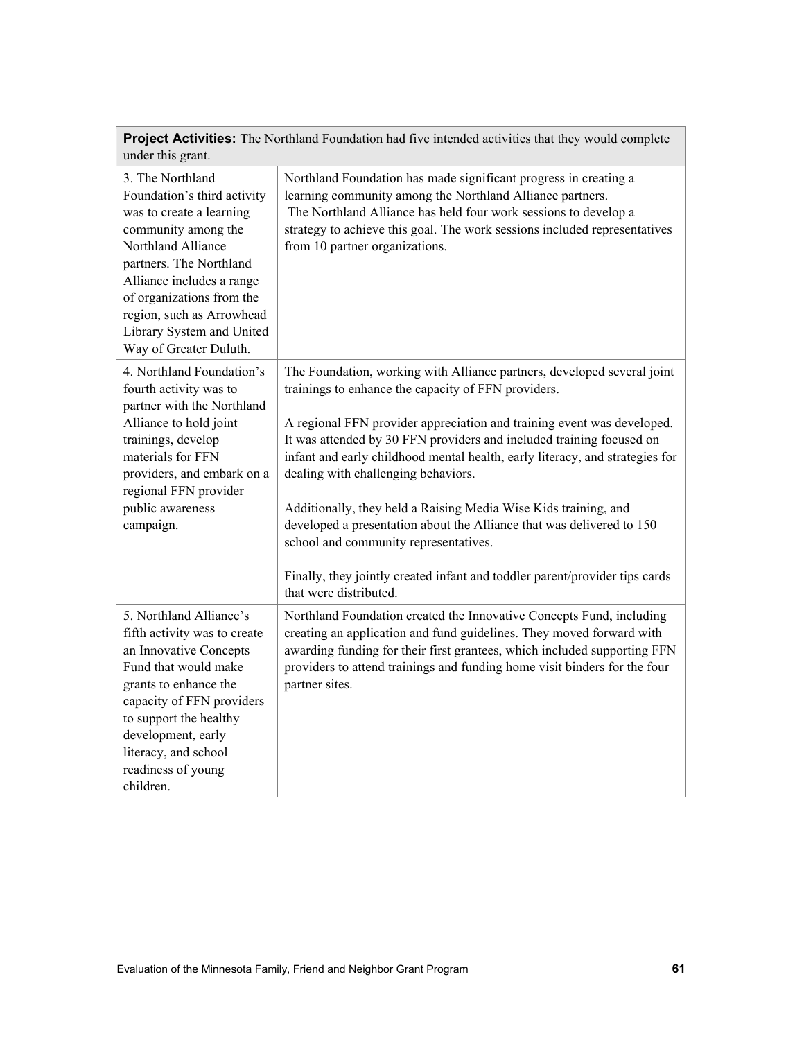| **Project Activities:** The Northland Foundation had five intended activities that they would complete under this grant. | |
|---|---|
| 3. The Northland Foundation's third activity was to create a learning community among the Northland Alliance partners. The Northland Alliance includes a range of organizations from the region, such as Arrowhead Library System and United Way of Greater Duluth. | Northland Foundation has made significant progress in creating a learning community among the Northland Alliance partners. The Northland Alliance has held four work sessions to develop a strategy to achieve this goal. The work sessions included representatives from 10 partner organizations. |
| 4. Northland Foundation's fourth activity was to partner with the Northland Alliance to hold joint trainings, develop materials for FFN providers, and embark on a regional FFN provider public awareness campaign. | The Foundation, working with Alliance partners, developed several joint trainings to enhance the capacity of FFN providers.<br><br>A regional FFN provider appreciation and training event was developed. It was attended by 30 FFN providers and included training focused on infant and early childhood mental health, early literacy, and strategies for dealing with challenging behaviors.<br><br>Additionally, they held a Raising Media Wise Kids training, and developed a presentation about the Alliance that was delivered to 150 school and community representatives.<br><br>Finally, they jointly created infant and toddler parent/provider tips cards that were distributed. |
| 5. Northland Alliance's fifth activity was to create an Innovative Concepts Fund that would make grants to enhance the capacity of FFN providers to support the healthy development, early literacy, and school readiness of young children. | Northland Foundation created the Innovative Concepts Fund, including creating an application and fund guidelines. They moved forward with awarding funding for their first grantees, which included supporting FFN providers to attend trainings and funding home visit binders for the four partner sites. |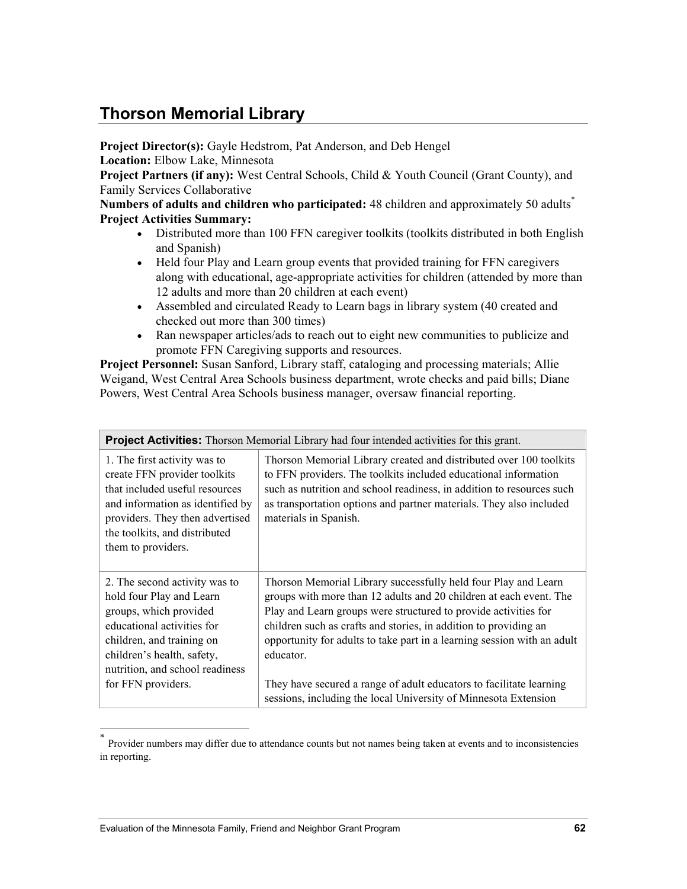## Thorson Memorial Library

**Project Director(s):** Gayle Hedstrom, Pat Anderson, and Deb Hengel
**Location:** Elbow Lake, Minnesota
**Project Partners (if any):** West Central Schools, Child & Youth Council (Grant County), and Family Services Collaborative
**Numbers of adults and children who participated:** 48 children and approximately 50 adults*
**Project Activities Summary:**

- Distributed more than 100 FFN caregiver toolkits (toolkits distributed in both English and Spanish)
- Held four Play and Learn group events that provided training for FFN caregivers along with educational, age-appropriate activities for children (attended by more than 12 adults and more than 20 children at each event)
- Assembled and circulated Ready to Learn bags in library system (40 created and checked out more than 300 times)
- Ran newspaper articles/ads to reach out to eight new communities to publicize and promote FFN Caregiving supports and resources.

**Project Personnel:** Susan Sanford, Library staff, cataloging and processing materials; Allie Weigand, West Central Area Schools business department, wrote checks and paid bills; Diane Powers, West Central Area Schools business manager, oversaw financial reporting.

| **Project Activities:** Thorson Memorial Library had four intended activities for this grant. | |
|---|---|
| 1. The first activity was to create FFN provider toolkits that included useful resources and information as identified by providers. They then advertised the toolkits, and distributed them to providers. | Thorson Memorial Library created and distributed over 100 toolkits to FFN providers. The toolkits included educational information such as nutrition and school readiness, in addition to resources such as transportation options and partner materials. They also included materials in Spanish. |
| 2. The second activity was to hold four Play and Learn groups, which provided educational activities for children, and training on children's health, safety, nutrition, and school readiness for FFN providers. | Thorson Memorial Library successfully held four Play and Learn groups with more than 12 adults and 20 children at each event. The Play and Learn groups were structured to provide activities for children such as crafts and stories, in addition to providing an opportunity for adults to take part in a learning session with an adult educator.<br><br>They have secured a range of adult educators to facilitate learning sessions, including the local University of Minnesota Extension |

* Provider numbers may differ due to attendance counts but not names being taken at events and to inconsistencies in reporting.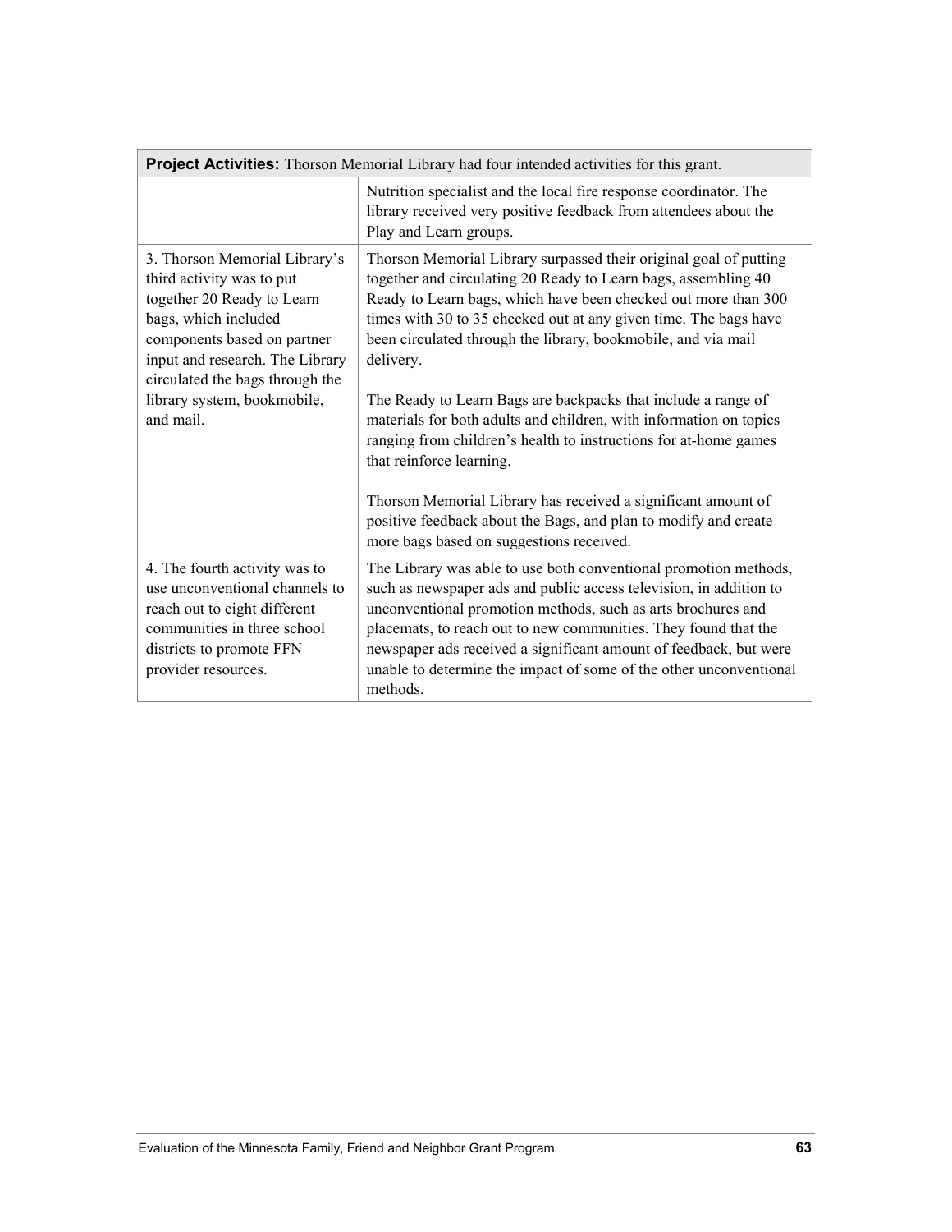| **Project Activities:** Thorson Memorial Library had four intended activities for this grant. | |
|---|---|
| | Nutrition specialist and the local fire response coordinator. The library received very positive feedback from attendees about the Play and Learn groups. |
| 3. Thorson Memorial Library's third activity was to put together 20 Ready to Learn bags, which included components based on partner input and research. The Library circulated the bags through the library system, bookmobile, and mail. | Thorson Memorial Library surpassed their original goal of putting together and circulating 20 Ready to Learn bags, assembling 40 Ready to Learn bags, which have been checked out more than 300 times with 30 to 35 checked out at any given time. The bags have been circulated through the library, bookmobile, and via mail delivery.<br><br>The Ready to Learn Bags are backpacks that include a range of materials for both adults and children, with information on topics ranging from children's health to instructions for at-home games that reinforce learning.<br><br>Thorson Memorial Library has received a significant amount of positive feedback about the Bags, and plan to modify and create more bags based on suggestions received. |
| 4. The fourth activity was to use unconventional channels to reach out to eight different communities in three school districts to promote FFN provider resources. | The Library was able to use both conventional promotion methods, such as newspaper ads and public access television, in addition to unconventional promotion methods, such as arts brochures and placemats, to reach out to new communities. They found that the newspaper ads received a significant amount of feedback, but were unable to determine the impact of some of the other unconventional methods. |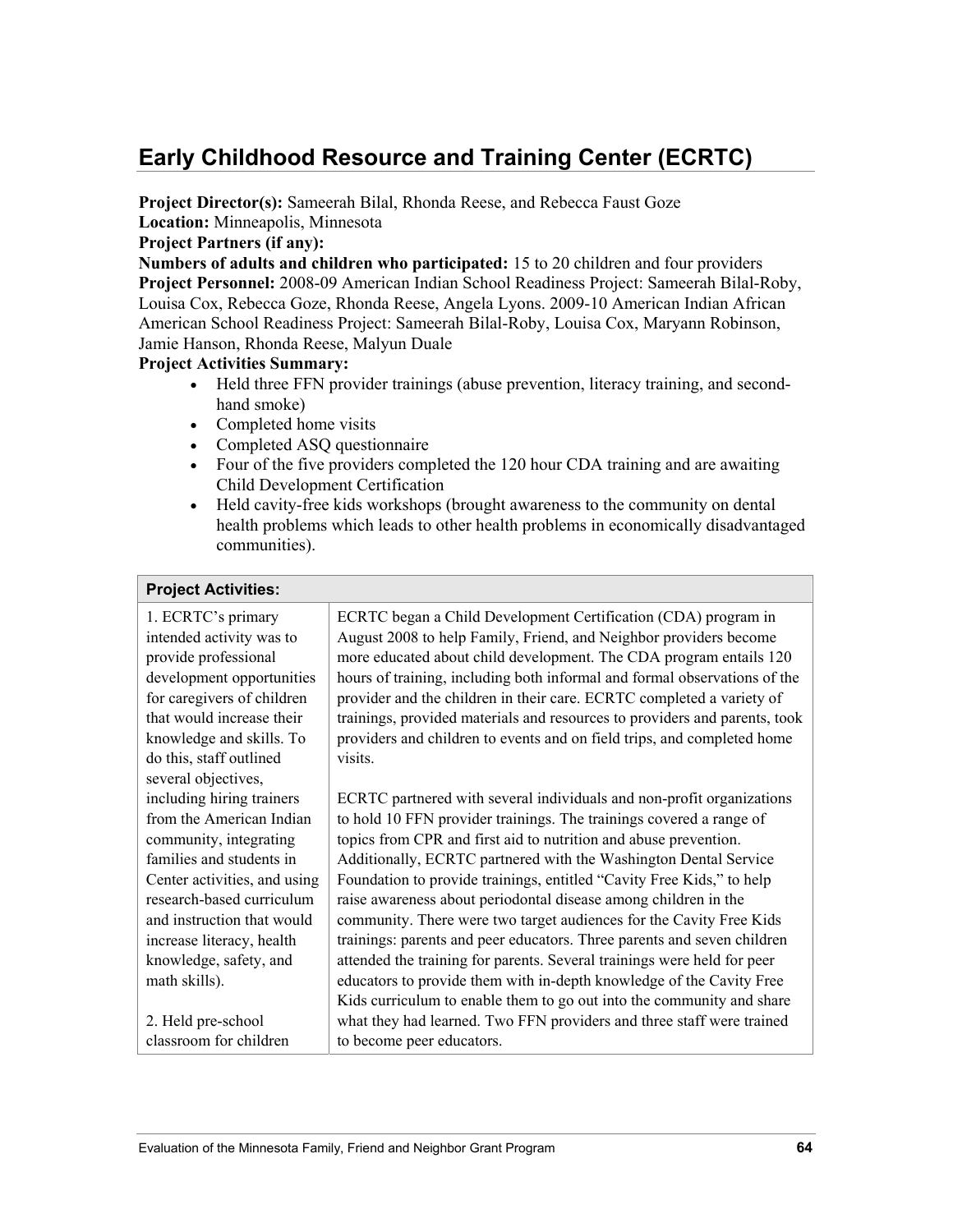## Early Childhood Resource and Training Center (ECRTC)

**Project Director(s):** Sameerah Bilal, Rhonda Reese, and Rebecca Faust Goze
**Location:** Minneapolis, Minnesota
**Project Partners (if any):**
**Numbers of adults and children who participated:** 15 to 20 children and four providers
**Project Personnel:** 2008-09 American Indian School Readiness Project: Sameerah Bilal-Roby, Louisa Cox, Rebecca Goze, Rhonda Reese, Angela Lyons. 2009-10 American Indian African American School Readiness Project: Sameerah Bilal-Roby, Louisa Cox, Maryann Robinson, Jamie Hanson, Rhonda Reese, Malyun Duale
**Project Activities Summary:**

- Held three FFN provider trainings (abuse prevention, literacy training, and second-hand smoke)
- Completed home visits
- Completed ASQ questionnaire
- Four of the five providers completed the 120 hour CDA training and are awaiting Child Development Certification
- Held cavity-free kids workshops (brought awareness to the community on dental health problems which leads to other health problems in economically disadvantaged communities).

| Project Activities: | |
|---|---|
| 1. ECRTC's primary intended activity was to provide professional development opportunities for caregivers of children that would increase their knowledge and skills. To do this, staff outlined several objectives, including hiring trainers from the American Indian community, integrating families and students in Center activities, and using research-based curriculum and instruction that would increase literacy, health knowledge, safety, and math skills).<br><br>2. Held pre-school classroom for children | ECRTC began a Child Development Certification (CDA) program in August 2008 to help Family, Friend, and Neighbor providers become more educated about child development. The CDA program entails 120 hours of training, including both informal and formal observations of the provider and the children in their care. ECRTC completed a variety of trainings, provided materials and resources to providers and parents, took providers and children to events and on field trips, and completed home visits.<br><br>ECRTC partnered with several individuals and non-profit organizations to hold 10 FFN provider trainings. The trainings covered a range of topics from CPR and first aid to nutrition and abuse prevention. Additionally, ECRTC partnered with the Washington Dental Service Foundation to provide trainings, entitled "Cavity Free Kids," to help raise awareness about periodontal disease among children in the community. There were two target audiences for the Cavity Free Kids trainings: parents and peer educators. Three parents and seven children attended the training for parents. Several trainings were held for peer educators to provide them with in-depth knowledge of the Cavity Free Kids curriculum to enable them to go out into the community and share what they had learned. Two FFN providers and three staff were trained to become peer educators. |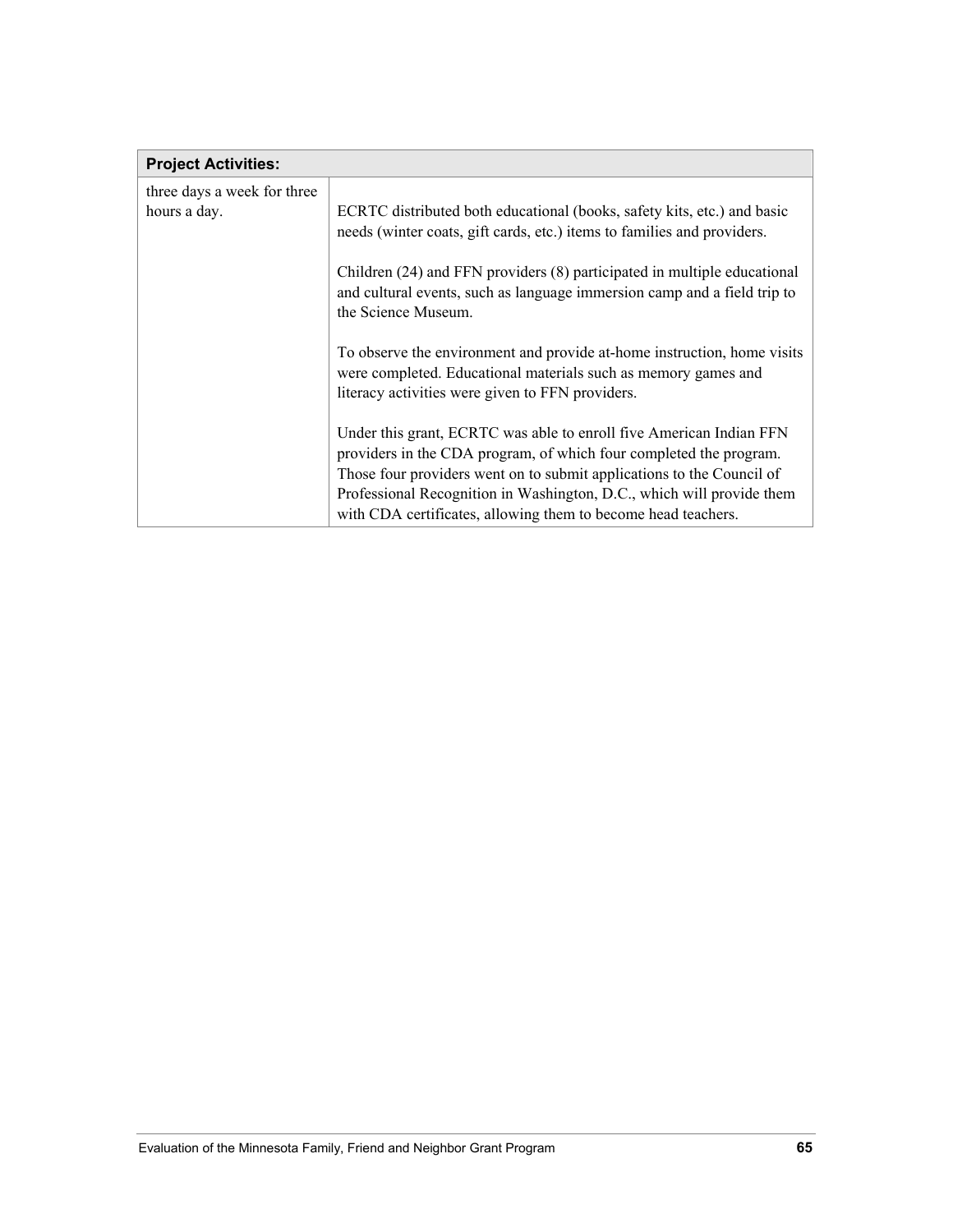| Project Activities: | |
|---|---|
| three days a week for three hours a day. | ECRTC distributed both educational (books, safety kits, etc.) and basic needs (winter coats, gift cards, etc.) items to families and providers.<br><br>Children (24) and FFN providers (8) participated in multiple educational and cultural events, such as language immersion camp and a field trip to the Science Museum.<br><br>To observe the environment and provide at-home instruction, home visits were completed. Educational materials such as memory games and literacy activities were given to FFN providers.<br><br>Under this grant, ECRTC was able to enroll five American Indian FFN providers in the CDA program, of which four completed the program. Those four providers went on to submit applications to the Council of Professional Recognition in Washington, D.C., which will provide them with CDA certificates, allowing them to become head teachers. |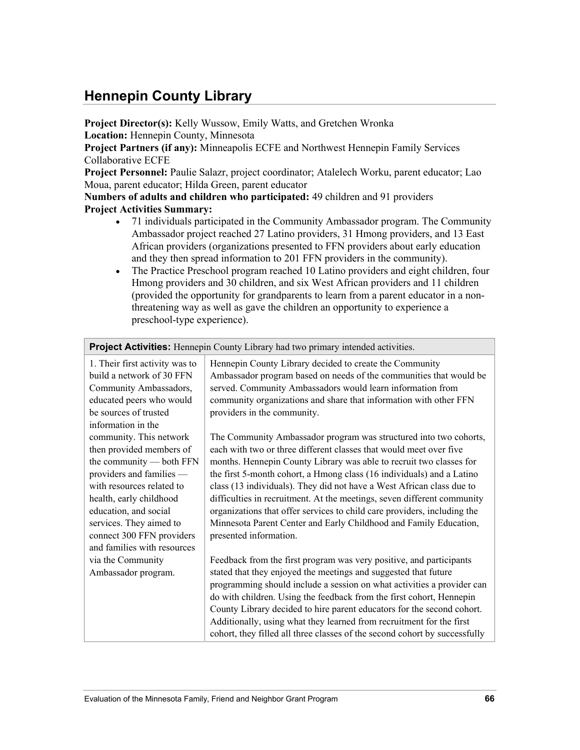## Hennepin County Library

**Project Director(s):** Kelly Wussow, Emily Watts, and Gretchen Wronka
**Location:** Hennepin County, Minnesota
**Project Partners (if any):** Minneapolis ECFE and Northwest Hennepin Family Services Collaborative ECFE
**Project Personnel:** Paulie Salazr, project coordinator; Atalelech Worku, parent educator; Lao Moua, parent educator; Hilda Green, parent educator
**Numbers of adults and children who participated:** 49 children and 91 providers
**Project Activities Summary:**

- 71 individuals participated in the Community Ambassador program. The Community Ambassador project reached 27 Latino providers, 31 Hmong providers, and 13 East African providers (organizations presented to FFN providers about early education and they then spread information to 201 FFN providers in the community).
- The Practice Preschool program reached 10 Latino providers and eight children, four Hmong providers and 30 children, and six West African providers and 11 children (provided the opportunity for grandparents to learn from a parent educator in a non-threatening way as well as gave the children an opportunity to experience a preschool-type experience).

| **Project Activities:** Hennepin County Library had two primary intended activities. | |
|---|---|
| 1. Their first activity was to build a network of 30 FFN Community Ambassadors, educated peers who would be sources of trusted information in the community. This network then provided members of the community — both FFN providers and families — with resources related to health, early childhood education, and social services. They aimed to connect 300 FFN providers and families with resources via the Community Ambassador program. | Hennepin County Library decided to create the Community Ambassador program based on needs of the communities that would be served. Community Ambassadors would learn information from community organizations and share that information with other FFN providers in the community.<br><br>The Community Ambassador program was structured into two cohorts, each with two or three different classes that would meet over five months. Hennepin County Library was able to recruit two classes for the first 5-month cohort, a Hmong class (16 individuals) and a Latino class (13 individuals). They did not have a West African class due to difficulties in recruitment. At the meetings, seven different community organizations that offer services to child care providers, including the Minnesota Parent Center and Early Childhood and Family Education, presented information.<br><br>Feedback from the first program was very positive, and participants stated that they enjoyed the meetings and suggested that future programming should include a session on what activities a provider can do with children. Using the feedback from the first cohort, Hennepin County Library decided to hire parent educators for the second cohort. Additionally, using what they learned from recruitment for the first cohort, they filled all three classes of the second cohort by successfully |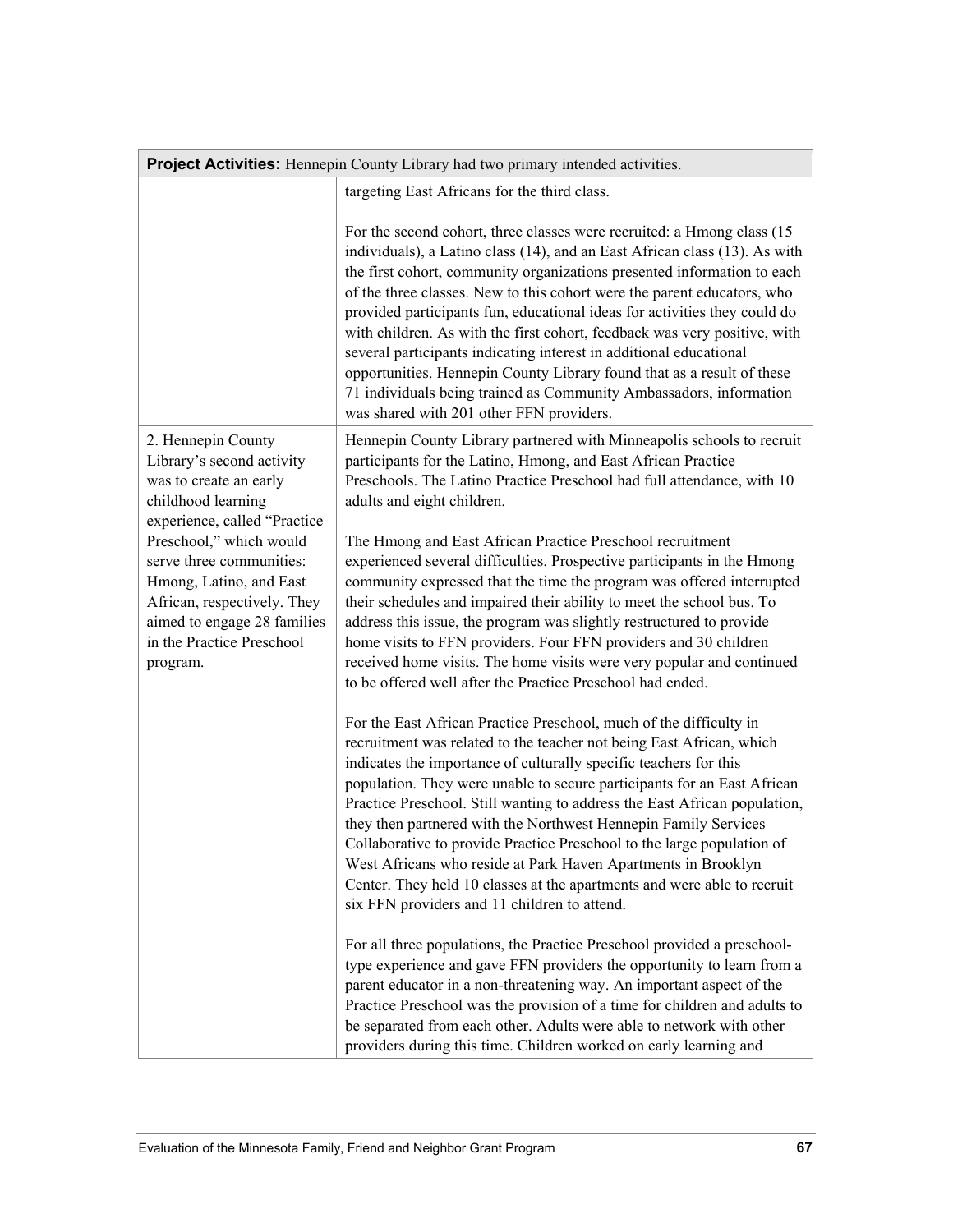| **Project Activities:** Hennepin County Library had two primary intended activities. | |
|---|---|
| | targeting East Africans for the third class.<br><br>For the second cohort, three classes were recruited: a Hmong class (15 individuals), a Latino class (14), and an East African class (13). As with the first cohort, community organizations presented information to each of the three classes. New to this cohort were the parent educators, who provided participants fun, educational ideas for activities they could do with children. As with the first cohort, feedback was very positive, with several participants indicating interest in additional educational opportunities. Hennepin County Library found that as a result of these 71 individuals being trained as Community Ambassadors, information was shared with 201 other FFN providers. |
| 2. Hennepin County Library's second activity was to create an early childhood learning experience, called "Practice Preschool," which would serve three communities: Hmong, Latino, and East African, respectively. They aimed to engage 28 families in the Practice Preschool program. | Hennepin County Library partnered with Minneapolis schools to recruit participants for the Latino, Hmong, and East African Practice Preschools. The Latino Practice Preschool had full attendance, with 10 adults and eight children.<br><br>The Hmong and East African Practice Preschool recruitment experienced several difficulties. Prospective participants in the Hmong community expressed that the time the program was offered interrupted their schedules and impaired their ability to meet the school bus. To address this issue, the program was slightly restructured to provide home visits to FFN providers. Four FFN providers and 30 children received home visits. The home visits were very popular and continued to be offered well after the Practice Preschool had ended.<br><br>For the East African Practice Preschool, much of the difficulty in recruitment was related to the teacher not being East African, which indicates the importance of culturally specific teachers for this population. They were unable to secure participants for an East African Practice Preschool. Still wanting to address the East African population, they then partnered with the Northwest Hennepin Family Services Collaborative to provide Practice Preschool to the large population of West Africans who reside at Park Haven Apartments in Brooklyn Center. They held 10 classes at the apartments and were able to recruit six FFN providers and 11 children to attend.<br><br>For all three populations, the Practice Preschool provided a preschool-type experience and gave FFN providers the opportunity to learn from a parent educator in a non-threatening way. An important aspect of the Practice Preschool was the provision of a time for children and adults to be separated from each other. Adults were able to network with other providers during this time. Children worked on early learning and |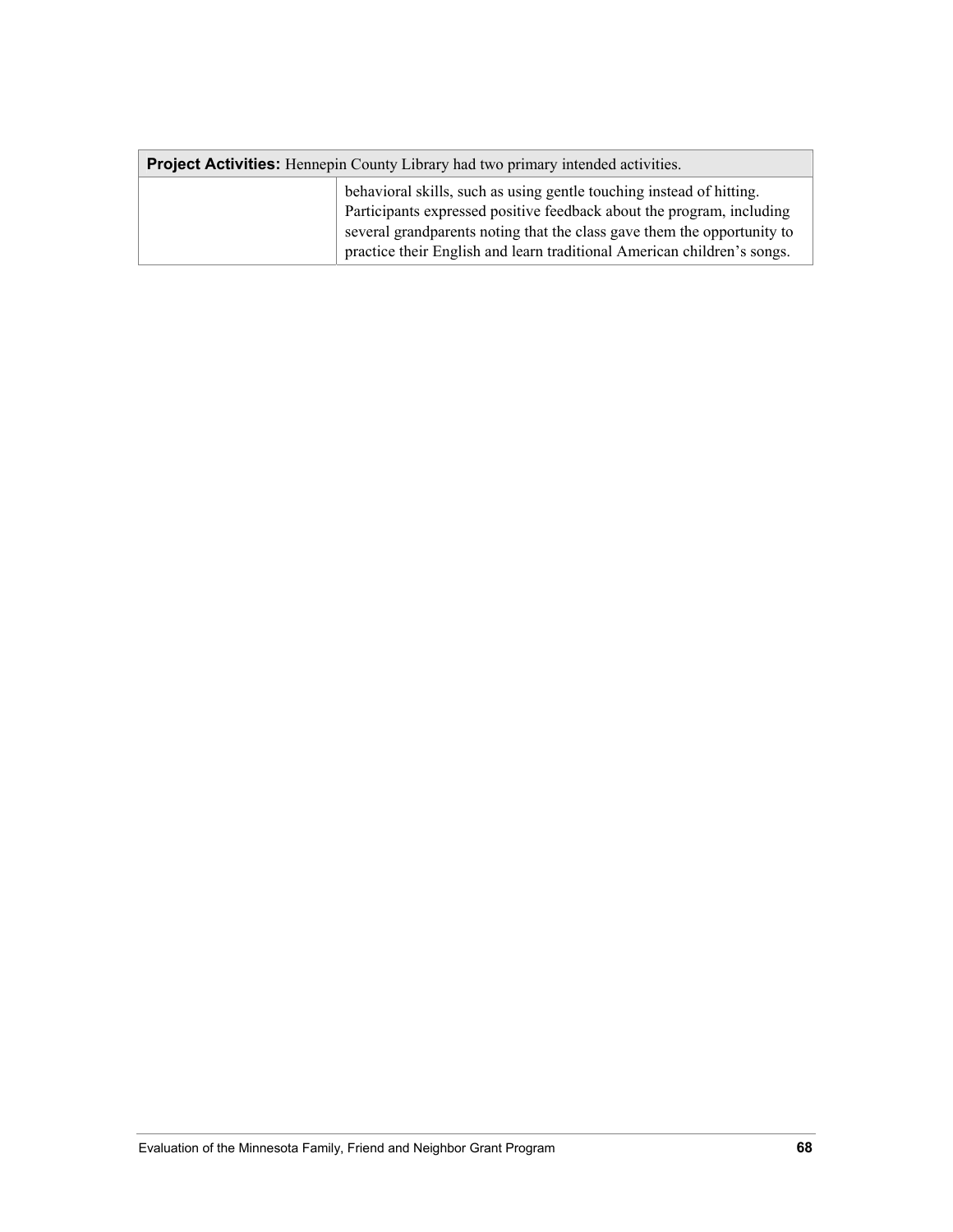| **Project Activities:** Hennepin County Library had two primary intended activities. | |
|---|---|
| | behavioral skills, such as using gentle touching instead of hitting. Participants expressed positive feedback about the program, including several grandparents noting that the class gave them the opportunity to practice their English and learn traditional American children's songs. |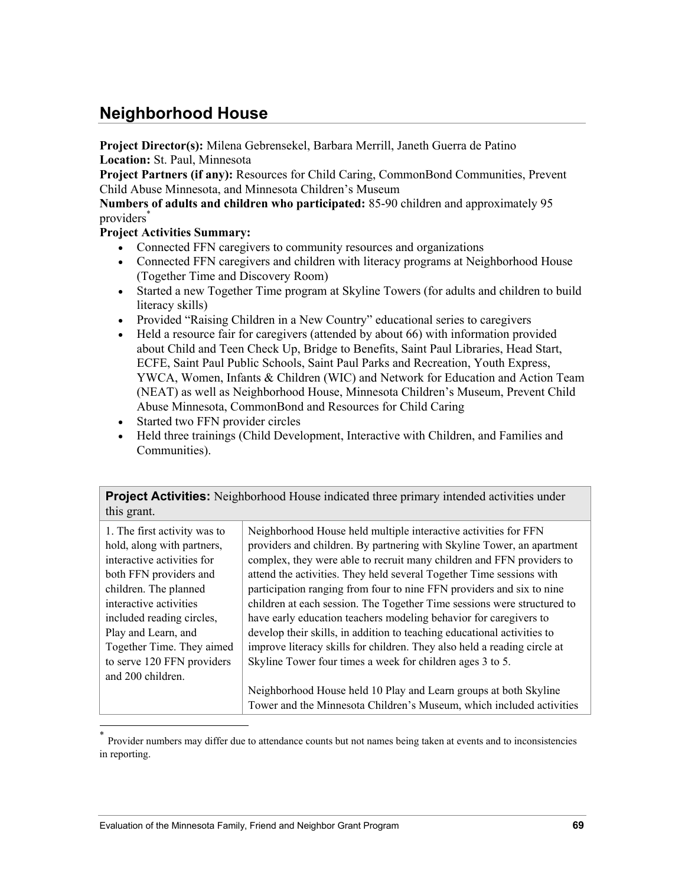## Neighborhood House

**Project Director(s):** Milena Gebrensekel, Barbara Merrill, Janeth Guerra de Patino
**Location:** St. Paul, Minnesota
**Project Partners (if any):** Resources for Child Caring, CommonBond Communities, Prevent Child Abuse Minnesota, and Minnesota Children's Museum
**Numbers of adults and children who participated:** 85-90 children and approximately 95 providers*
**Project Activities Summary:**

- Connected FFN caregivers to community resources and organizations
- Connected FFN caregivers and children with literacy programs at Neighborhood House (Together Time and Discovery Room)
- Started a new Together Time program at Skyline Towers (for adults and children to build literacy skills)
- Provided "Raising Children in a New Country" educational series to caregivers
- Held a resource fair for caregivers (attended by about 66) with information provided about Child and Teen Check Up, Bridge to Benefits, Saint Paul Libraries, Head Start, ECFE, Saint Paul Public Schools, Saint Paul Parks and Recreation, Youth Express, YWCA, Women, Infants & Children (WIC) and Network for Education and Action Team (NEAT) as well as Neighborhood House, Minnesota Children's Museum, Prevent Child Abuse Minnesota, CommonBond and Resources for Child Caring
- Started two FFN provider circles
- Held three trainings (Child Development, Interactive with Children, and Families and Communities).

| **Project Activities:** Neighborhood House indicated three primary intended activities under this grant. | |
|---|---|
| 1. The first activity was to hold, along with partners, interactive activities for both FFN providers and children. The planned interactive activities included reading circles, Play and Learn, and Together Time. They aimed to serve 120 FFN providers and 200 children. | Neighborhood House held multiple interactive activities for FFN providers and children. By partnering with Skyline Tower, an apartment complex, they were able to recruit many children and FFN providers to attend the activities. They held several Together Time sessions with participation ranging from four to nine FFN providers and six to nine children at each session. The Together Time sessions were structured to have early education teachers modeling behavior for caregivers to develop their skills, in addition to teaching educational activities to improve literacy skills for children. They also held a reading circle at Skyline Tower four times a week for children ages 3 to 5.<br><br>Neighborhood House held 10 Play and Learn groups at both Skyline Tower and the Minnesota Children's Museum, which included activities |

* Provider numbers may differ due to attendance counts but not names being taken at events and to inconsistencies in reporting.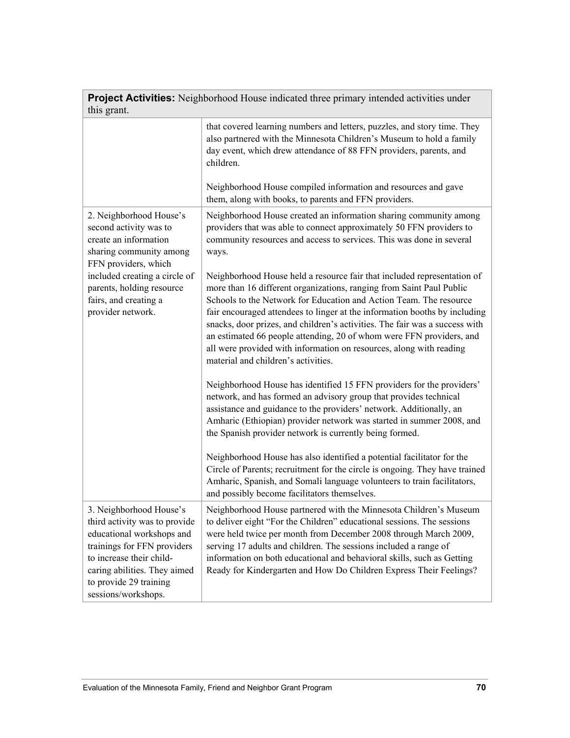| **Project Activities:** Neighborhood House indicated three primary intended activities under this grant. | |
|---|---|
| | that covered learning numbers and letters, puzzles, and story time. They also partnered with the Minnesota Children's Museum to hold a family day event, which drew attendance of 88 FFN providers, parents, and children.<br><br>Neighborhood House compiled information and resources and gave them, along with books, to parents and FFN providers. |
| 2. Neighborhood House's second activity was to create an information sharing community among FFN providers, which included creating a circle of parents, holding resource fairs, and creating a provider network. | Neighborhood House created an information sharing community among providers that was able to connect approximately 50 FFN providers to community resources and access to services. This was done in several ways.<br><br>Neighborhood House held a resource fair that included representation of more than 16 different organizations, ranging from Saint Paul Public Schools to the Network for Education and Action Team. The resource fair encouraged attendees to linger at the information booths by including snacks, door prizes, and children's activities. The fair was a success with an estimated 66 people attending, 20 of whom were FFN providers, and all were provided with information on resources, along with reading material and children's activities.<br><br>Neighborhood House has identified 15 FFN providers for the providers' network, and has formed an advisory group that provides technical assistance and guidance to the providers' network. Additionally, an Amharic (Ethiopian) provider network was started in summer 2008, and the Spanish provider network is currently being formed.<br><br>Neighborhood House has also identified a potential facilitator for the Circle of Parents; recruitment for the circle is ongoing. They have trained Amharic, Spanish, and Somali language volunteers to train facilitators, and possibly become facilitators themselves. |
| 3. Neighborhood House's third activity was to provide educational workshops and trainings for FFN providers to increase their child-caring abilities. They aimed to provide 29 training sessions/workshops. | Neighborhood House partnered with the Minnesota Children's Museum to deliver eight "For the Children" educational sessions. The sessions were held twice per month from December 2008 through March 2009, serving 17 adults and children. The sessions included a range of information on both educational and behavioral skills, such as Getting Ready for Kindergarten and How Do Children Express Their Feelings? |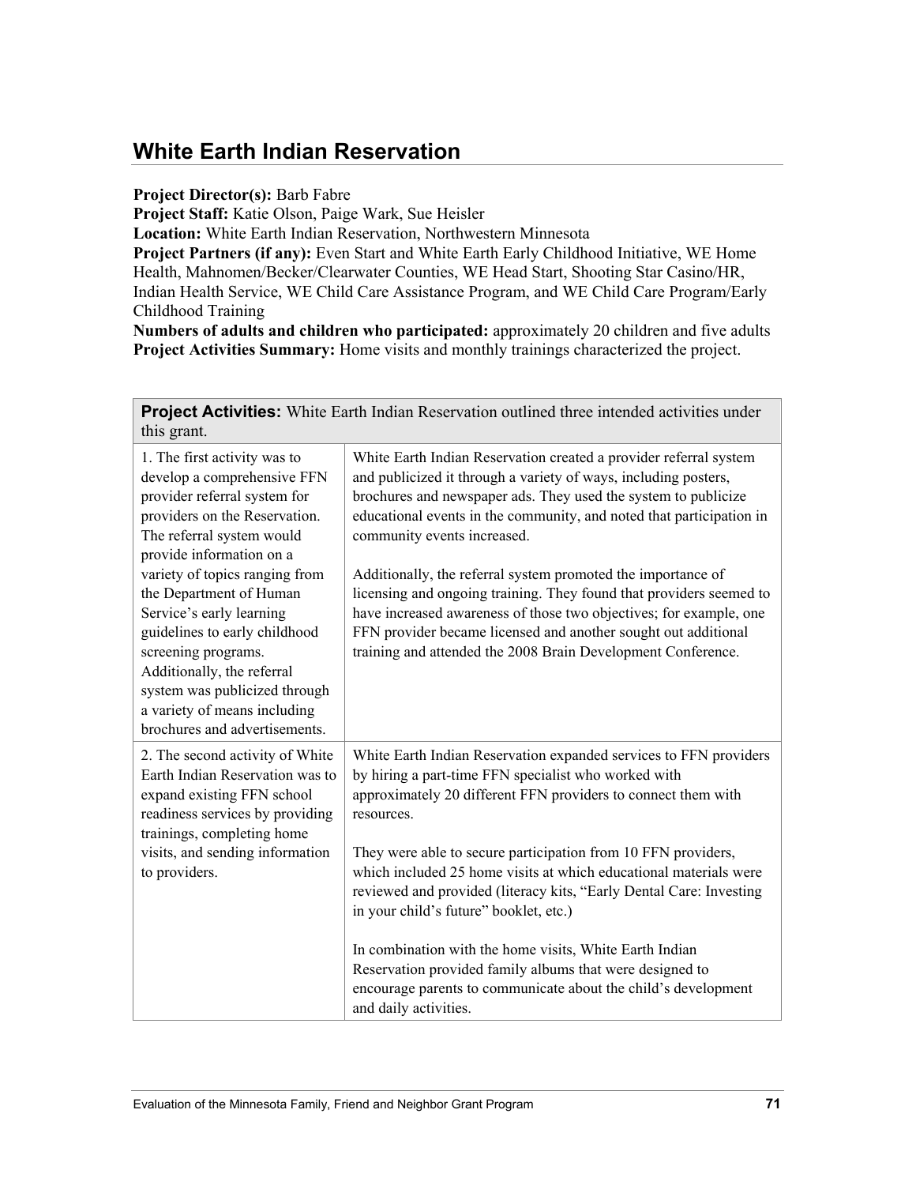## White Earth Indian Reservation

**Project Director(s):** Barb Fabre  
**Project Staff:** Katie Olson, Paige Wark, Sue Heisler  
**Location:** White Earth Indian Reservation, Northwestern Minnesota  
**Project Partners (if any):** Even Start and White Earth Early Childhood Initiative, WE Home Health, Mahnomen/Becker/Clearwater Counties, WE Head Start, Shooting Star Casino/HR, Indian Health Service, WE Child Care Assistance Program, and WE Child Care Program/Early Childhood Training  
**Numbers of adults and children who participated:** approximately 20 children and five adults  
**Project Activities Summary:** Home visits and monthly trainings characterized the project.

| **Project Activities:** White Earth Indian Reservation outlined three intended activities under this grant. | |
|---|---|
| 1. The first activity was to develop a comprehensive FFN provider referral system for providers on the Reservation. The referral system would provide information on a variety of topics ranging from the Department of Human Service's early learning guidelines to early childhood screening programs. Additionally, the referral system was publicized through a variety of means including brochures and advertisements. | White Earth Indian Reservation created a provider referral system and publicized it through a variety of ways, including posters, brochures and newspaper ads. They used the system to publicize educational events in the community, and noted that participation in community events increased.<br><br>Additionally, the referral system promoted the importance of licensing and ongoing training. They found that providers seemed to have increased awareness of those two objectives; for example, one FFN provider became licensed and another sought out additional training and attended the 2008 Brain Development Conference. |
| 2. The second activity of White Earth Indian Reservation was to expand existing FFN school readiness services by providing trainings, completing home visits, and sending information to providers. | White Earth Indian Reservation expanded services to FFN providers by hiring a part-time FFN specialist who worked with approximately 20 different FFN providers to connect them with resources.<br><br>They were able to secure participation from 10 FFN providers, which included 25 home visits at which educational materials were reviewed and provided (literacy kits, "Early Dental Care: Investing in your child's future" booklet, etc.)<br><br>In combination with the home visits, White Earth Indian Reservation provided family albums that were designed to encourage parents to communicate about the child's development and daily activities. |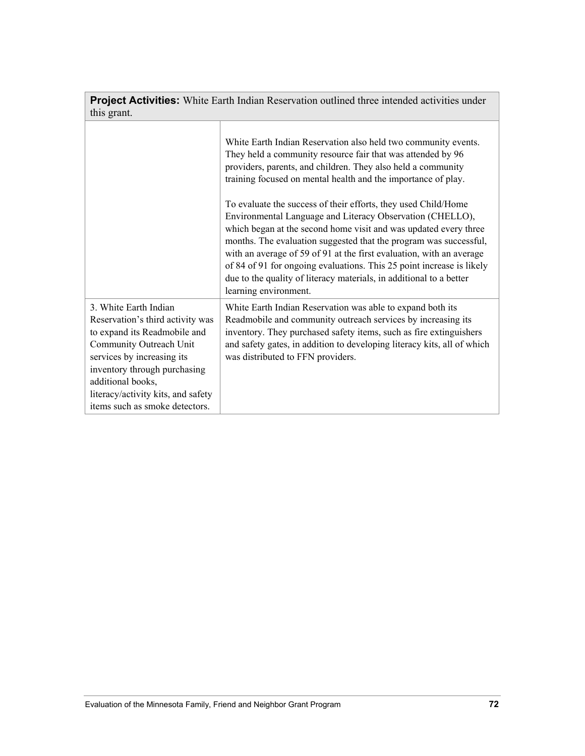| **Project Activities:** White Earth Indian Reservation outlined three intended activities under this grant. | |
|---|---|
| | White Earth Indian Reservation also held two community events. They held a community resource fair that was attended by 96 providers, parents, and children. They also held a community training focused on mental health and the importance of play.<br><br>To evaluate the success of their efforts, they used Child/Home Environmental Language and Literacy Observation (CHELLO), which began at the second home visit and was updated every three months. The evaluation suggested that the program was successful, with an average of 59 of 91 at the first evaluation, with an average of 84 of 91 for ongoing evaluations. This 25 point increase is likely due to the quality of literacy materials, in additional to a better learning environment. |
| 3. White Earth Indian Reservation's third activity was to expand its Readmobile and Community Outreach Unit services by increasing its inventory through purchasing additional books, literacy/activity kits, and safety items such as smoke detectors. | White Earth Indian Reservation was able to expand both its Readmobile and community outreach services by increasing its inventory. They purchased safety items, such as fire extinguishers and safety gates, in addition to developing literacy kits, all of which was distributed to FFN providers. |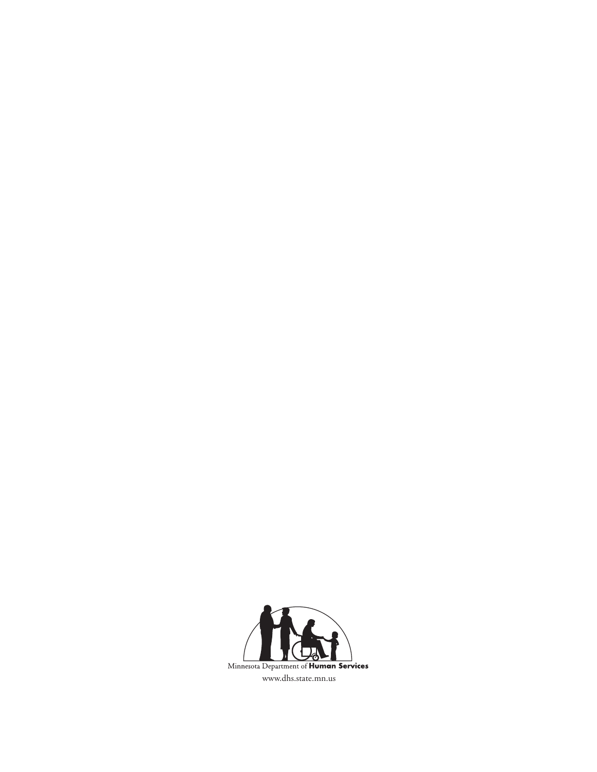Minnesota Department of **Human Services**

www.dhs.state.mn.us